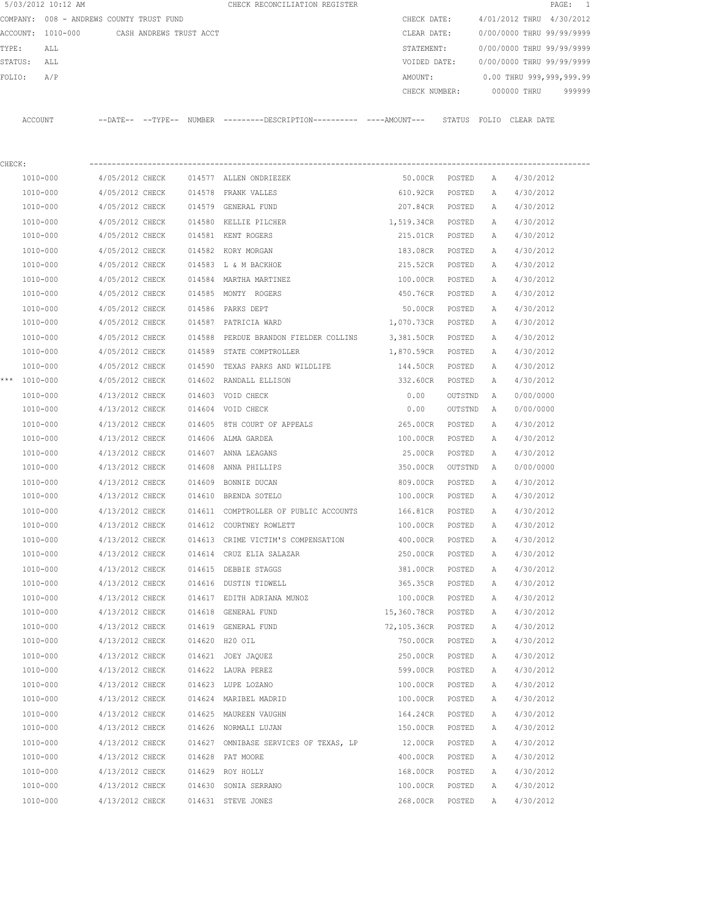5/03/2012 10:12 AM CHECK RECONCILIATION REGISTER

COMPANY: 008 - ANDREWS COUNTY TRUST FUND
ACCOUNT: 1010-000 CASH ANDREWS TRUST ACCT
TYPE: ALL
STATUS: ALL
FOLIO: A/P

CHECK DATE: 4/01/2012 THRU 4/30/2012
CLEAR DATE: 0/00/0000 THRU 99/99/9999
STATEMENT: 0/00/0000 THRU 99/99/9999
VOIDED DATE: 0/00/0000 THRU 99/99/9999
AMOUNT: 0.00 THRU 999,999,999.99
CHECK NUMBER: 000000 THRU 999999

CHECK:

| | ACCOUNT | DATE | TYPE | NUMBER | DESCRIPTION | AMOUNT | STATUS | FOLIO | CLEAR DATE |
|---|---|---|---|---|---|---|---|---|---|
| | 1010-000 | 4/05/2012 | CHECK | 014577 | ALLEN ONDRIEZEK | 50.00CR | POSTED | A | 4/30/2012 |
| | 1010-000 | 4/05/2012 | CHECK | 014578 | FRANK VALLES | 610.92CR | POSTED | A | 4/30/2012 |
| | 1010-000 | 4/05/2012 | CHECK | 014579 | GENERAL FUND | 207.84CR | POSTED | A | 4/30/2012 |
| | 1010-000 | 4/05/2012 | CHECK | 014580 | KELLIE PILCHER | 1,519.34CR | POSTED | A | 4/30/2012 |
| | 1010-000 | 4/05/2012 | CHECK | 014581 | KENT ROGERS | 215.01CR | POSTED | A | 4/30/2012 |
| | 1010-000 | 4/05/2012 | CHECK | 014582 | KORY MORGAN | 183.08CR | POSTED | A | 4/30/2012 |
| | 1010-000 | 4/05/2012 | CHECK | 014583 | L & M BACKHOE | 215.52CR | POSTED | A | 4/30/2012 |
| | 1010-000 | 4/05/2012 | CHECK | 014584 | MARTHA MARTINEZ | 100.00CR | POSTED | A | 4/30/2012 |
| | 1010-000 | 4/05/2012 | CHECK | 014585 | MONTY ROGERS | 450.76CR | POSTED | A | 4/30/2012 |
| | 1010-000 | 4/05/2012 | CHECK | 014586 | PARKS DEPT | 50.00CR | POSTED | A | 4/30/2012 |
| | 1010-000 | 4/05/2012 | CHECK | 014587 | PATRICIA WARD | 1,070.73CR | POSTED | A | 4/30/2012 |
| | 1010-000 | 4/05/2012 | CHECK | 014588 | PERDUE BRANDON FIELDER COLLINS | 3,381.50CR | POSTED | A | 4/30/2012 |
| | 1010-000 | 4/05/2012 | CHECK | 014589 | STATE COMPTROLLER | 1,870.59CR | POSTED | A | 4/30/2012 |
| | 1010-000 | 4/05/2012 | CHECK | 014590 | TEXAS PARKS AND WILDLIFE | 144.50CR | POSTED | A | 4/30/2012 |
| *** | 1010-000 | 4/05/2012 | CHECK | 014602 | RANDALL ELLISON | 332.60CR | POSTED | A | 4/30/2012 |
| | 1010-000 | 4/13/2012 | CHECK | 014603 | VOID CHECK | 0.00 | OUTSTND | A | 0/00/0000 |
| | 1010-000 | 4/13/2012 | CHECK | 014604 | VOID CHECK | 0.00 | OUTSTND | A | 0/00/0000 |
| | 1010-000 | 4/13/2012 | CHECK | 014605 | 8TH COURT OF APPEALS | 265.00CR | POSTED | A | 4/30/2012 |
| | 1010-000 | 4/13/2012 | CHECK | 014606 | ALMA GARDEA | 100.00CR | POSTED | A | 4/30/2012 |
| | 1010-000 | 4/13/2012 | CHECK | 014607 | ANNA LEAGANS | 25.00CR | POSTED | A | 4/30/2012 |
| | 1010-000 | 4/13/2012 | CHECK | 014608 | ANNA PHILLIPS | 350.00CR | OUTSTND | A | 0/00/0000 |
| | 1010-000 | 4/13/2012 | CHECK | 014609 | BONNIE DUCAN | 809.00CR | POSTED | A | 4/30/2012 |
| | 1010-000 | 4/13/2012 | CHECK | 014610 | BRENDA SOTELO | 100.00CR | POSTED | A | 4/30/2012 |
| | 1010-000 | 4/13/2012 | CHECK | 014611 | COMPTROLLER OF PUBLIC ACCOUNTS | 166.81CR | POSTED | A | 4/30/2012 |
| | 1010-000 | 4/13/2012 | CHECK | 014612 | COURTNEY ROWLETT | 100.00CR | POSTED | A | 4/30/2012 |
| | 1010-000 | 4/13/2012 | CHECK | 014613 | CRIME VICTIM'S COMPENSATION | 400.00CR | POSTED | A | 4/30/2012 |
| | 1010-000 | 4/13/2012 | CHECK | 014614 | CRUZ ELIA SALAZAR | 250.00CR | POSTED | A | 4/30/2012 |
| | 1010-000 | 4/13/2012 | CHECK | 014615 | DEBBIE STAGGS | 381.00CR | POSTED | A | 4/30/2012 |
| | 1010-000 | 4/13/2012 | CHECK | 014616 | DUSTIN TIDWELL | 365.35CR | POSTED | A | 4/30/2012 |
| | 1010-000 | 4/13/2012 | CHECK | 014617 | EDITH ADRIANA MUNOZ | 100.00CR | POSTED | A | 4/30/2012 |
| | 1010-000 | 4/13/2012 | CHECK | 014618 | GENERAL FUND | 15,360.78CR | POSTED | A | 4/30/2012 |
| | 1010-000 | 4/13/2012 | CHECK | 014619 | GENERAL FUND | 72,105.36CR | POSTED | A | 4/30/2012 |
| | 1010-000 | 4/13/2012 | CHECK | 014620 | H20 OIL | 750.00CR | POSTED | A | 4/30/2012 |
| | 1010-000 | 4/13/2012 | CHECK | 014621 | JOEY JAQUEZ | 250.00CR | POSTED | A | 4/30/2012 |
| | 1010-000 | 4/13/2012 | CHECK | 014622 | LAURA PEREZ | 599.00CR | POSTED | A | 4/30/2012 |
| | 1010-000 | 4/13/2012 | CHECK | 014623 | LUPE LOZANO | 100.00CR | POSTED | A | 4/30/2012 |
| | 1010-000 | 4/13/2012 | CHECK | 014624 | MARIBEL MADRID | 100.00CR | POSTED | A | 4/30/2012 |
| | 1010-000 | 4/13/2012 | CHECK | 014625 | MAUREEN VAUGHN | 164.24CR | POSTED | A | 4/30/2012 |
| | 1010-000 | 4/13/2012 | CHECK | 014626 | NORMALI LUJAN | 150.00CR | POSTED | A | 4/30/2012 |
| | 1010-000 | 4/13/2012 | CHECK | 014627 | OMNIBASE SERVICES OF TEXAS, LP | 12.00CR | POSTED | A | 4/30/2012 |
| | 1010-000 | 4/13/2012 | CHECK | 014628 | PAT MOORE | 400.00CR | POSTED | A | 4/30/2012 |
| | 1010-000 | 4/13/2012 | CHECK | 014629 | ROY HOLLY | 168.00CR | POSTED | A | 4/30/2012 |
| | 1010-000 | 4/13/2012 | CHECK | 014630 | SONIA SERRANO | 100.00CR | POSTED | A | 4/30/2012 |
| | 1010-000 | 4/13/2012 | CHECK | 014631 | STEVE JONES | 268.00CR | POSTED | A | 4/30/2012 |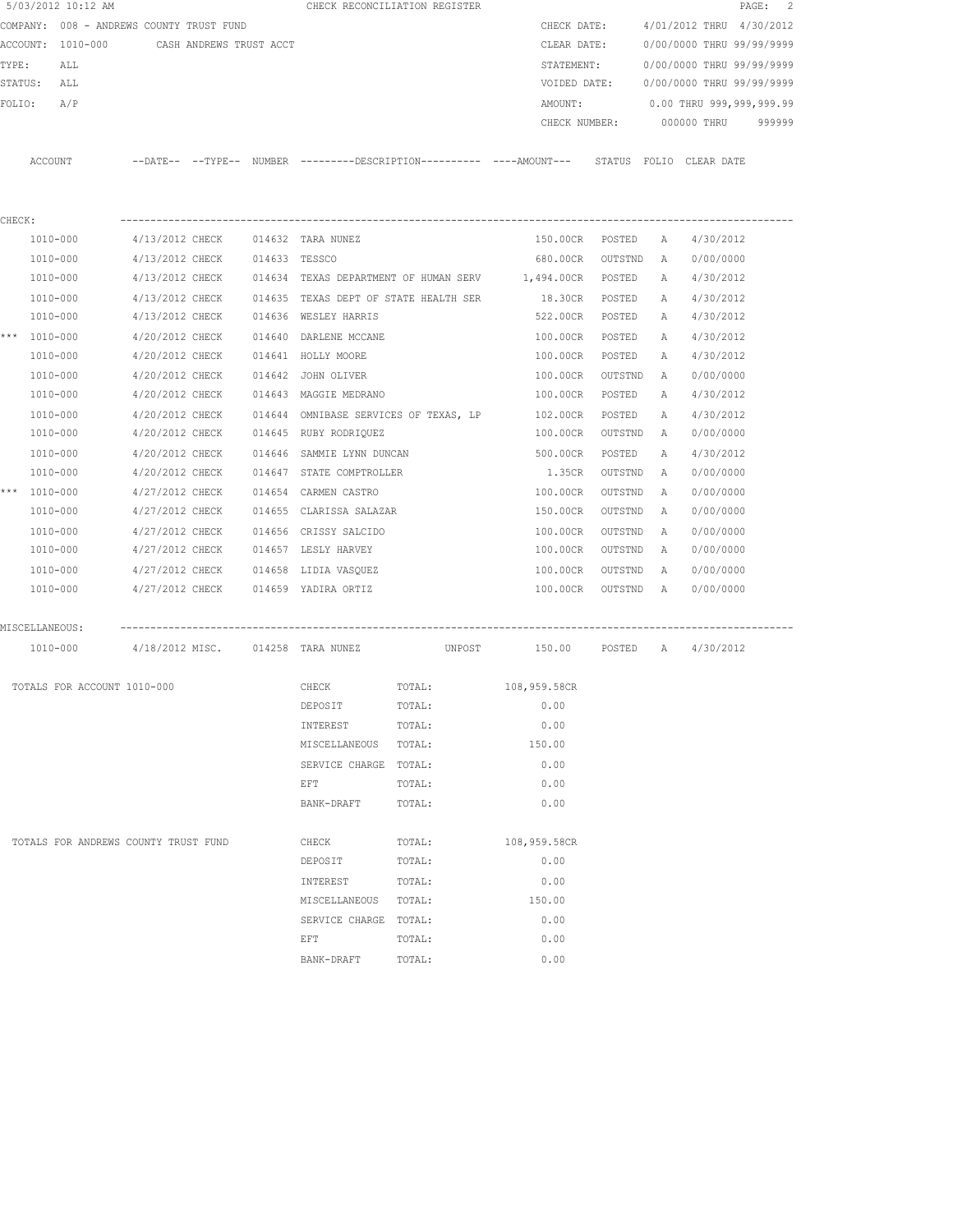5/03/2012 10:12 AM CHECK RECONCILIATION REGISTER

COMPANY: 008 - ANDREWS COUNTY TRUST FUND  
ACCOUNT: 1010-000 CASH ANDREWS TRUST ACCT  
TYPE: ALL  
STATUS: ALL  
FOLIO: A/P

CHECK DATE: 4/01/2012 THRU 4/30/2012  
CLEAR DATE: 0/00/0000 THRU 99/99/9999  
STATEMENT: 0/00/0000 THRU 99/99/9999  
VOIDED DATE: 0/00/0000 THRU 99/99/9999  
AMOUNT: 0.00 THRU 999,999,999.99  
CHECK NUMBER: 000000 THRU 999999

CHECK:

| | ACCOUNT | DATE | TYPE | NUMBER | DESCRIPTION | AMOUNT | STATUS | FOLIO | CLEAR DATE |
|---|---|---|---|---|---|---|---|---|---|
| | 1010-000 | 4/13/2012 | CHECK | 014632 | TARA NUNEZ | 150.00CR | POSTED | A | 4/30/2012 |
| | 1010-000 | 4/13/2012 | CHECK | 014633 | TESSCO | 680.00CR | OUTSTND | A | 0/00/0000 |
| | 1010-000 | 4/13/2012 | CHECK | 014634 | TEXAS DEPARTMENT OF HUMAN SERV | 1,494.00CR | POSTED | A | 4/30/2012 |
| | 1010-000 | 4/13/2012 | CHECK | 014635 | TEXAS DEPT OF STATE HEALTH SER | 18.30CR | POSTED | A | 4/30/2012 |
| | 1010-000 | 4/13/2012 | CHECK | 014636 | WESLEY HARRIS | 522.00CR | POSTED | A | 4/30/2012 |
| *** | 1010-000 | 4/20/2012 | CHECK | 014640 | DARLENE MCCANE | 100.00CR | POSTED | A | 4/30/2012 |
| | 1010-000 | 4/20/2012 | CHECK | 014641 | HOLLY MOORE | 100.00CR | POSTED | A | 4/30/2012 |
| | 1010-000 | 4/20/2012 | CHECK | 014642 | JOHN OLIVER | 100.00CR | OUTSTND | A | 0/00/0000 |
| | 1010-000 | 4/20/2012 | CHECK | 014643 | MAGGIE MEDRANO | 100.00CR | POSTED | A | 4/30/2012 |
| | 1010-000 | 4/20/2012 | CHECK | 014644 | OMNIBASE SERVICES OF TEXAS, LP | 102.00CR | POSTED | A | 4/30/2012 |
| | 1010-000 | 4/20/2012 | CHECK | 014645 | RUBY RODRIQUEZ | 100.00CR | OUTSTND | A | 0/00/0000 |
| | 1010-000 | 4/20/2012 | CHECK | 014646 | SAMMIE LYNN DUNCAN | 500.00CR | POSTED | A | 4/30/2012 |
| | 1010-000 | 4/20/2012 | CHECK | 014647 | STATE COMPTROLLER | 1.35CR | OUTSTND | A | 0/00/0000 |
| *** | 1010-000 | 4/27/2012 | CHECK | 014654 | CARMEN CASTRO | 100.00CR | OUTSTND | A | 0/00/0000 |
| | 1010-000 | 4/27/2012 | CHECK | 014655 | CLARISSA SALAZAR | 150.00CR | OUTSTND | A | 0/00/0000 |
| | 1010-000 | 4/27/2012 | CHECK | 014656 | CRISSY SALCIDO | 100.00CR | OUTSTND | A | 0/00/0000 |
| | 1010-000 | 4/27/2012 | CHECK | 014657 | LESLY HARVEY | 100.00CR | OUTSTND | A | 0/00/0000 |
| | 1010-000 | 4/27/2012 | CHECK | 014658 | LIDIA VASQUEZ | 100.00CR | OUTSTND | A | 0/00/0000 |
| | 1010-000 | 4/27/2012 | CHECK | 014659 | YADIRA ORTIZ | 100.00CR | OUTSTND | A | 0/00/0000 |

MISCELLANEOUS:

| ACCOUNT | DATE | TYPE | NUMBER | DESCRIPTION | | AMOUNT | STATUS | FOLIO | CLEAR DATE |
|---|---|---|---|---|---|---|---|---|---|
| 1010-000 | 4/18/2012 | MISC. | 014258 | TARA NUNEZ | UNPOST | 150.00 | POSTED | A | 4/30/2012 |

TOTALS FOR ACCOUNT 1010-000

| | | |
|---|---|---|
| CHECK | TOTAL: | 108,959.58CR |
| DEPOSIT | TOTAL: | 0.00 |
| INTEREST | TOTAL: | 0.00 |
| MISCELLANEOUS | TOTAL: | 150.00 |
| SERVICE CHARGE | TOTAL: | 0.00 |
| EFT | TOTAL: | 0.00 |
| BANK-DRAFT | TOTAL: | 0.00 |

TOTALS FOR ANDREWS COUNTY TRUST FUND

| | | |
|---|---|---|
| CHECK | TOTAL: | 108,959.58CR |
| DEPOSIT | TOTAL: | 0.00 |
| INTEREST | TOTAL: | 0.00 |
| MISCELLANEOUS | TOTAL: | 150.00 |
| SERVICE CHARGE | TOTAL: | 0.00 |
| EFT | TOTAL: | 0.00 |
| BANK-DRAFT | TOTAL: | 0.00 |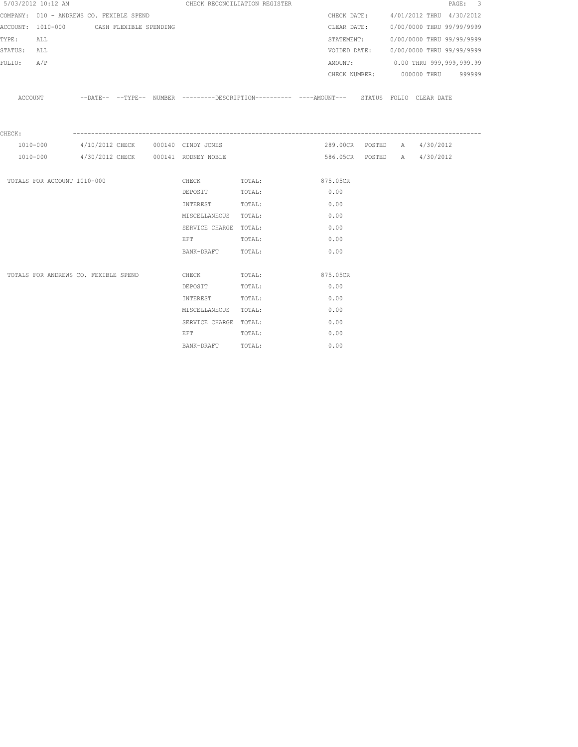5/03/2012 10:12 AM — CHECK RECONCILIATION REGISTER

COMPANY: 010 - ANDREWS CO. FEXIBLE SPEND

ACCOUNT: 1010-000 CASH FLEXIBLE SPENDING

TYPE: ALL

STATUS: ALL

FOLIO: A/P

CHECK DATE: 4/01/2012 THRU 4/30/2012

CLEAR DATE: 0/00/0000 THRU 99/99/9999

STATEMENT: 0/00/0000 THRU 99/99/9999

VOIDED DATE: 0/00/0000 THRU 99/99/9999

AMOUNT: 0.00 THRU 999,999,999.99

CHECK NUMBER: 000000 THRU 999999

| ACCOUNT | --DATE-- | --TYPE-- | NUMBER | ---------DESCRIPTION---------- | ----AMOUNT--- | STATUS | FOLIO | CLEAR DATE |
|---|---|---|---|---|---|---|---|---|
| CHECK: | | | | | | | | |
| 1010-000 | 4/10/2012 | CHECK | 000140 | CINDY JONES | 289.00CR | POSTED | A | 4/30/2012 |
| 1010-000 | 4/30/2012 | CHECK | 000141 | RODNEY NOBLE | 586.05CR | POSTED | A | 4/30/2012 |

| | | | |
|---|---|---|---|
| TOTALS FOR ACCOUNT 1010-000 | CHECK | TOTAL: | 875.05CR |
| | DEPOSIT | TOTAL: | 0.00 |
| | INTEREST | TOTAL: | 0.00 |
| | MISCELLANEOUS | TOTAL: | 0.00 |
| | SERVICE CHARGE | TOTAL: | 0.00 |
| | EFT | TOTAL: | 0.00 |
| | BANK-DRAFT | TOTAL: | 0.00 |
| TOTALS FOR ANDREWS CO. FEXIBLE SPEND | CHECK | TOTAL: | 875.05CR |
| | DEPOSIT | TOTAL: | 0.00 |
| | INTEREST | TOTAL: | 0.00 |
| | MISCELLANEOUS | TOTAL: | 0.00 |
| | SERVICE CHARGE | TOTAL: | 0.00 |
| | EFT | TOTAL: | 0.00 |
| | BANK-DRAFT | TOTAL: | 0.00 |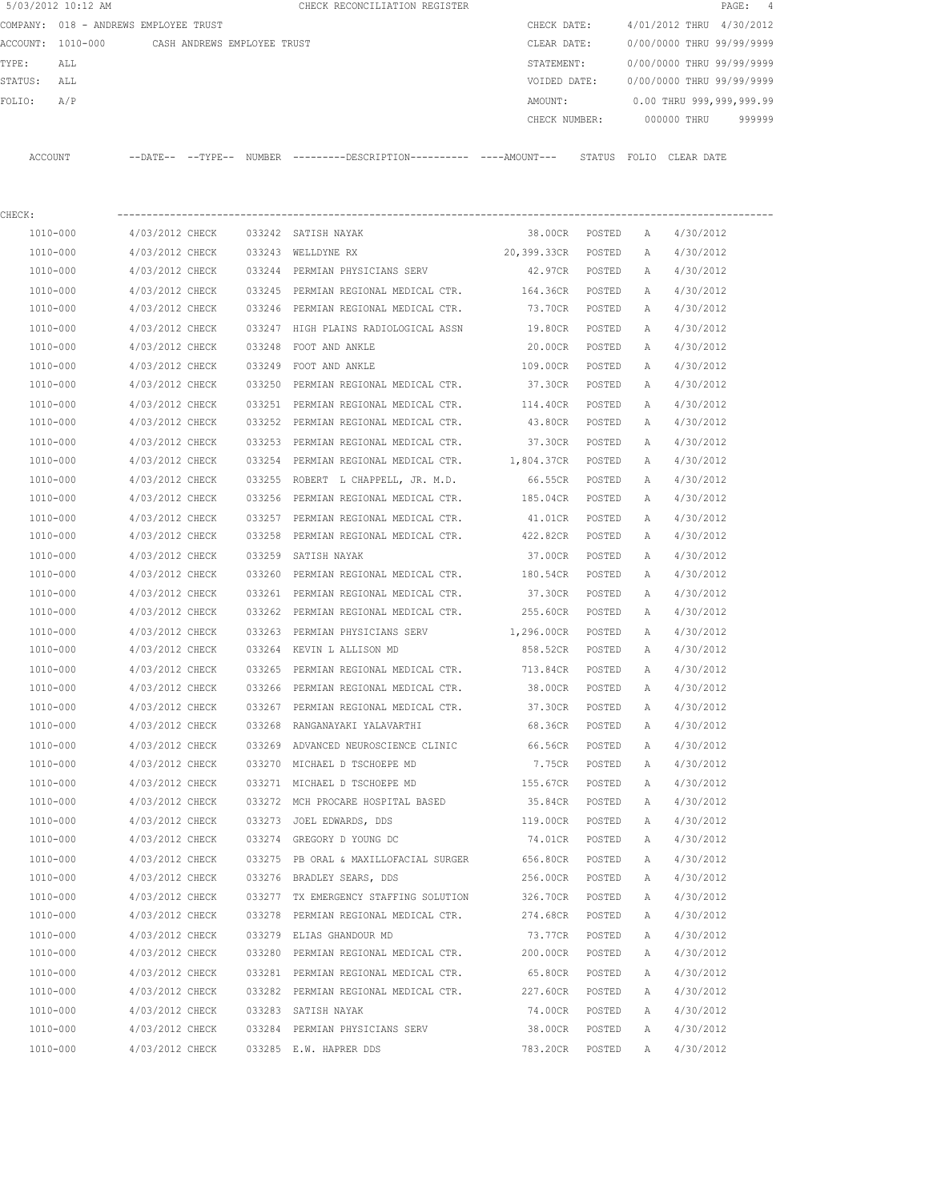5/03/2012 10:12 AM CHECK RECONCILIATION REGISTER

COMPANY: 018 - ANDREWS EMPLOYEE TRUST

ACCOUNT: 1010-000 CASH ANDREWS EMPLOYEE TRUST

TYPE: ALL

STATUS: ALL

FOLIO: A/P

CHECK DATE: 4/01/2012 THRU 4/30/2012
CLEAR DATE: 0/00/0000 THRU 99/99/9999
STATEMENT: 0/00/0000 THRU 99/99/9999
VOIDED DATE: 0/00/0000 THRU 99/99/9999
AMOUNT: 0.00 THRU 999,999,999.99
CHECK NUMBER: 000000 THRU 999999

CHECK:

| ACCOUNT | --DATE-- | --TYPE-- | NUMBER | ---------DESCRIPTION---------- | ----AMOUNT--- | STATUS | FOLIO | CLEAR DATE |
|---|---|---|---|---|---|---|---|---|
| 1010-000 | 4/03/2012 | CHECK | 033242 | SATISH NAYAK | 38.00CR | POSTED | A | 4/30/2012 |
| 1010-000 | 4/03/2012 | CHECK | 033243 | WELLDYNE RX | 20,399.33CR | POSTED | A | 4/30/2012 |
| 1010-000 | 4/03/2012 | CHECK | 033244 | PERMIAN PHYSICIANS SERV | 42.97CR | POSTED | A | 4/30/2012 |
| 1010-000 | 4/03/2012 | CHECK | 033245 | PERMIAN REGIONAL MEDICAL CTR. | 164.36CR | POSTED | A | 4/30/2012 |
| 1010-000 | 4/03/2012 | CHECK | 033246 | PERMIAN REGIONAL MEDICAL CTR. | 73.70CR | POSTED | A | 4/30/2012 |
| 1010-000 | 4/03/2012 | CHECK | 033247 | HIGH PLAINS RADIOLOGICAL ASSN | 19.80CR | POSTED | A | 4/30/2012 |
| 1010-000 | 4/03/2012 | CHECK | 033248 | FOOT AND ANKLE | 20.00CR | POSTED | A | 4/30/2012 |
| 1010-000 | 4/03/2012 | CHECK | 033249 | FOOT AND ANKLE | 109.00CR | POSTED | A | 4/30/2012 |
| 1010-000 | 4/03/2012 | CHECK | 033250 | PERMIAN REGIONAL MEDICAL CTR. | 37.30CR | POSTED | A | 4/30/2012 |
| 1010-000 | 4/03/2012 | CHECK | 033251 | PERMIAN REGIONAL MEDICAL CTR. | 114.40CR | POSTED | A | 4/30/2012 |
| 1010-000 | 4/03/2012 | CHECK | 033252 | PERMIAN REGIONAL MEDICAL CTR. | 43.80CR | POSTED | A | 4/30/2012 |
| 1010-000 | 4/03/2012 | CHECK | 033253 | PERMIAN REGIONAL MEDICAL CTR. | 37.30CR | POSTED | A | 4/30/2012 |
| 1010-000 | 4/03/2012 | CHECK | 033254 | PERMIAN REGIONAL MEDICAL CTR. | 1,804.37CR | POSTED | A | 4/30/2012 |
| 1010-000 | 4/03/2012 | CHECK | 033255 | ROBERT L CHAPPELL, JR. M.D. | 66.55CR | POSTED | A | 4/30/2012 |
| 1010-000 | 4/03/2012 | CHECK | 033256 | PERMIAN REGIONAL MEDICAL CTR. | 185.04CR | POSTED | A | 4/30/2012 |
| 1010-000 | 4/03/2012 | CHECK | 033257 | PERMIAN REGIONAL MEDICAL CTR. | 41.01CR | POSTED | A | 4/30/2012 |
| 1010-000 | 4/03/2012 | CHECK | 033258 | PERMIAN REGIONAL MEDICAL CTR. | 422.82CR | POSTED | A | 4/30/2012 |
| 1010-000 | 4/03/2012 | CHECK | 033259 | SATISH NAYAK | 37.00CR | POSTED | A | 4/30/2012 |
| 1010-000 | 4/03/2012 | CHECK | 033260 | PERMIAN REGIONAL MEDICAL CTR. | 180.54CR | POSTED | A | 4/30/2012 |
| 1010-000 | 4/03/2012 | CHECK | 033261 | PERMIAN REGIONAL MEDICAL CTR. | 37.30CR | POSTED | A | 4/30/2012 |
| 1010-000 | 4/03/2012 | CHECK | 033262 | PERMIAN REGIONAL MEDICAL CTR. | 255.60CR | POSTED | A | 4/30/2012 |
| 1010-000 | 4/03/2012 | CHECK | 033263 | PERMIAN PHYSICIANS SERV | 1,296.00CR | POSTED | A | 4/30/2012 |
| 1010-000 | 4/03/2012 | CHECK | 033264 | KEVIN L ALLISON MD | 858.52CR | POSTED | A | 4/30/2012 |
| 1010-000 | 4/03/2012 | CHECK | 033265 | PERMIAN REGIONAL MEDICAL CTR. | 713.84CR | POSTED | A | 4/30/2012 |
| 1010-000 | 4/03/2012 | CHECK | 033266 | PERMIAN REGIONAL MEDICAL CTR. | 38.00CR | POSTED | A | 4/30/2012 |
| 1010-000 | 4/03/2012 | CHECK | 033267 | PERMIAN REGIONAL MEDICAL CTR. | 37.30CR | POSTED | A | 4/30/2012 |
| 1010-000 | 4/03/2012 | CHECK | 033268 | RANGANAYAKI YALAVARTHI | 68.36CR | POSTED | A | 4/30/2012 |
| 1010-000 | 4/03/2012 | CHECK | 033269 | ADVANCED NEUROSCIENCE CLINIC | 66.56CR | POSTED | A | 4/30/2012 |
| 1010-000 | 4/03/2012 | CHECK | 033270 | MICHAEL D TSCHOEPE MD | 7.75CR | POSTED | A | 4/30/2012 |
| 1010-000 | 4/03/2012 | CHECK | 033271 | MICHAEL D TSCHOEPE MD | 155.67CR | POSTED | A | 4/30/2012 |
| 1010-000 | 4/03/2012 | CHECK | 033272 | MCH PROCARE HOSPITAL BASED | 35.84CR | POSTED | A | 4/30/2012 |
| 1010-000 | 4/03/2012 | CHECK | 033273 | JOEL EDWARDS, DDS | 119.00CR | POSTED | A | 4/30/2012 |
| 1010-000 | 4/03/2012 | CHECK | 033274 | GREGORY D YOUNG DC | 74.01CR | POSTED | A | 4/30/2012 |
| 1010-000 | 4/03/2012 | CHECK | 033275 | PB ORAL & MAXILLOFACIAL SURGER | 656.80CR | POSTED | A | 4/30/2012 |
| 1010-000 | 4/03/2012 | CHECK | 033276 | BRADLEY SEARS, DDS | 256.00CR | POSTED | A | 4/30/2012 |
| 1010-000 | 4/03/2012 | CHECK | 033277 | TX EMERGENCY STAFFING SOLUTION | 326.70CR | POSTED | A | 4/30/2012 |
| 1010-000 | 4/03/2012 | CHECK | 033278 | PERMIAN REGIONAL MEDICAL CTR. | 274.68CR | POSTED | A | 4/30/2012 |
| 1010-000 | 4/03/2012 | CHECK | 033279 | ELIAS GHANDOUR MD | 73.77CR | POSTED | A | 4/30/2012 |
| 1010-000 | 4/03/2012 | CHECK | 033280 | PERMIAN REGIONAL MEDICAL CTR. | 200.00CR | POSTED | A | 4/30/2012 |
| 1010-000 | 4/03/2012 | CHECK | 033281 | PERMIAN REGIONAL MEDICAL CTR. | 65.80CR | POSTED | A | 4/30/2012 |
| 1010-000 | 4/03/2012 | CHECK | 033282 | PERMIAN REGIONAL MEDICAL CTR. | 227.60CR | POSTED | A | 4/30/2012 |
| 1010-000 | 4/03/2012 | CHECK | 033283 | SATISH NAYAK | 74.00CR | POSTED | A | 4/30/2012 |
| 1010-000 | 4/03/2012 | CHECK | 033284 | PERMIAN PHYSICIANS SERV | 38.00CR | POSTED | A | 4/30/2012 |
| 1010-000 | 4/03/2012 | CHECK | 033285 | E.W. HAPRER DDS | 783.20CR | POSTED | A | 4/30/2012 |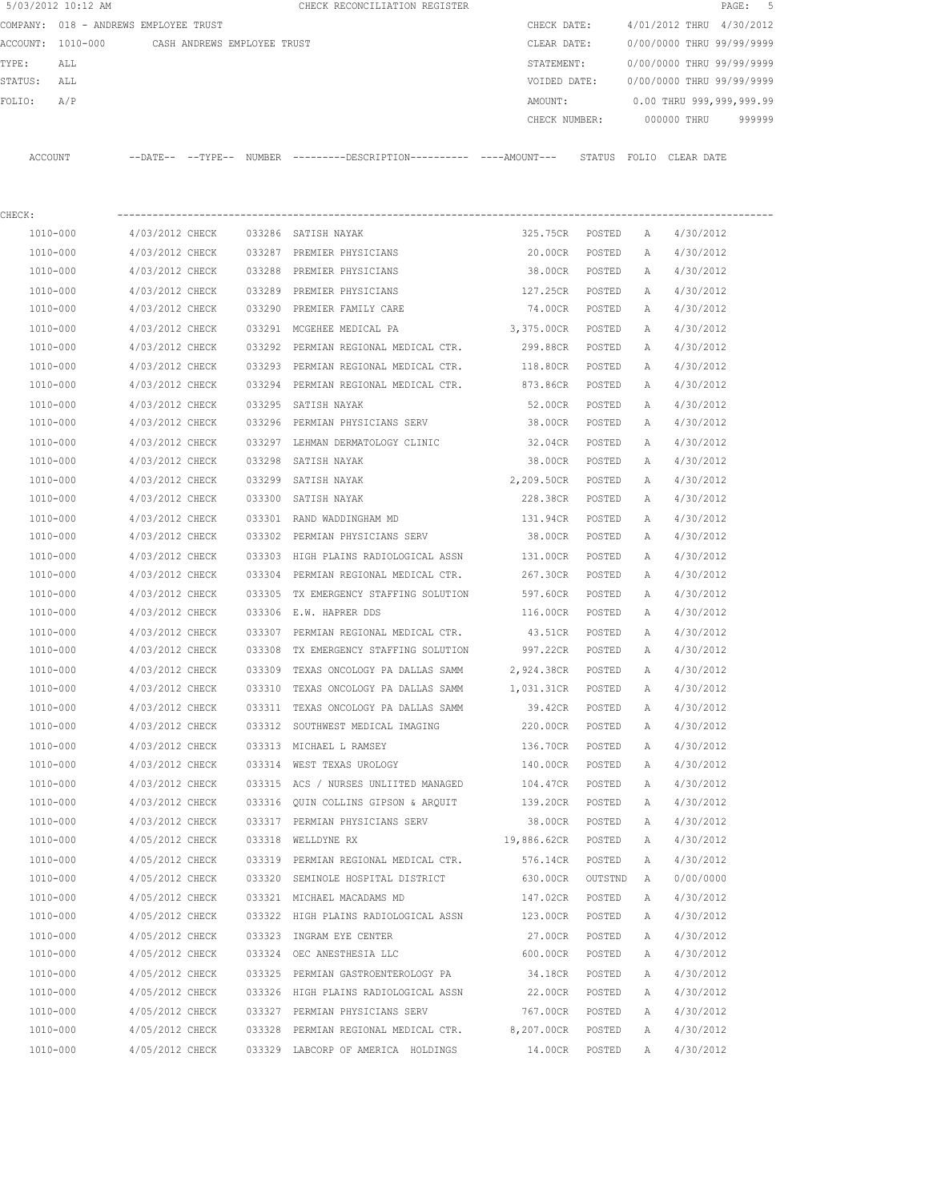5/03/2012 10:12 AM CHECK RECONCILIATION REGISTER

COMPANY: 018 - ANDREWS EMPLOYEE TRUST

ACCOUNT: 1010-000 CASH ANDREWS EMPLOYEE TRUST

TYPE: ALL

STATUS: ALL

FOLIO: A/P

CHECK DATE: 4/01/2012 THRU 4/30/2012

CLEAR DATE: 0/00/0000 THRU 99/99/9999

STATEMENT: 0/00/0000 THRU 99/99/9999

VOIDED DATE: 0/00/0000 THRU 99/99/9999

AMOUNT: 0.00 THRU 999,999,999.99

CHECK NUMBER: 000000 THRU 999999

CHECK:

| ACCOUNT | --DATE-- | --TYPE-- | NUMBER | ---------DESCRIPTION---------- | ----AMOUNT--- | STATUS | FOLIO | CLEAR DATE |
|---|---|---|---|---|---|---|---|---|
| 1010-000 | 4/03/2012 | CHECK | 033286 | SATISH NAYAK | 325.75CR | POSTED | A | 4/30/2012 |
| 1010-000 | 4/03/2012 | CHECK | 033287 | PREMIER PHYSICIANS | 20.00CR | POSTED | A | 4/30/2012 |
| 1010-000 | 4/03/2012 | CHECK | 033288 | PREMIER PHYSICIANS | 38.00CR | POSTED | A | 4/30/2012 |
| 1010-000 | 4/03/2012 | CHECK | 033289 | PREMIER PHYSICIANS | 127.25CR | POSTED | A | 4/30/2012 |
| 1010-000 | 4/03/2012 | CHECK | 033290 | PREMIER FAMILY CARE | 74.00CR | POSTED | A | 4/30/2012 |
| 1010-000 | 4/03/2012 | CHECK | 033291 | MCGEHEE MEDICAL PA | 3,375.00CR | POSTED | A | 4/30/2012 |
| 1010-000 | 4/03/2012 | CHECK | 033292 | PERMIAN REGIONAL MEDICAL CTR. | 299.88CR | POSTED | A | 4/30/2012 |
| 1010-000 | 4/03/2012 | CHECK | 033293 | PERMIAN REGIONAL MEDICAL CTR. | 118.80CR | POSTED | A | 4/30/2012 |
| 1010-000 | 4/03/2012 | CHECK | 033294 | PERMIAN REGIONAL MEDICAL CTR. | 873.86CR | POSTED | A | 4/30/2012 |
| 1010-000 | 4/03/2012 | CHECK | 033295 | SATISH NAYAK | 52.00CR | POSTED | A | 4/30/2012 |
| 1010-000 | 4/03/2012 | CHECK | 033296 | PERMIAN PHYSICIANS SERV | 38.00CR | POSTED | A | 4/30/2012 |
| 1010-000 | 4/03/2012 | CHECK | 033297 | LEHMAN DERMATOLOGY CLINIC | 32.04CR | POSTED | A | 4/30/2012 |
| 1010-000 | 4/03/2012 | CHECK | 033298 | SATISH NAYAK | 38.00CR | POSTED | A | 4/30/2012 |
| 1010-000 | 4/03/2012 | CHECK | 033299 | SATISH NAYAK | 2,209.50CR | POSTED | A | 4/30/2012 |
| 1010-000 | 4/03/2012 | CHECK | 033300 | SATISH NAYAK | 228.38CR | POSTED | A | 4/30/2012 |
| 1010-000 | 4/03/2012 | CHECK | 033301 | RAND WADDINGHAM MD | 131.94CR | POSTED | A | 4/30/2012 |
| 1010-000 | 4/03/2012 | CHECK | 033302 | PERMIAN PHYSICIANS SERV | 38.00CR | POSTED | A | 4/30/2012 |
| 1010-000 | 4/03/2012 | CHECK | 033303 | HIGH PLAINS RADIOLOGICAL ASSN | 131.00CR | POSTED | A | 4/30/2012 |
| 1010-000 | 4/03/2012 | CHECK | 033304 | PERMIAN REGIONAL MEDICAL CTR. | 267.30CR | POSTED | A | 4/30/2012 |
| 1010-000 | 4/03/2012 | CHECK | 033305 | TX EMERGENCY STAFFING SOLUTION | 597.60CR | POSTED | A | 4/30/2012 |
| 1010-000 | 4/03/2012 | CHECK | 033306 | E.W. HAPRER DDS | 116.00CR | POSTED | A | 4/30/2012 |
| 1010-000 | 4/03/2012 | CHECK | 033307 | PERMIAN REGIONAL MEDICAL CTR. | 43.51CR | POSTED | A | 4/30/2012 |
| 1010-000 | 4/03/2012 | CHECK | 033308 | TX EMERGENCY STAFFING SOLUTION | 997.22CR | POSTED | A | 4/30/2012 |
| 1010-000 | 4/03/2012 | CHECK | 033309 | TEXAS ONCOLOGY PA DALLAS SAMM | 2,924.38CR | POSTED | A | 4/30/2012 |
| 1010-000 | 4/03/2012 | CHECK | 033310 | TEXAS ONCOLOGY PA DALLAS SAMM | 1,031.31CR | POSTED | A | 4/30/2012 |
| 1010-000 | 4/03/2012 | CHECK | 033311 | TEXAS ONCOLOGY PA DALLAS SAMM | 39.42CR | POSTED | A | 4/30/2012 |
| 1010-000 | 4/03/2012 | CHECK | 033312 | SOUTHWEST MEDICAL IMAGING | 220.00CR | POSTED | A | 4/30/2012 |
| 1010-000 | 4/03/2012 | CHECK | 033313 | MICHAEL L RAMSEY | 136.70CR | POSTED | A | 4/30/2012 |
| 1010-000 | 4/03/2012 | CHECK | 033314 | WEST TEXAS UROLOGY | 140.00CR | POSTED | A | 4/30/2012 |
| 1010-000 | 4/03/2012 | CHECK | 033315 | ACS / NURSES UNLIITED MANAGED | 104.47CR | POSTED | A | 4/30/2012 |
| 1010-000 | 4/03/2012 | CHECK | 033316 | QUIN COLLINS GIPSON & ARQUIT | 139.20CR | POSTED | A | 4/30/2012 |
| 1010-000 | 4/03/2012 | CHECK | 033317 | PERMIAN PHYSICIANS SERV | 38.00CR | POSTED | A | 4/30/2012 |
| 1010-000 | 4/05/2012 | CHECK | 033318 | WELLDYNE RX | 19,886.62CR | POSTED | A | 4/30/2012 |
| 1010-000 | 4/05/2012 | CHECK | 033319 | PERMIAN REGIONAL MEDICAL CTR. | 576.14CR | POSTED | A | 4/30/2012 |
| 1010-000 | 4/05/2012 | CHECK | 033320 | SEMINOLE HOSPITAL DISTRICT | 630.00CR | OUTSTND | A | 0/00/0000 |
| 1010-000 | 4/05/2012 | CHECK | 033321 | MICHAEL MACADAMS MD | 147.02CR | POSTED | A | 4/30/2012 |
| 1010-000 | 4/05/2012 | CHECK | 033322 | HIGH PLAINS RADIOLOGICAL ASSN | 123.00CR | POSTED | A | 4/30/2012 |
| 1010-000 | 4/05/2012 | CHECK | 033323 | INGRAM EYE CENTER | 27.00CR | POSTED | A | 4/30/2012 |
| 1010-000 | 4/05/2012 | CHECK | 033324 | OEC ANESTHESIA LLC | 600.00CR | POSTED | A | 4/30/2012 |
| 1010-000 | 4/05/2012 | CHECK | 033325 | PERMIAN GASTROENTEROLOGY PA | 34.18CR | POSTED | A | 4/30/2012 |
| 1010-000 | 4/05/2012 | CHECK | 033326 | HIGH PLAINS RADIOLOGICAL ASSN | 22.00CR | POSTED | A | 4/30/2012 |
| 1010-000 | 4/05/2012 | CHECK | 033327 | PERMIAN PHYSICIANS SERV | 767.00CR | POSTED | A | 4/30/2012 |
| 1010-000 | 4/05/2012 | CHECK | 033328 | PERMIAN REGIONAL MEDICAL CTR. | 8,207.00CR | POSTED | A | 4/30/2012 |
| 1010-000 | 4/05/2012 | CHECK | 033329 | LABCORP OF AMERICA HOLDINGS | 14.00CR | POSTED | A | 4/30/2012 |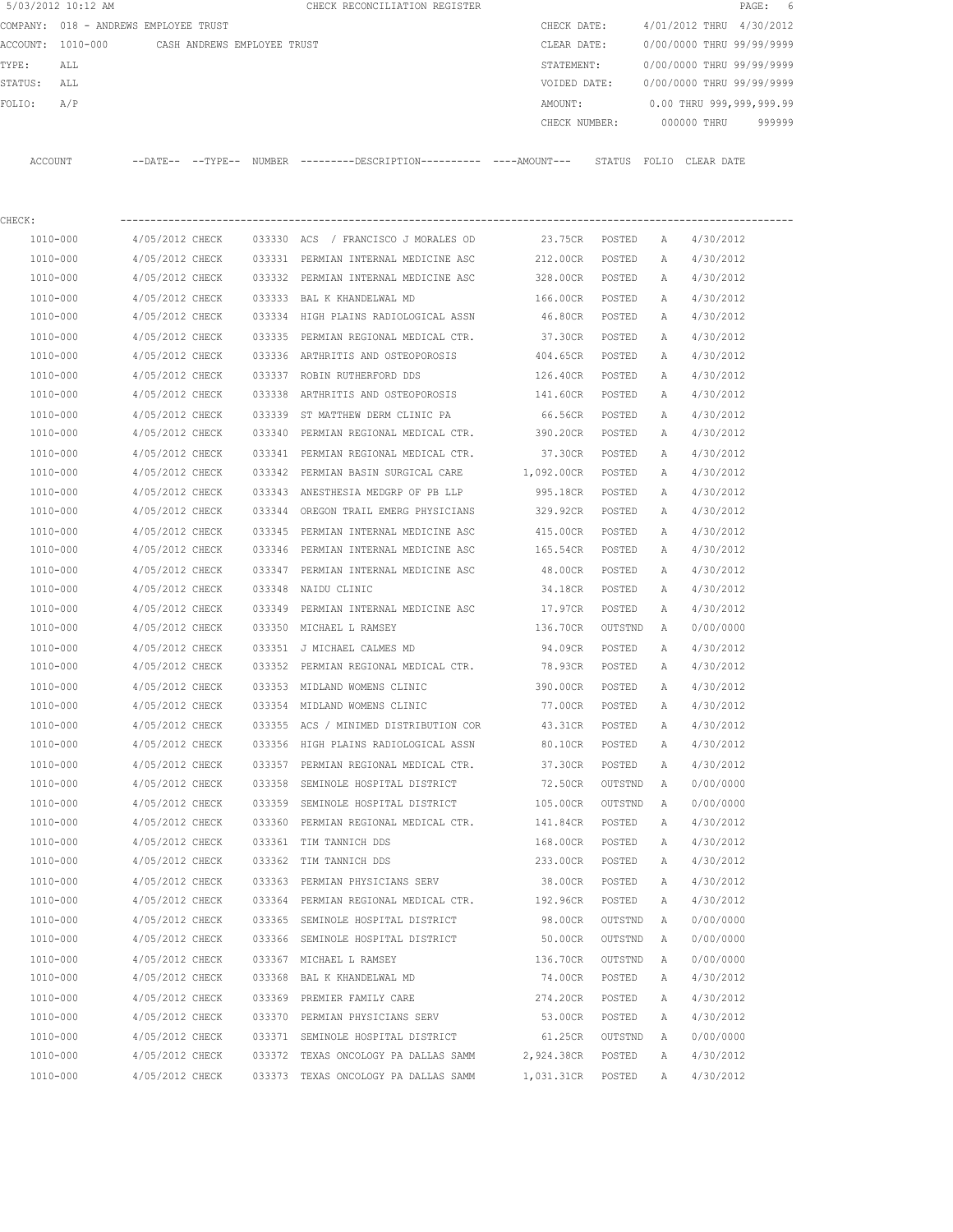5/03/2012 10:12 AM CHECK RECONCILIATION REGISTER

COMPANY: 018 - ANDREWS EMPLOYEE TRUST

ACCOUNT: 1010-000 CASH ANDREWS EMPLOYEE TRUST

TYPE: ALL

STATUS: ALL

FOLIO: A/P

CHECK DATE: 4/01/2012 THRU 4/30/2012

CLEAR DATE: 0/00/0000 THRU 99/99/9999

STATEMENT: 0/00/0000 THRU 99/99/9999

VOIDED DATE: 0/00/0000 THRU 99/99/9999

AMOUNT: 0.00 THRU 999,999,999.99

CHECK NUMBER: 000000 THRU 999999

CHECK:

| ACCOUNT | --DATE-- | --TYPE-- | NUMBER | ---------DESCRIPTION---------- | ----AMOUNT--- | STATUS | FOLIO | CLEAR DATE |
|---|---|---|---|---|---|---|---|---|
| 1010-000 | 4/05/2012 | CHECK | 033330 | ACS / FRANCISCO J MORALES OD | 23.75CR | POSTED | A | 4/30/2012 |
| 1010-000 | 4/05/2012 | CHECK | 033331 | PERMIAN INTERNAL MEDICINE ASC | 212.00CR | POSTED | A | 4/30/2012 |
| 1010-000 | 4/05/2012 | CHECK | 033332 | PERMIAN INTERNAL MEDICINE ASC | 328.00CR | POSTED | A | 4/30/2012 |
| 1010-000 | 4/05/2012 | CHECK | 033333 | BAL K KHANDELWAL MD | 166.00CR | POSTED | A | 4/30/2012 |
| 1010-000 | 4/05/2012 | CHECK | 033334 | HIGH PLAINS RADIOLOGICAL ASSN | 46.80CR | POSTED | A | 4/30/2012 |
| 1010-000 | 4/05/2012 | CHECK | 033335 | PERMIAN REGIONAL MEDICAL CTR. | 37.30CR | POSTED | A | 4/30/2012 |
| 1010-000 | 4/05/2012 | CHECK | 033336 | ARTHRITIS AND OSTEOPOROSIS | 404.65CR | POSTED | A | 4/30/2012 |
| 1010-000 | 4/05/2012 | CHECK | 033337 | ROBIN RUTHERFORD DDS | 126.40CR | POSTED | A | 4/30/2012 |
| 1010-000 | 4/05/2012 | CHECK | 033338 | ARTHRITIS AND OSTEOPOROSIS | 141.60CR | POSTED | A | 4/30/2012 |
| 1010-000 | 4/05/2012 | CHECK | 033339 | ST MATTHEW DERM CLINIC PA | 66.56CR | POSTED | A | 4/30/2012 |
| 1010-000 | 4/05/2012 | CHECK | 033340 | PERMIAN REGIONAL MEDICAL CTR. | 390.20CR | POSTED | A | 4/30/2012 |
| 1010-000 | 4/05/2012 | CHECK | 033341 | PERMIAN REGIONAL MEDICAL CTR. | 37.30CR | POSTED | A | 4/30/2012 |
| 1010-000 | 4/05/2012 | CHECK | 033342 | PERMIAN BASIN SURGICAL CARE | 1,092.00CR | POSTED | A | 4/30/2012 |
| 1010-000 | 4/05/2012 | CHECK | 033343 | ANESTHESIA MEDGRP OF PB LLP | 995.18CR | POSTED | A | 4/30/2012 |
| 1010-000 | 4/05/2012 | CHECK | 033344 | OREGON TRAIL EMERG PHYSICIANS | 329.92CR | POSTED | A | 4/30/2012 |
| 1010-000 | 4/05/2012 | CHECK | 033345 | PERMIAN INTERNAL MEDICINE ASC | 415.00CR | POSTED | A | 4/30/2012 |
| 1010-000 | 4/05/2012 | CHECK | 033346 | PERMIAN INTERNAL MEDICINE ASC | 165.54CR | POSTED | A | 4/30/2012 |
| 1010-000 | 4/05/2012 | CHECK | 033347 | PERMIAN INTERNAL MEDICINE ASC | 48.00CR | POSTED | A | 4/30/2012 |
| 1010-000 | 4/05/2012 | CHECK | 033348 | NAIDU CLINIC | 34.18CR | POSTED | A | 4/30/2012 |
| 1010-000 | 4/05/2012 | CHECK | 033349 | PERMIAN INTERNAL MEDICINE ASC | 17.97CR | POSTED | A | 4/30/2012 |
| 1010-000 | 4/05/2012 | CHECK | 033350 | MICHAEL L RAMSEY | 136.70CR | OUTSTND | A | 0/00/0000 |
| 1010-000 | 4/05/2012 | CHECK | 033351 | J MICHAEL CALMES MD | 94.09CR | POSTED | A | 4/30/2012 |
| 1010-000 | 4/05/2012 | CHECK | 033352 | PERMIAN REGIONAL MEDICAL CTR. | 78.93CR | POSTED | A | 4/30/2012 |
| 1010-000 | 4/05/2012 | CHECK | 033353 | MIDLAND WOMENS CLINIC | 390.00CR | POSTED | A | 4/30/2012 |
| 1010-000 | 4/05/2012 | CHECK | 033354 | MIDLAND WOMENS CLINIC | 77.00CR | POSTED | A | 4/30/2012 |
| 1010-000 | 4/05/2012 | CHECK | 033355 | ACS / MINIMED DISTRIBUTION COR | 43.31CR | POSTED | A | 4/30/2012 |
| 1010-000 | 4/05/2012 | CHECK | 033356 | HIGH PLAINS RADIOLOGICAL ASSN | 80.10CR | POSTED | A | 4/30/2012 |
| 1010-000 | 4/05/2012 | CHECK | 033357 | PERMIAN REGIONAL MEDICAL CTR. | 37.30CR | POSTED | A | 4/30/2012 |
| 1010-000 | 4/05/2012 | CHECK | 033358 | SEMINOLE HOSPITAL DISTRICT | 72.50CR | OUTSTND | A | 0/00/0000 |
| 1010-000 | 4/05/2012 | CHECK | 033359 | SEMINOLE HOSPITAL DISTRICT | 105.00CR | OUTSTND | A | 0/00/0000 |
| 1010-000 | 4/05/2012 | CHECK | 033360 | PERMIAN REGIONAL MEDICAL CTR. | 141.84CR | POSTED | A | 4/30/2012 |
| 1010-000 | 4/05/2012 | CHECK | 033361 | TIM TANNICH DDS | 168.00CR | POSTED | A | 4/30/2012 |
| 1010-000 | 4/05/2012 | CHECK | 033362 | TIM TANNICH DDS | 233.00CR | POSTED | A | 4/30/2012 |
| 1010-000 | 4/05/2012 | CHECK | 033363 | PERMIAN PHYSICIANS SERV | 38.00CR | POSTED | A | 4/30/2012 |
| 1010-000 | 4/05/2012 | CHECK | 033364 | PERMIAN REGIONAL MEDICAL CTR. | 192.96CR | POSTED | A | 4/30/2012 |
| 1010-000 | 4/05/2012 | CHECK | 033365 | SEMINOLE HOSPITAL DISTRICT | 98.00CR | OUTSTND | A | 0/00/0000 |
| 1010-000 | 4/05/2012 | CHECK | 033366 | SEMINOLE HOSPITAL DISTRICT | 50.00CR | OUTSTND | A | 0/00/0000 |
| 1010-000 | 4/05/2012 | CHECK | 033367 | MICHAEL L RAMSEY | 136.70CR | OUTSTND | A | 0/00/0000 |
| 1010-000 | 4/05/2012 | CHECK | 033368 | BAL K KHANDELWAL MD | 74.00CR | POSTED | A | 4/30/2012 |
| 1010-000 | 4/05/2012 | CHECK | 033369 | PREMIER FAMILY CARE | 274.20CR | POSTED | A | 4/30/2012 |
| 1010-000 | 4/05/2012 | CHECK | 033370 | PERMIAN PHYSICIANS SERV | 53.00CR | POSTED | A | 4/30/2012 |
| 1010-000 | 4/05/2012 | CHECK | 033371 | SEMINOLE HOSPITAL DISTRICT | 61.25CR | OUTSTND | A | 0/00/0000 |
| 1010-000 | 4/05/2012 | CHECK | 033372 | TEXAS ONCOLOGY PA DALLAS SAMM | 2,924.38CR | POSTED | A | 4/30/2012 |
| 1010-000 | 4/05/2012 | CHECK | 033373 | TEXAS ONCOLOGY PA DALLAS SAMM | 1,031.31CR | POSTED | A | 4/30/2012 |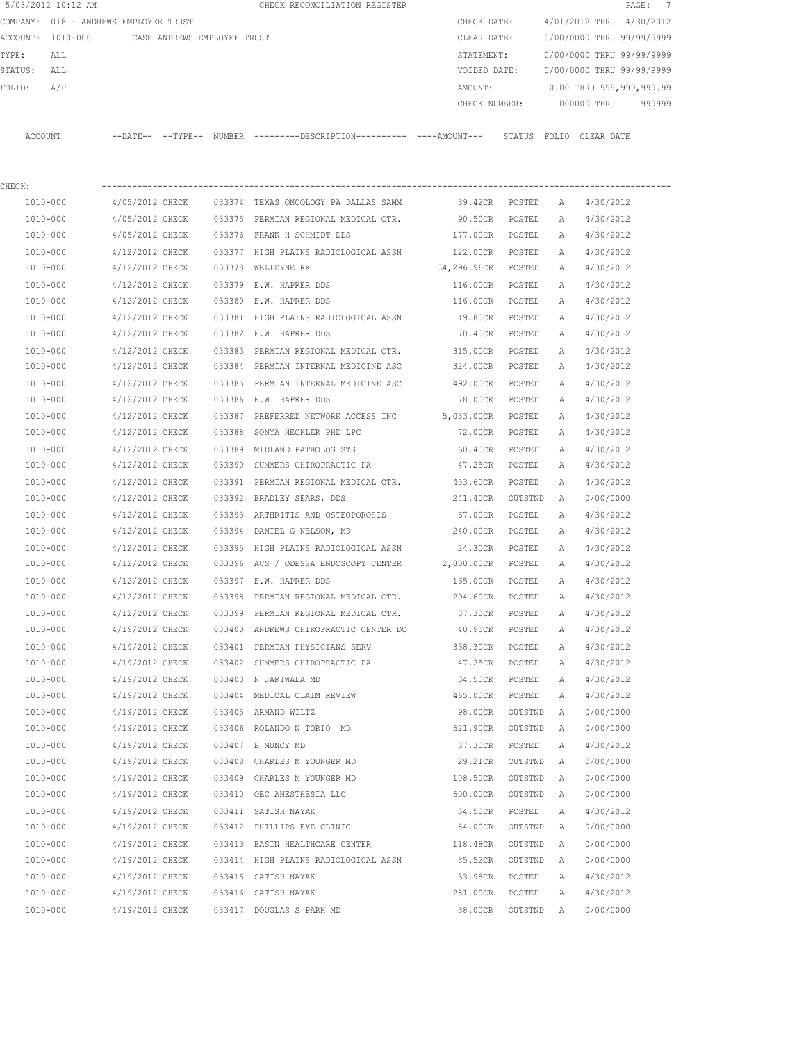5/03/2012 10:12 AM CHECK RECONCILIATION REGISTER

COMPANY: 018 - ANDREWS EMPLOYEE TRUST

ACCOUNT: 1010-000 CASH ANDREWS EMPLOYEE TRUST

TYPE: ALL

STATUS: ALL

FOLIO: A/P

CHECK DATE: 4/01/2012 THRU 4/30/2012
CLEAR DATE: 0/00/0000 THRU 99/99/9999
STATEMENT: 0/00/0000 THRU 99/99/9999
VOIDED DATE: 0/00/0000 THRU 99/99/9999
AMOUNT: 0.00 THRU 999,999,999.99
CHECK NUMBER: 000000 THRU 999999

CHECK:

| ACCOUNT | --DATE-- | --TYPE-- | NUMBER | ---------DESCRIPTION---------- | ----AMOUNT--- | STATUS | FOLIO | CLEAR DATE |
|---|---|---|---|---|---|---|---|---|
| 1010-000 | 4/05/2012 | CHECK | 033374 | TEXAS ONCOLOGY PA DALLAS SAMM | 39.42CR | POSTED | A | 4/30/2012 |
| 1010-000 | 4/05/2012 | CHECK | 033375 | PERMIAN REGIONAL MEDICAL CTR. | 90.50CR | POSTED | A | 4/30/2012 |
| 1010-000 | 4/05/2012 | CHECK | 033376 | FRANK H SCHMIDT DDS | 177.00CR | POSTED | A | 4/30/2012 |
| 1010-000 | 4/12/2012 | CHECK | 033377 | HIGH PLAINS RADIOLOGICAL ASSN | 122.00CR | POSTED | A | 4/30/2012 |
| 1010-000 | 4/12/2012 | CHECK | 033378 | WELLDYNE RX | 34,296.96CR | POSTED | A | 4/30/2012 |
| 1010-000 | 4/12/2012 | CHECK | 033379 | E.W. HAPRER DDS | 116.00CR | POSTED | A | 4/30/2012 |
| 1010-000 | 4/12/2012 | CHECK | 033380 | E.W. HAPRER DDS | 116.00CR | POSTED | A | 4/30/2012 |
| 1010-000 | 4/12/2012 | CHECK | 033381 | HIGH PLAINS RADIOLOGICAL ASSN | 19.80CR | POSTED | A | 4/30/2012 |
| 1010-000 | 4/12/2012 | CHECK | 033382 | E.W. HAPRER DDS | 70.40CR | POSTED | A | 4/30/2012 |
| 1010-000 | 4/12/2012 | CHECK | 033383 | PERMIAN REGIONAL MEDICAL CTR. | 315.00CR | POSTED | A | 4/30/2012 |
| 1010-000 | 4/12/2012 | CHECK | 033384 | PERMIAN INTERNAL MEDICINE ASC | 324.00CR | POSTED | A | 4/30/2012 |
| 1010-000 | 4/12/2012 | CHECK | 033385 | PERMIAN INTERNAL MEDICINE ASC | 492.00CR | POSTED | A | 4/30/2012 |
| 1010-000 | 4/12/2012 | CHECK | 033386 | E.W. HAPRER DDS | 78.00CR | POSTED | A | 4/30/2012 |
| 1010-000 | 4/12/2012 | CHECK | 033387 | PREFERRED NETWORK ACCESS INC | 5,033.00CR | POSTED | A | 4/30/2012 |
| 1010-000 | 4/12/2012 | CHECK | 033388 | SONYA HECKLER PHD LPC | 72.00CR | POSTED | A | 4/30/2012 |
| 1010-000 | 4/12/2012 | CHECK | 033389 | MIDLAND PATHOLOGISTS | 60.40CR | POSTED | A | 4/30/2012 |
| 1010-000 | 4/12/2012 | CHECK | 033390 | SUMMERS CHIROPRACTIC PA | 47.25CR | POSTED | A | 4/30/2012 |
| 1010-000 | 4/12/2012 | CHECK | 033391 | PERMIAN REGIONAL MEDICAL CTR. | 453.60CR | POSTED | A | 4/30/2012 |
| 1010-000 | 4/12/2012 | CHECK | 033392 | BRADLEY SEARS, DDS | 241.40CR | OUTSTND | A | 0/00/0000 |
| 1010-000 | 4/12/2012 | CHECK | 033393 | ARTHRITIS AND OSTEOPOROSIS | 67.00CR | POSTED | A | 4/30/2012 |
| 1010-000 | 4/12/2012 | CHECK | 033394 | DANIEL G NELSON, MD | 240.00CR | POSTED | A | 4/30/2012 |
| 1010-000 | 4/12/2012 | CHECK | 033395 | HIGH PLAINS RADIOLOGICAL ASSN | 24.30CR | POSTED | A | 4/30/2012 |
| 1010-000 | 4/12/2012 | CHECK | 033396 | ACS / ODESSA ENDOSCOPY CENTER | 2,800.00CR | POSTED | A | 4/30/2012 |
| 1010-000 | 4/12/2012 | CHECK | 033397 | E.W. HAPRER DDS | 165.00CR | POSTED | A | 4/30/2012 |
| 1010-000 | 4/12/2012 | CHECK | 033398 | PERMIAN REGIONAL MEDICAL CTR. | 294.60CR | POSTED | A | 4/30/2012 |
| 1010-000 | 4/12/2012 | CHECK | 033399 | PERMIAN REGIONAL MEDICAL CTR. | 37.30CR | POSTED | A | 4/30/2012 |
| 1010-000 | 4/19/2012 | CHECK | 033400 | ANDREWS CHIROPRACTIC CENTER DC | 40.95CR | POSTED | A | 4/30/2012 |
| 1010-000 | 4/19/2012 | CHECK | 033401 | PERMIAN PHYSICIANS SERV | 338.30CR | POSTED | A | 4/30/2012 |
| 1010-000 | 4/19/2012 | CHECK | 033402 | SUMMERS CHIROPRACTIC PA | 47.25CR | POSTED | A | 4/30/2012 |
| 1010-000 | 4/19/2012 | CHECK | 033403 | N JARIWALA MD | 34.50CR | POSTED | A | 4/30/2012 |
| 1010-000 | 4/19/2012 | CHECK | 033404 | MEDICAL CLAIM REVIEW | 465.00CR | POSTED | A | 4/30/2012 |
| 1010-000 | 4/19/2012 | CHECK | 033405 | ARMAND WILTZ | 98.00CR | OUTSTND | A | 0/00/0000 |
| 1010-000 | 4/19/2012 | CHECK | 033406 | ROLANDO N TORIO MD | 621.90CR | OUTSTND | A | 0/00/0000 |
| 1010-000 | 4/19/2012 | CHECK | 033407 | B MUNCY MD | 37.30CR | POSTED | A | 4/30/2012 |
| 1010-000 | 4/19/2012 | CHECK | 033408 | CHARLES M YOUNGER MD | 29.21CR | OUTSTND | A | 0/00/0000 |
| 1010-000 | 4/19/2012 | CHECK | 033409 | CHARLES M YOUNGER MD | 108.50CR | OUTSTND | A | 0/00/0000 |
| 1010-000 | 4/19/2012 | CHECK | 033410 | OEC ANESTHESIA LLC | 600.00CR | OUTSTND | A | 0/00/0000 |
| 1010-000 | 4/19/2012 | CHECK | 033411 | SATISH NAYAK | 34.50CR | POSTED | A | 4/30/2012 |
| 1010-000 | 4/19/2012 | CHECK | 033412 | PHILLIPS EYE CLINIC | 84.00CR | OUTSTND | A | 0/00/0000 |
| 1010-000 | 4/19/2012 | CHECK | 033413 | BASIN HEALTHCARE CENTER | 118.48CR | OUTSTND | A | 0/00/0000 |
| 1010-000 | 4/19/2012 | CHECK | 033414 | HIGH PLAINS RADIOLOGICAL ASSN | 35.52CR | OUTSTND | A | 0/00/0000 |
| 1010-000 | 4/19/2012 | CHECK | 033415 | SATISH NAYAK | 33.98CR | POSTED | A | 4/30/2012 |
| 1010-000 | 4/19/2012 | CHECK | 033416 | SATISH NAYAK | 281.09CR | POSTED | A | 4/30/2012 |
| 1010-000 | 4/19/2012 | CHECK | 033417 | DOUGLAS S PARK MD | 38.00CR | OUTSTND | A | 0/00/0000 |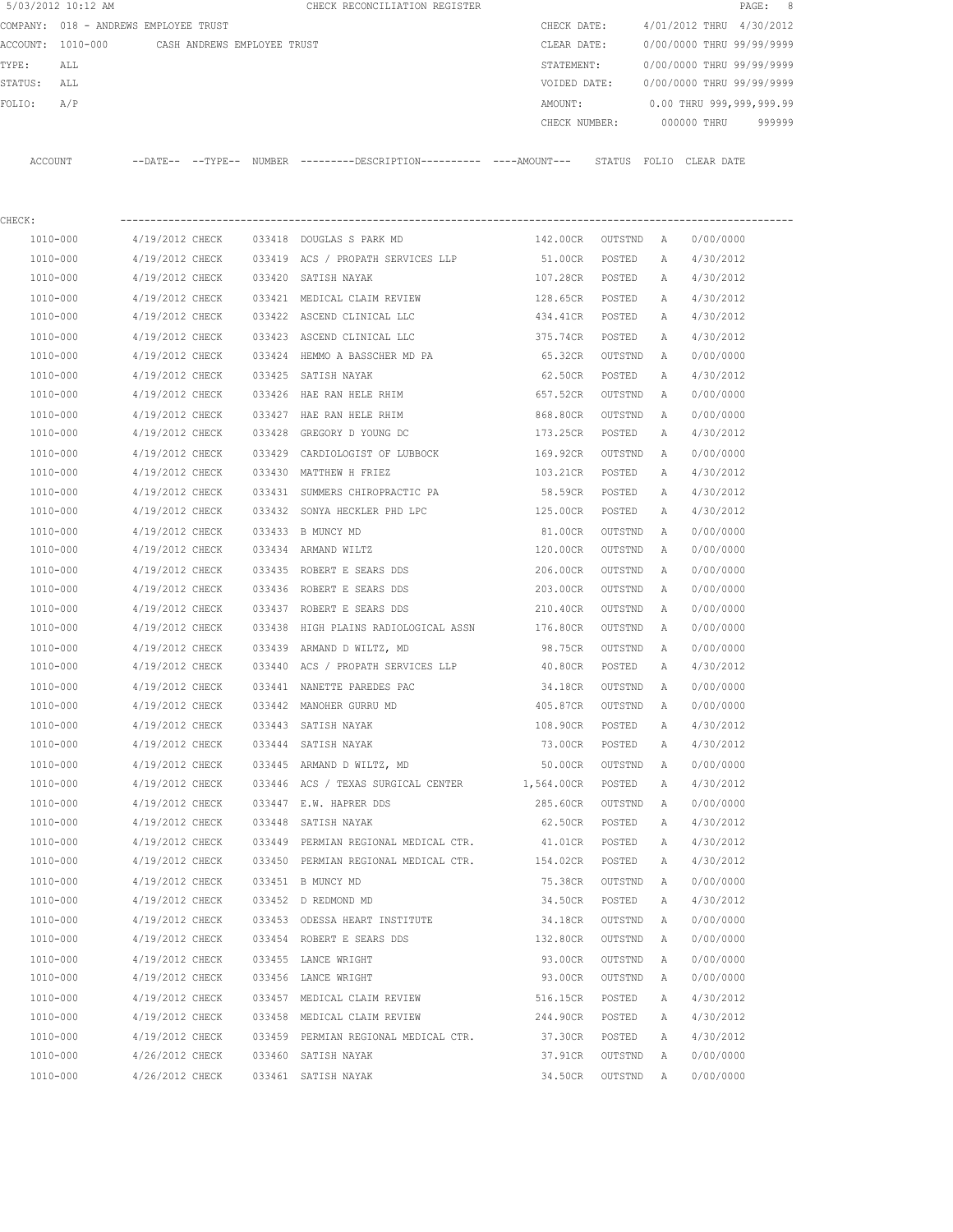5/03/2012 10:12 AM CHECK RECONCILIATION REGISTER

COMPANY: 018 - ANDREWS EMPLOYEE TRUST
ACCOUNT: 1010-000 CASH ANDREWS EMPLOYEE TRUST
TYPE: ALL
STATUS: ALL
FOLIO: A/P

CHECK DATE: 4/01/2012 THRU 4/30/2012
CLEAR DATE: 0/00/0000 THRU 99/99/9999
STATEMENT: 0/00/0000 THRU 99/99/9999
VOIDED DATE: 0/00/0000 THRU 99/99/9999
AMOUNT: 0.00 THRU 999,999,999.99
CHECK NUMBER: 000000 THRU 999999

CHECK:

| ACCOUNT | --DATE-- | --TYPE-- | NUMBER | ---------DESCRIPTION---------- | ----AMOUNT--- | STATUS | FOLIO | CLEAR DATE |
|---|---|---|---|---|---|---|---|---|
| 1010-000 | 4/19/2012 | CHECK | 033418 | DOUGLAS S PARK MD | 142.00CR | OUTSTND | A | 0/00/0000 |
| 1010-000 | 4/19/2012 | CHECK | 033419 | ACS / PROPATH SERVICES LLP | 51.00CR | POSTED | A | 4/30/2012 |
| 1010-000 | 4/19/2012 | CHECK | 033420 | SATISH NAYAK | 107.28CR | POSTED | A | 4/30/2012 |
| 1010-000 | 4/19/2012 | CHECK | 033421 | MEDICAL CLAIM REVIEW | 128.65CR | POSTED | A | 4/30/2012 |
| 1010-000 | 4/19/2012 | CHECK | 033422 | ASCEND CLINICAL LLC | 434.41CR | POSTED | A | 4/30/2012 |
| 1010-000 | 4/19/2012 | CHECK | 033423 | ASCEND CLINICAL LLC | 375.74CR | POSTED | A | 4/30/2012 |
| 1010-000 | 4/19/2012 | CHECK | 033424 | HEMMO A BASSCHER MD PA | 65.32CR | OUTSTND | A | 0/00/0000 |
| 1010-000 | 4/19/2012 | CHECK | 033425 | SATISH NAYAK | 62.50CR | POSTED | A | 4/30/2012 |
| 1010-000 | 4/19/2012 | CHECK | 033426 | HAE RAN HELE RHIM | 657.52CR | OUTSTND | A | 0/00/0000 |
| 1010-000 | 4/19/2012 | CHECK | 033427 | HAE RAN HELE RHIM | 868.80CR | OUTSTND | A | 0/00/0000 |
| 1010-000 | 4/19/2012 | CHECK | 033428 | GREGORY D YOUNG DC | 173.25CR | POSTED | A | 4/30/2012 |
| 1010-000 | 4/19/2012 | CHECK | 033429 | CARDIOLOGIST OF LUBBOCK | 169.92CR | OUTSTND | A | 0/00/0000 |
| 1010-000 | 4/19/2012 | CHECK | 033430 | MATTHEW H FRIEZ | 103.21CR | POSTED | A | 4/30/2012 |
| 1010-000 | 4/19/2012 | CHECK | 033431 | SUMMERS CHIROPRACTIC PA | 58.59CR | POSTED | A | 4/30/2012 |
| 1010-000 | 4/19/2012 | CHECK | 033432 | SONYA HECKLER PHD LPC | 125.00CR | POSTED | A | 4/30/2012 |
| 1010-000 | 4/19/2012 | CHECK | 033433 | B MUNCY MD | 81.00CR | OUTSTND | A | 0/00/0000 |
| 1010-000 | 4/19/2012 | CHECK | 033434 | ARMAND WILTZ | 120.00CR | OUTSTND | A | 0/00/0000 |
| 1010-000 | 4/19/2012 | CHECK | 033435 | ROBERT E SEARS DDS | 206.00CR | OUTSTND | A | 0/00/0000 |
| 1010-000 | 4/19/2012 | CHECK | 033436 | ROBERT E SEARS DDS | 203.00CR | OUTSTND | A | 0/00/0000 |
| 1010-000 | 4/19/2012 | CHECK | 033437 | ROBERT E SEARS DDS | 210.40CR | OUTSTND | A | 0/00/0000 |
| 1010-000 | 4/19/2012 | CHECK | 033438 | HIGH PLAINS RADIOLOGICAL ASSN | 176.80CR | OUTSTND | A | 0/00/0000 |
| 1010-000 | 4/19/2012 | CHECK | 033439 | ARMAND D WILTZ, MD | 98.75CR | OUTSTND | A | 0/00/0000 |
| 1010-000 | 4/19/2012 | CHECK | 033440 | ACS / PROPATH SERVICES LLP | 40.80CR | POSTED | A | 4/30/2012 |
| 1010-000 | 4/19/2012 | CHECK | 033441 | NANETTE PAREDES PAC | 34.18CR | OUTSTND | A | 0/00/0000 |
| 1010-000 | 4/19/2012 | CHECK | 033442 | MANOHER GURRU MD | 405.87CR | OUTSTND | A | 0/00/0000 |
| 1010-000 | 4/19/2012 | CHECK | 033443 | SATISH NAYAK | 108.90CR | POSTED | A | 4/30/2012 |
| 1010-000 | 4/19/2012 | CHECK | 033444 | SATISH NAYAK | 73.00CR | POSTED | A | 4/30/2012 |
| 1010-000 | 4/19/2012 | CHECK | 033445 | ARMAND D WILTZ, MD | 50.00CR | OUTSTND | A | 0/00/0000 |
| 1010-000 | 4/19/2012 | CHECK | 033446 | ACS / TEXAS SURGICAL CENTER | 1,564.00CR | POSTED | A | 4/30/2012 |
| 1010-000 | 4/19/2012 | CHECK | 033447 | E.W. HAPRER DDS | 285.60CR | OUTSTND | A | 0/00/0000 |
| 1010-000 | 4/19/2012 | CHECK | 033448 | SATISH NAYAK | 62.50CR | POSTED | A | 4/30/2012 |
| 1010-000 | 4/19/2012 | CHECK | 033449 | PERMIAN REGIONAL MEDICAL CTR. | 41.01CR | POSTED | A | 4/30/2012 |
| 1010-000 | 4/19/2012 | CHECK | 033450 | PERMIAN REGIONAL MEDICAL CTR. | 154.02CR | POSTED | A | 4/30/2012 |
| 1010-000 | 4/19/2012 | CHECK | 033451 | B MUNCY MD | 75.38CR | OUTSTND | A | 0/00/0000 |
| 1010-000 | 4/19/2012 | CHECK | 033452 | D REDMOND MD | 34.50CR | POSTED | A | 4/30/2012 |
| 1010-000 | 4/19/2012 | CHECK | 033453 | ODESSA HEART INSTITUTE | 34.18CR | OUTSTND | A | 0/00/0000 |
| 1010-000 | 4/19/2012 | CHECK | 033454 | ROBERT E SEARS DDS | 132.80CR | OUTSTND | A | 0/00/0000 |
| 1010-000 | 4/19/2012 | CHECK | 033455 | LANCE WRIGHT | 93.00CR | OUTSTND | A | 0/00/0000 |
| 1010-000 | 4/19/2012 | CHECK | 033456 | LANCE WRIGHT | 93.00CR | OUTSTND | A | 0/00/0000 |
| 1010-000 | 4/19/2012 | CHECK | 033457 | MEDICAL CLAIM REVIEW | 516.15CR | POSTED | A | 4/30/2012 |
| 1010-000 | 4/19/2012 | CHECK | 033458 | MEDICAL CLAIM REVIEW | 244.90CR | POSTED | A | 4/30/2012 |
| 1010-000 | 4/19/2012 | CHECK | 033459 | PERMIAN REGIONAL MEDICAL CTR. | 37.30CR | POSTED | A | 4/30/2012 |
| 1010-000 | 4/26/2012 | CHECK | 033460 | SATISH NAYAK | 37.91CR | OUTSTND | A | 0/00/0000 |
| 1010-000 | 4/26/2012 | CHECK | 033461 | SATISH NAYAK | 34.50CR | OUTSTND | A | 0/00/0000 |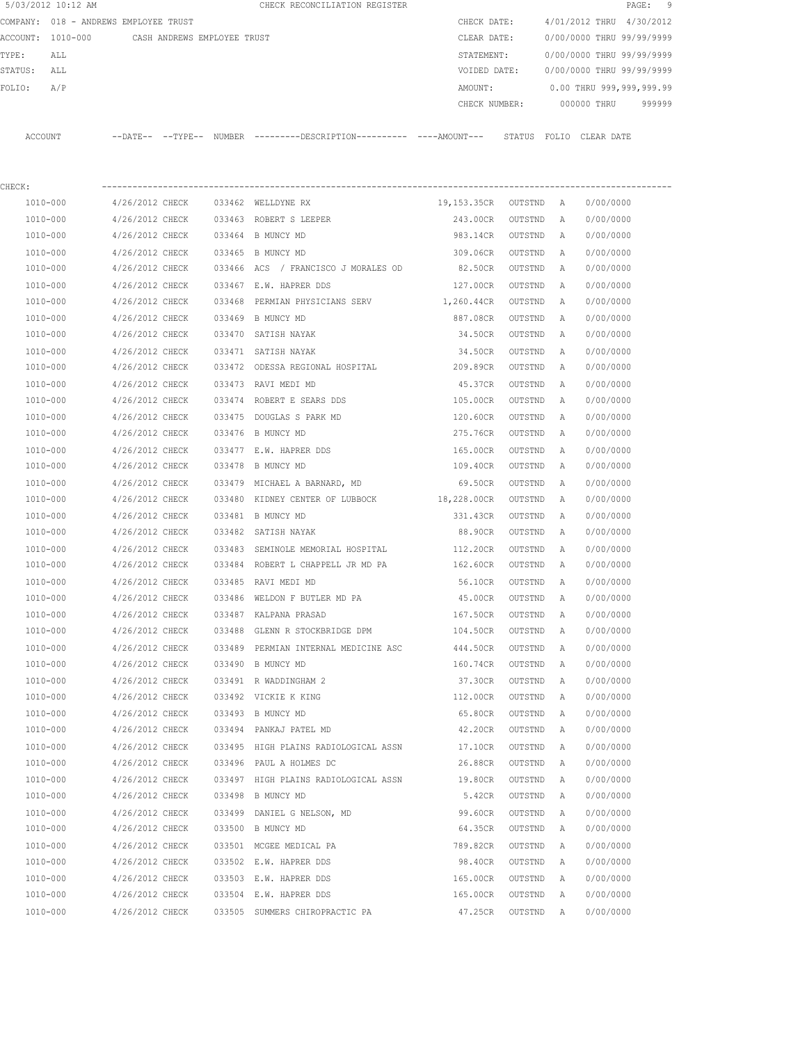5/03/2012 10:12 AM CHECK RECONCILIATION REGISTER

COMPANY: 018 - ANDREWS EMPLOYEE TRUST

ACCOUNT: 1010-000 CASH ANDREWS EMPLOYEE TRUST

TYPE: ALL

STATUS: ALL

FOLIO: A/P

CHECK DATE: 4/01/2012 THRU 4/30/2012

CLEAR DATE: 0/00/0000 THRU 99/99/9999

STATEMENT: 0/00/0000 THRU 99/99/9999

VOIDED DATE: 0/00/0000 THRU 99/99/9999

AMOUNT: 0.00 THRU 999,999,999.99

CHECK NUMBER: 000000 THRU 999999

CHECK:

| ACCOUNT | --DATE-- | --TYPE-- | NUMBER | ---------DESCRIPTION---------- | ----AMOUNT--- | STATUS | FOLIO | CLEAR DATE |
|---|---|---|---|---|---|---|---|---|
| 1010-000 | 4/26/2012 | CHECK | 033462 | WELLDYNE RX | 19,153.35CR | OUTSTND | A | 0/00/0000 |
| 1010-000 | 4/26/2012 | CHECK | 033463 | ROBERT S LEEPER | 243.00CR | OUTSTND | A | 0/00/0000 |
| 1010-000 | 4/26/2012 | CHECK | 033464 | B MUNCY MD | 983.14CR | OUTSTND | A | 0/00/0000 |
| 1010-000 | 4/26/2012 | CHECK | 033465 | B MUNCY MD | 309.06CR | OUTSTND | A | 0/00/0000 |
| 1010-000 | 4/26/2012 | CHECK | 033466 | ACS / FRANCISCO J MORALES OD | 82.50CR | OUTSTND | A | 0/00/0000 |
| 1010-000 | 4/26/2012 | CHECK | 033467 | E.W. HAPRER DDS | 127.00CR | OUTSTND | A | 0/00/0000 |
| 1010-000 | 4/26/2012 | CHECK | 033468 | PERMIAN PHYSICIANS SERV | 1,260.44CR | OUTSTND | A | 0/00/0000 |
| 1010-000 | 4/26/2012 | CHECK | 033469 | B MUNCY MD | 887.08CR | OUTSTND | A | 0/00/0000 |
| 1010-000 | 4/26/2012 | CHECK | 033470 | SATISH NAYAK | 34.50CR | OUTSTND | A | 0/00/0000 |
| 1010-000 | 4/26/2012 | CHECK | 033471 | SATISH NAYAK | 34.50CR | OUTSTND | A | 0/00/0000 |
| 1010-000 | 4/26/2012 | CHECK | 033472 | ODESSA REGIONAL HOSPITAL | 209.89CR | OUTSTND | A | 0/00/0000 |
| 1010-000 | 4/26/2012 | CHECK | 033473 | RAVI MEDI MD | 45.37CR | OUTSTND | A | 0/00/0000 |
| 1010-000 | 4/26/2012 | CHECK | 033474 | ROBERT E SEARS DDS | 105.00CR | OUTSTND | A | 0/00/0000 |
| 1010-000 | 4/26/2012 | CHECK | 033475 | DOUGLAS S PARK MD | 120.60CR | OUTSTND | A | 0/00/0000 |
| 1010-000 | 4/26/2012 | CHECK | 033476 | B MUNCY MD | 275.76CR | OUTSTND | A | 0/00/0000 |
| 1010-000 | 4/26/2012 | CHECK | 033477 | E.W. HAPRER DDS | 165.00CR | OUTSTND | A | 0/00/0000 |
| 1010-000 | 4/26/2012 | CHECK | 033478 | B MUNCY MD | 109.40CR | OUTSTND | A | 0/00/0000 |
| 1010-000 | 4/26/2012 | CHECK | 033479 | MICHAEL A BARNARD, MD | 69.50CR | OUTSTND | A | 0/00/0000 |
| 1010-000 | 4/26/2012 | CHECK | 033480 | KIDNEY CENTER OF LUBBOCK | 18,228.00CR | OUTSTND | A | 0/00/0000 |
| 1010-000 | 4/26/2012 | CHECK | 033481 | B MUNCY MD | 331.43CR | OUTSTND | A | 0/00/0000 |
| 1010-000 | 4/26/2012 | CHECK | 033482 | SATISH NAYAK | 88.90CR | OUTSTND | A | 0/00/0000 |
| 1010-000 | 4/26/2012 | CHECK | 033483 | SEMINOLE MEMORIAL HOSPITAL | 112.20CR | OUTSTND | A | 0/00/0000 |
| 1010-000 | 4/26/2012 | CHECK | 033484 | ROBERT L CHAPPELL JR MD PA | 162.60CR | OUTSTND | A | 0/00/0000 |
| 1010-000 | 4/26/2012 | CHECK | 033485 | RAVI MEDI MD | 56.10CR | OUTSTND | A | 0/00/0000 |
| 1010-000 | 4/26/2012 | CHECK | 033486 | WELDON F BUTLER MD PA | 45.00CR | OUTSTND | A | 0/00/0000 |
| 1010-000 | 4/26/2012 | CHECK | 033487 | KALPANA PRASAD | 167.50CR | OUTSTND | A | 0/00/0000 |
| 1010-000 | 4/26/2012 | CHECK | 033488 | GLENN R STOCKBRIDGE DPM | 104.50CR | OUTSTND | A | 0/00/0000 |
| 1010-000 | 4/26/2012 | CHECK | 033489 | PERMIAN INTERNAL MEDICINE ASC | 444.50CR | OUTSTND | A | 0/00/0000 |
| 1010-000 | 4/26/2012 | CHECK | 033490 | B MUNCY MD | 160.74CR | OUTSTND | A | 0/00/0000 |
| 1010-000 | 4/26/2012 | CHECK | 033491 | R WADDINGHAM 2 | 37.30CR | OUTSTND | A | 0/00/0000 |
| 1010-000 | 4/26/2012 | CHECK | 033492 | VICKIE K KING | 112.00CR | OUTSTND | A | 0/00/0000 |
| 1010-000 | 4/26/2012 | CHECK | 033493 | B MUNCY MD | 65.80CR | OUTSTND | A | 0/00/0000 |
| 1010-000 | 4/26/2012 | CHECK | 033494 | PANKAJ PATEL MD | 42.20CR | OUTSTND | A | 0/00/0000 |
| 1010-000 | 4/26/2012 | CHECK | 033495 | HIGH PLAINS RADIOLOGICAL ASSN | 17.10CR | OUTSTND | A | 0/00/0000 |
| 1010-000 | 4/26/2012 | CHECK | 033496 | PAUL A HOLMES DC | 26.88CR | OUTSTND | A | 0/00/0000 |
| 1010-000 | 4/26/2012 | CHECK | 033497 | HIGH PLAINS RADIOLOGICAL ASSN | 19.80CR | OUTSTND | A | 0/00/0000 |
| 1010-000 | 4/26/2012 | CHECK | 033498 | B MUNCY MD | 5.42CR | OUTSTND | A | 0/00/0000 |
| 1010-000 | 4/26/2012 | CHECK | 033499 | DANIEL G NELSON, MD | 99.60CR | OUTSTND | A | 0/00/0000 |
| 1010-000 | 4/26/2012 | CHECK | 033500 | B MUNCY MD | 64.35CR | OUTSTND | A | 0/00/0000 |
| 1010-000 | 4/26/2012 | CHECK | 033501 | MCGEE MEDICAL PA | 789.82CR | OUTSTND | A | 0/00/0000 |
| 1010-000 | 4/26/2012 | CHECK | 033502 | E.W. HAPRER DDS | 98.40CR | OUTSTND | A | 0/00/0000 |
| 1010-000 | 4/26/2012 | CHECK | 033503 | E.W. HAPRER DDS | 165.00CR | OUTSTND | A | 0/00/0000 |
| 1010-000 | 4/26/2012 | CHECK | 033504 | E.W. HAPRER DDS | 165.00CR | OUTSTND | A | 0/00/0000 |
| 1010-000 | 4/26/2012 | CHECK | 033505 | SUMMERS CHIROPRACTIC PA | 47.25CR | OUTSTND | A | 0/00/0000 |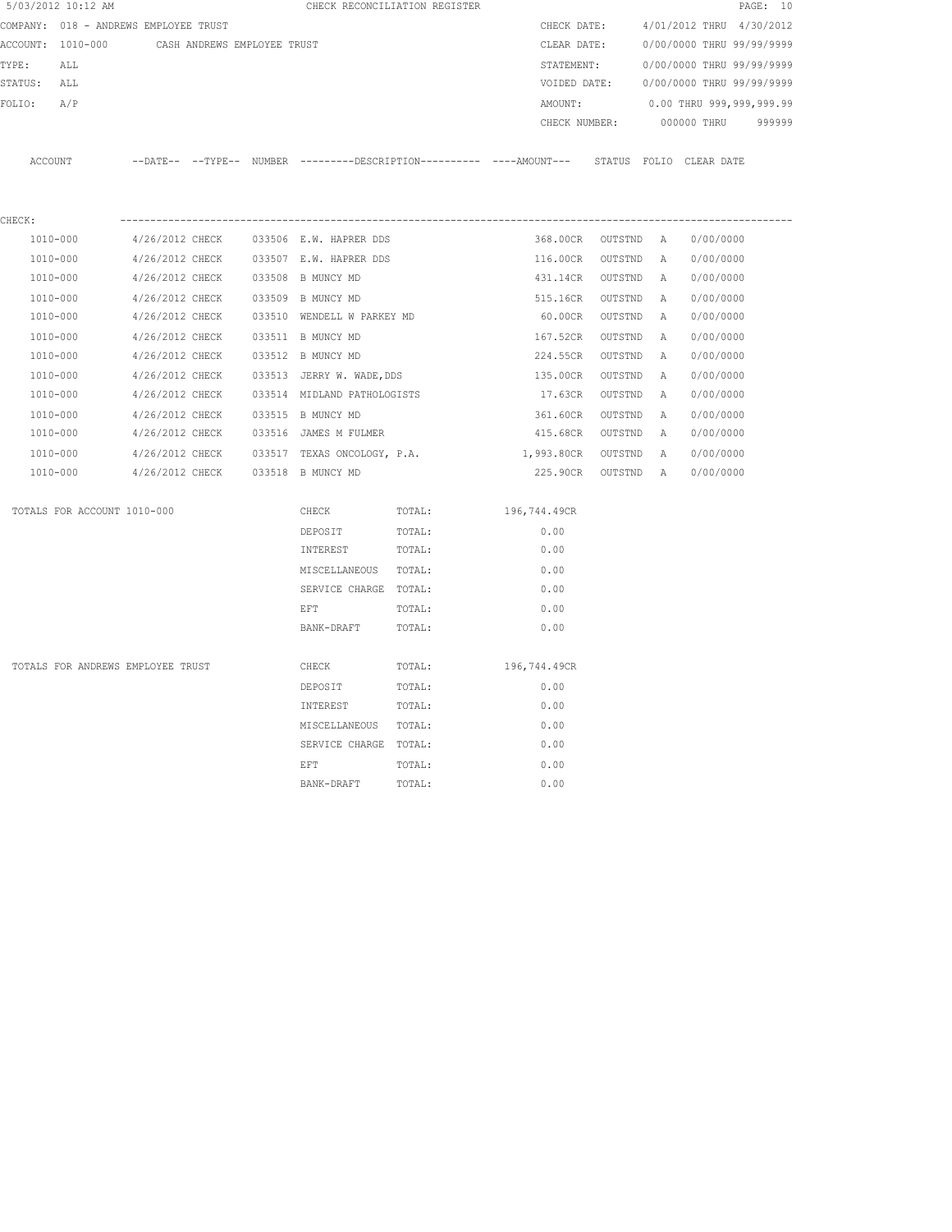5/03/2012 10:12 AM CHECK RECONCILIATION REGISTER

COMPANY: 018 - ANDREWS EMPLOYEE TRUST

ACCOUNT: 1010-000 CASH ANDREWS EMPLOYEE TRUST

TYPE: ALL

STATUS: ALL

FOLIO: A/P

CHECK DATE: 4/01/2012 THRU 4/30/2012

CLEAR DATE: 0/00/0000 THRU 99/99/9999

STATEMENT: 0/00/0000 THRU 99/99/9999

VOIDED DATE: 0/00/0000 THRU 99/99/9999

AMOUNT: 0.00 THRU 999,999,999.99

CHECK NUMBER: 000000 THRU 999999

CHECK:

| ACCOUNT | DATE | TYPE | NUMBER | DESCRIPTION | AMOUNT | STATUS | FOLIO | CLEAR DATE |
|---|---|---|---|---|---|---|---|---|
| 1010-000 | 4/26/2012 | CHECK | 033506 | E.W. HAPRER DDS | 368.00CR | OUTSTND | A | 0/00/0000 |
| 1010-000 | 4/26/2012 | CHECK | 033507 | E.W. HAPRER DDS | 116.00CR | OUTSTND | A | 0/00/0000 |
| 1010-000 | 4/26/2012 | CHECK | 033508 | B MUNCY MD | 431.14CR | OUTSTND | A | 0/00/0000 |
| 1010-000 | 4/26/2012 | CHECK | 033509 | B MUNCY MD | 515.16CR | OUTSTND | A | 0/00/0000 |
| 1010-000 | 4/26/2012 | CHECK | 033510 | WENDELL W PARKEY MD | 60.00CR | OUTSTND | A | 0/00/0000 |
| 1010-000 | 4/26/2012 | CHECK | 033511 | B MUNCY MD | 167.52CR | OUTSTND | A | 0/00/0000 |
| 1010-000 | 4/26/2012 | CHECK | 033512 | B MUNCY MD | 224.55CR | OUTSTND | A | 0/00/0000 |
| 1010-000 | 4/26/2012 | CHECK | 033513 | JERRY W. WADE,DDS | 135.00CR | OUTSTND | A | 0/00/0000 |
| 1010-000 | 4/26/2012 | CHECK | 033514 | MIDLAND PATHOLOGISTS | 17.63CR | OUTSTND | A | 0/00/0000 |
| 1010-000 | 4/26/2012 | CHECK | 033515 | B MUNCY MD | 361.60CR | OUTSTND | A | 0/00/0000 |
| 1010-000 | 4/26/2012 | CHECK | 033516 | JAMES M FULMER | 415.68CR | OUTSTND | A | 0/00/0000 |
| 1010-000 | 4/26/2012 | CHECK | 033517 | TEXAS ONCOLOGY, P.A. | 1,993.80CR | OUTSTND | A | 0/00/0000 |
| 1010-000 | 4/26/2012 | CHECK | 033518 | B MUNCY MD | 225.90CR | OUTSTND | A | 0/00/0000 |

| TOTALS FOR ACCOUNT 1010-000 | | | |
|---|---|---|---|
| | CHECK | TOTAL: | 196,744.49CR |
| | DEPOSIT | TOTAL: | 0.00 |
| | INTEREST | TOTAL: | 0.00 |
| | MISCELLANEOUS | TOTAL: | 0.00 |
| | SERVICE CHARGE | TOTAL: | 0.00 |
| | EFT | TOTAL: | 0.00 |
| | BANK-DRAFT | TOTAL: | 0.00 |

| TOTALS FOR ANDREWS EMPLOYEE TRUST | | | |
|---|---|---|---|
| | CHECK | TOTAL: | 196,744.49CR |
| | DEPOSIT | TOTAL: | 0.00 |
| | INTEREST | TOTAL: | 0.00 |
| | MISCELLANEOUS | TOTAL: | 0.00 |
| | SERVICE CHARGE | TOTAL: | 0.00 |
| | EFT | TOTAL: | 0.00 |
| | BANK-DRAFT | TOTAL: | 0.00 |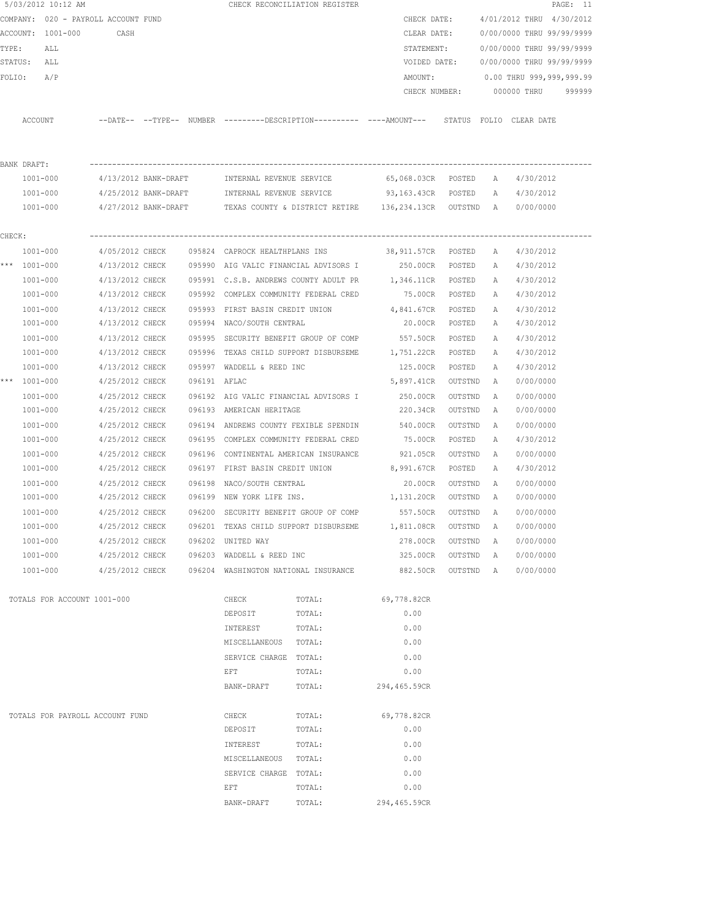5/03/2012 10:12 AM CHECK RECONCILIATION REGISTER

COMPANY: 020 - PAYROLL ACCOUNT FUND

ACCOUNT: 1001-000 CASH

TYPE: ALL

STATUS: ALL

FOLIO: A/P

CHECK DATE: 4/01/2012 THRU 4/30/2012
CLEAR DATE: 0/00/0000 THRU 99/99/9999
STATEMENT: 0/00/0000 THRU 99/99/9999
VOIDED DATE: 0/00/0000 THRU 99/99/9999
AMOUNT: 0.00 THRU 999,999,999.99
CHECK NUMBER: 000000 THRU 999999

| | ACCOUNT | --DATE-- | --TYPE-- | NUMBER | ---------DESCRIPTION---------- | ----AMOUNT--- | STATUS | FOLIO | CLEAR DATE |
|---|---|---|---|---|---|---|---|---|---|
| BANK DRAFT: | | | | | | | | | |
| | 1001-000 | 4/13/2012 | BANK-DRAFT | | INTERNAL REVENUE SERVICE | 65,068.03CR | POSTED | A | 4/30/2012 |
| | 1001-000 | 4/25/2012 | BANK-DRAFT | | INTERNAL REVENUE SERVICE | 93,163.43CR | POSTED | A | 4/30/2012 |
| | 1001-000 | 4/27/2012 | BANK-DRAFT | | TEXAS COUNTY & DISTRICT RETIRE | 136,234.13CR | OUTSTND | A | 0/00/0000 |
| CHECK: | | | | | | | | | |
| | 1001-000 | 4/05/2012 | CHECK | 095824 | CAPROCK HEALTHPLANS INS | 38,911.57CR | POSTED | A | 4/30/2012 |
| *** | 1001-000 | 4/13/2012 | CHECK | 095990 | AIG VALIC FINANCIAL ADVISORS I | 250.00CR | POSTED | A | 4/30/2012 |
| | 1001-000 | 4/13/2012 | CHECK | 095991 | C.S.B. ANDREWS COUNTY ADULT PR | 1,346.11CR | POSTED | A | 4/30/2012 |
| | 1001-000 | 4/13/2012 | CHECK | 095992 | COMPLEX COMMUNITY FEDERAL CRED | 75.00CR | POSTED | A | 4/30/2012 |
| | 1001-000 | 4/13/2012 | CHECK | 095993 | FIRST BASIN CREDIT UNION | 4,841.67CR | POSTED | A | 4/30/2012 |
| | 1001-000 | 4/13/2012 | CHECK | 095994 | NACO/SOUTH CENTRAL | 20.00CR | POSTED | A | 4/30/2012 |
| | 1001-000 | 4/13/2012 | CHECK | 095995 | SECURITY BENEFIT GROUP OF COMP | 557.50CR | POSTED | A | 4/30/2012 |
| | 1001-000 | 4/13/2012 | CHECK | 095996 | TEXAS CHILD SUPPORT DISBURSEME | 1,751.22CR | POSTED | A | 4/30/2012 |
| | 1001-000 | 4/13/2012 | CHECK | 095997 | WADDELL & REED INC | 125.00CR | POSTED | A | 4/30/2012 |
| *** | 1001-000 | 4/25/2012 | CHECK | 096191 | AFLAC | 5,897.41CR | OUTSTND | A | 0/00/0000 |
| | 1001-000 | 4/25/2012 | CHECK | 096192 | AIG VALIC FINANCIAL ADVISORS I | 250.00CR | OUTSTND | A | 0/00/0000 |
| | 1001-000 | 4/25/2012 | CHECK | 096193 | AMERICAN HERITAGE | 220.34CR | OUTSTND | A | 0/00/0000 |
| | 1001-000 | 4/25/2012 | CHECK | 096194 | ANDREWS COUNTY FEXIBLE SPENDIN | 540.00CR | OUTSTND | A | 0/00/0000 |
| | 1001-000 | 4/25/2012 | CHECK | 096195 | COMPLEX COMMUNITY FEDERAL CRED | 75.00CR | POSTED | A | 4/30/2012 |
| | 1001-000 | 4/25/2012 | CHECK | 096196 | CONTINENTAL AMERICAN INSURANCE | 921.05CR | OUTSTND | A | 0/00/0000 |
| | 1001-000 | 4/25/2012 | CHECK | 096197 | FIRST BASIN CREDIT UNION | 8,991.67CR | POSTED | A | 4/30/2012 |
| | 1001-000 | 4/25/2012 | CHECK | 096198 | NACO/SOUTH CENTRAL | 20.00CR | OUTSTND | A | 0/00/0000 |
| | 1001-000 | 4/25/2012 | CHECK | 096199 | NEW YORK LIFE INS. | 1,131.20CR | OUTSTND | A | 0/00/0000 |
| | 1001-000 | 4/25/2012 | CHECK | 096200 | SECURITY BENEFIT GROUP OF COMP | 557.50CR | OUTSTND | A | 0/00/0000 |
| | 1001-000 | 4/25/2012 | CHECK | 096201 | TEXAS CHILD SUPPORT DISBURSEME | 1,811.08CR | OUTSTND | A | 0/00/0000 |
| | 1001-000 | 4/25/2012 | CHECK | 096202 | UNITED WAY | 278.00CR | OUTSTND | A | 0/00/0000 |
| | 1001-000 | 4/25/2012 | CHECK | 096203 | WADDELL & REED INC | 325.00CR | OUTSTND | A | 0/00/0000 |
| | 1001-000 | 4/25/2012 | CHECK | 096204 | WASHINGTON NATIONAL INSURANCE | 882.50CR | OUTSTND | A | 0/00/0000 |

| TOTALS FOR ACCOUNT 1001-000 | | | |
|---|---|---|---|
| | CHECK | TOTAL: | 69,778.82CR |
| | DEPOSIT | TOTAL: | 0.00 |
| | INTEREST | TOTAL: | 0.00 |
| | MISCELLANEOUS | TOTAL: | 0.00 |
| | SERVICE CHARGE | TOTAL: | 0.00 |
| | EFT | TOTAL: | 0.00 |
| | BANK-DRAFT | TOTAL: | 294,465.59CR |

| TOTALS FOR PAYROLL ACCOUNT FUND | | | |
|---|---|---|---|
| | CHECK | TOTAL: | 69,778.82CR |
| | DEPOSIT | TOTAL: | 0.00 |
| | INTEREST | TOTAL: | 0.00 |
| | MISCELLANEOUS | TOTAL: | 0.00 |
| | SERVICE CHARGE | TOTAL: | 0.00 |
| | EFT | TOTAL: | 0.00 |
| | BANK-DRAFT | TOTAL: | 294,465.59CR |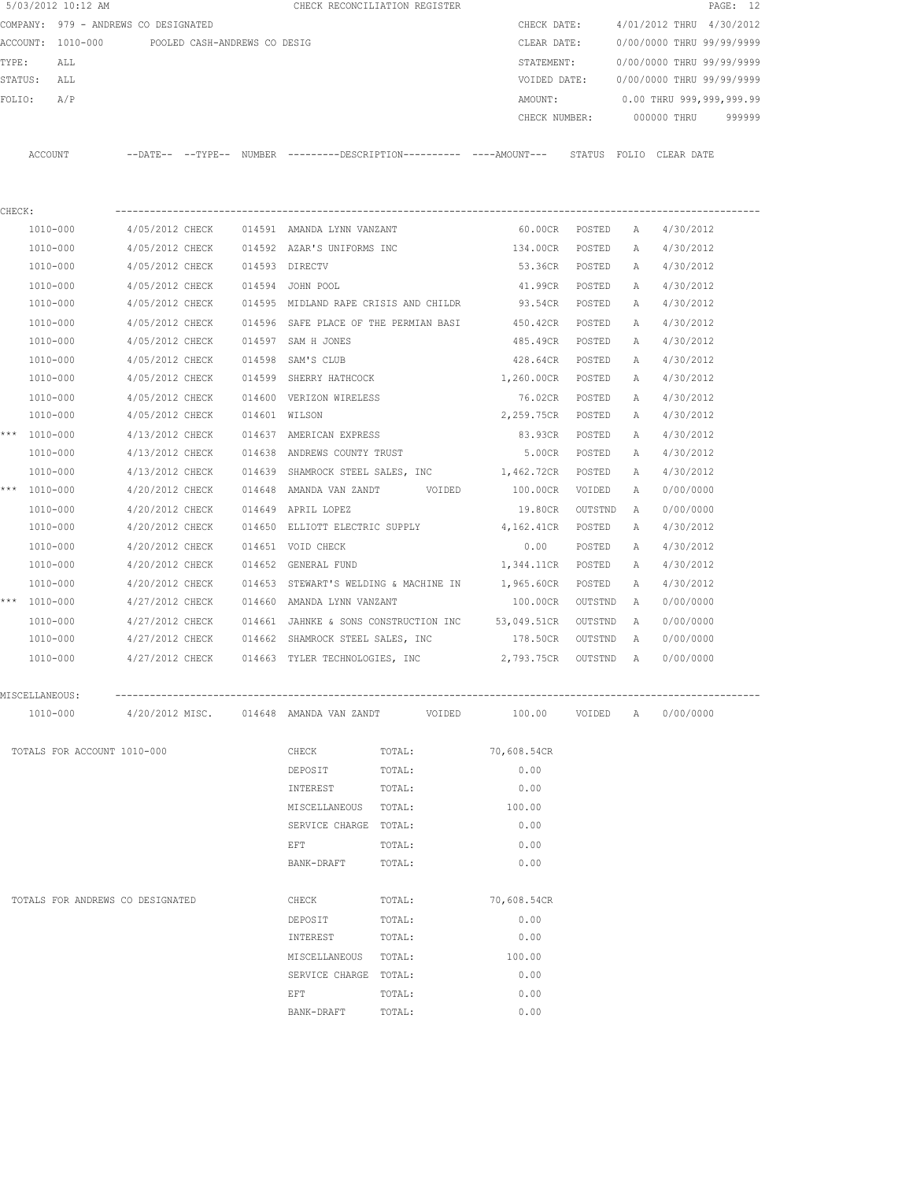5/03/2012 10:12 AM CHECK RECONCILIATION REGISTER

COMPANY: 979 - ANDREWS CO DESIGNATED

ACCOUNT: 1010-000 POOLED CASH-ANDREWS CO DESIG

TYPE: ALL

STATUS: ALL

FOLIO: A/P

CHECK DATE: 4/01/2012 THRU 4/30/2012

CLEAR DATE: 0/00/0000 THRU 99/99/9999

STATEMENT: 0/00/0000 THRU 99/99/9999

VOIDED DATE: 0/00/0000 THRU 99/99/9999

AMOUNT: 0.00 THRU 999,999,999.99

CHECK NUMBER: 000000 THRU 999999

| | ACCOUNT | --DATE-- | --TYPE-- | NUMBER | ---------DESCRIPTION---------- | ----AMOUNT--- | STATUS | FOLIO | CLEAR DATE |
|---|---|---|---|---|---|---|---|---|---|
| CHECK: | | | | | | | | | |
| | 1010-000 | 4/05/2012 | CHECK | 014591 | AMANDA LYNN VANZANT | 60.00CR | POSTED | A | 4/30/2012 |
| | 1010-000 | 4/05/2012 | CHECK | 014592 | AZAR'S UNIFORMS INC | 134.00CR | POSTED | A | 4/30/2012 |
| | 1010-000 | 4/05/2012 | CHECK | 014593 | DIRECTV | 53.36CR | POSTED | A | 4/30/2012 |
| | 1010-000 | 4/05/2012 | CHECK | 014594 | JOHN POOL | 41.99CR | POSTED | A | 4/30/2012 |
| | 1010-000 | 4/05/2012 | CHECK | 014595 | MIDLAND RAPE CRISIS AND CHILDR | 93.54CR | POSTED | A | 4/30/2012 |
| | 1010-000 | 4/05/2012 | CHECK | 014596 | SAFE PLACE OF THE PERMIAN BASI | 450.42CR | POSTED | A | 4/30/2012 |
| | 1010-000 | 4/05/2012 | CHECK | 014597 | SAM H JONES | 485.49CR | POSTED | A | 4/30/2012 |
| | 1010-000 | 4/05/2012 | CHECK | 014598 | SAM'S CLUB | 428.64CR | POSTED | A | 4/30/2012 |
| | 1010-000 | 4/05/2012 | CHECK | 014599 | SHERRY HATHCOCK | 1,260.00CR | POSTED | A | 4/30/2012 |
| | 1010-000 | 4/05/2012 | CHECK | 014600 | VERIZON WIRELESS | 76.02CR | POSTED | A | 4/30/2012 |
| | 1010-000 | 4/05/2012 | CHECK | 014601 | WILSON | 2,259.75CR | POSTED | A | 4/30/2012 |
| *** | 1010-000 | 4/13/2012 | CHECK | 014637 | AMERICAN EXPRESS | 83.93CR | POSTED | A | 4/30/2012 |
| | 1010-000 | 4/13/2012 | CHECK | 014638 | ANDREWS COUNTY TRUST | 5.00CR | POSTED | A | 4/30/2012 |
| | 1010-000 | 4/13/2012 | CHECK | 014639 | SHAMROCK STEEL SALES, INC | 1,462.72CR | POSTED | A | 4/30/2012 |
| *** | 1010-000 | 4/20/2012 | CHECK | 014648 | AMANDA VAN ZANDT VOIDED | 100.00CR | VOIDED | A | 0/00/0000 |
| | 1010-000 | 4/20/2012 | CHECK | 014649 | APRIL LOPEZ | 19.80CR | OUTSTND | A | 0/00/0000 |
| | 1010-000 | 4/20/2012 | CHECK | 014650 | ELLIOTT ELECTRIC SUPPLY | 4,162.41CR | POSTED | A | 4/30/2012 |
| | 1010-000 | 4/20/2012 | CHECK | 014651 | VOID CHECK | 0.00 | POSTED | A | 4/30/2012 |
| | 1010-000 | 4/20/2012 | CHECK | 014652 | GENERAL FUND | 1,344.11CR | POSTED | A | 4/30/2012 |
| | 1010-000 | 4/20/2012 | CHECK | 014653 | STEWART'S WELDING & MACHINE IN | 1,965.60CR | POSTED | A | 4/30/2012 |
| *** | 1010-000 | 4/27/2012 | CHECK | 014660 | AMANDA LYNN VANZANT | 100.00CR | OUTSTND | A | 0/00/0000 |
| | 1010-000 | 4/27/2012 | CHECK | 014661 | JAHNKE & SONS CONSTRUCTION INC | 53,049.51CR | OUTSTND | A | 0/00/0000 |
| | 1010-000 | 4/27/2012 | CHECK | 014662 | SHAMROCK STEEL SALES, INC | 178.50CR | OUTSTND | A | 0/00/0000 |
| | 1010-000 | 4/27/2012 | CHECK | 014663 | TYLER TECHNOLOGIES, INC | 2,793.75CR | OUTSTND | A | 0/00/0000 |
| MISCELLANEOUS: | | | | | | | | | |
| | 1010-000 | 4/20/2012 | MISC. | 014648 | AMANDA VAN ZANDT VOIDED | 100.00 | VOIDED | A | 0/00/0000 |

| TOTALS FOR ACCOUNT 1010-000 | | | |
|---|---|---|---|
| | CHECK | TOTAL: | 70,608.54CR |
| | DEPOSIT | TOTAL: | 0.00 |
| | INTEREST | TOTAL: | 0.00 |
| | MISCELLANEOUS | TOTAL: | 100.00 |
| | SERVICE CHARGE | TOTAL: | 0.00 |
| | EFT | TOTAL: | 0.00 |
| | BANK-DRAFT | TOTAL: | 0.00 |

| TOTALS FOR ANDREWS CO DESIGNATED | | | |
|---|---|---|---|
| | CHECK | TOTAL: | 70,608.54CR |
| | DEPOSIT | TOTAL: | 0.00 |
| | INTEREST | TOTAL: | 0.00 |
| | MISCELLANEOUS | TOTAL: | 100.00 |
| | SERVICE CHARGE | TOTAL: | 0.00 |
| | EFT | TOTAL: | 0.00 |
| | BANK-DRAFT | TOTAL: | 0.00 |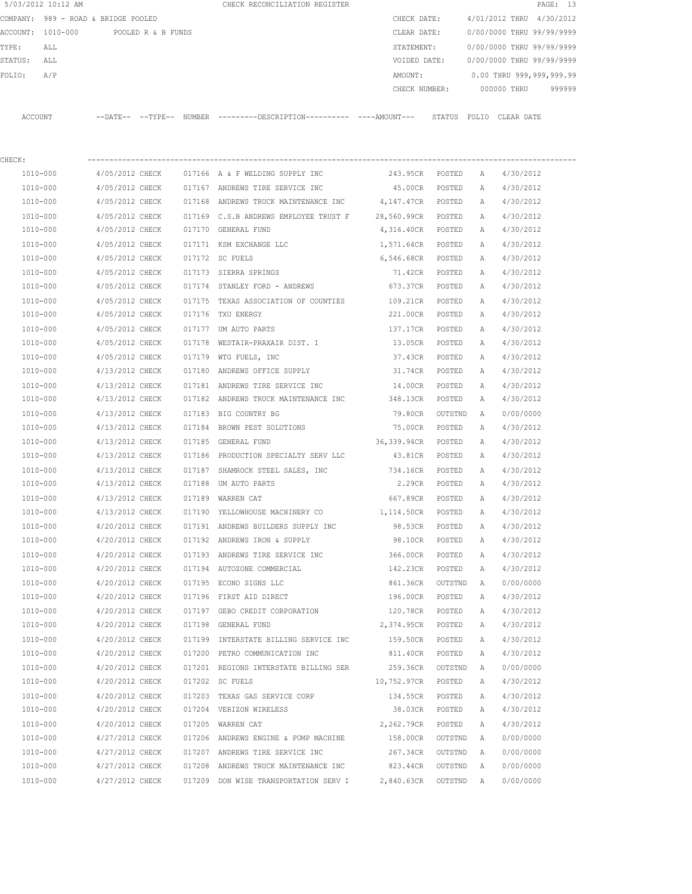5/03/2012 10:12 AM CHECK RECONCILIATION REGISTER

COMPANY: 989 - ROAD & BRIDGE POOLED

ACCOUNT: 1010-000 POOLED R & B FUNDS

TYPE: ALL

STATUS: ALL

FOLIO: A/P

CHECK DATE: 4/01/2012 THRU 4/30/2012

CLEAR DATE: 0/00/0000 THRU 99/99/9999

STATEMENT: 0/00/0000 THRU 99/99/9999

VOIDED DATE: 0/00/0000 THRU 99/99/9999

AMOUNT: 0.00 THRU 999,999,999.99

CHECK NUMBER: 000000 THRU 999999

CHECK:

| ACCOUNT | DATE | TYPE | NUMBER | DESCRIPTION | AMOUNT | STATUS | FOLIO | CLEAR DATE |
|---|---|---|---|---|---|---|---|---|
| 1010-000 | 4/05/2012 | CHECK | 017166 | A & F WELDING SUPPLY INC | 243.95CR | POSTED | A | 4/30/2012 |
| 1010-000 | 4/05/2012 | CHECK | 017167 | ANDREWS TIRE SERVICE INC | 45.00CR | POSTED | A | 4/30/2012 |
| 1010-000 | 4/05/2012 | CHECK | 017168 | ANDREWS TRUCK MAINTENANCE INC | 4,147.47CR | POSTED | A | 4/30/2012 |
| 1010-000 | 4/05/2012 | CHECK | 017169 | C.S.B ANDREWS EMPLOYEE TRUST F | 28,560.99CR | POSTED | A | 4/30/2012 |
| 1010-000 | 4/05/2012 | CHECK | 017170 | GENERAL FUND | 4,316.40CR | POSTED | A | 4/30/2012 |
| 1010-000 | 4/05/2012 | CHECK | 017171 | KSM EXCHANGE LLC | 1,571.64CR | POSTED | A | 4/30/2012 |
| 1010-000 | 4/05/2012 | CHECK | 017172 | SC FUELS | 6,546.68CR | POSTED | A | 4/30/2012 |
| 1010-000 | 4/05/2012 | CHECK | 017173 | SIERRA SPRINGS | 71.42CR | POSTED | A | 4/30/2012 |
| 1010-000 | 4/05/2012 | CHECK | 017174 | STANLEY FORD - ANDREWS | 673.37CR | POSTED | A | 4/30/2012 |
| 1010-000 | 4/05/2012 | CHECK | 017175 | TEXAS ASSOCIATION OF COUNTIES | 109.21CR | POSTED | A | 4/30/2012 |
| 1010-000 | 4/05/2012 | CHECK | 017176 | TXU ENERGY | 221.00CR | POSTED | A | 4/30/2012 |
| 1010-000 | 4/05/2012 | CHECK | 017177 | UM AUTO PARTS | 137.17CR | POSTED | A | 4/30/2012 |
| 1010-000 | 4/05/2012 | CHECK | 017178 | WESTAIR-PRAXAIR DIST. I | 13.05CR | POSTED | A | 4/30/2012 |
| 1010-000 | 4/05/2012 | CHECK | 017179 | WTG FUELS, INC | 37.43CR | POSTED | A | 4/30/2012 |
| 1010-000 | 4/13/2012 | CHECK | 017180 | ANDREWS OFFICE SUPPLY | 31.74CR | POSTED | A | 4/30/2012 |
| 1010-000 | 4/13/2012 | CHECK | 017181 | ANDREWS TIRE SERVICE INC | 14.00CR | POSTED | A | 4/30/2012 |
| 1010-000 | 4/13/2012 | CHECK | 017182 | ANDREWS TRUCK MAINTENANCE INC | 348.13CR | POSTED | A | 4/30/2012 |
| 1010-000 | 4/13/2012 | CHECK | 017183 | BIG COUNTRY BG | 79.80CR | OUTSTND | A | 0/00/0000 |
| 1010-000 | 4/13/2012 | CHECK | 017184 | BROWN PEST SOLUTIONS | 75.00CR | POSTED | A | 4/30/2012 |
| 1010-000 | 4/13/2012 | CHECK | 017185 | GENERAL FUND | 36,339.94CR | POSTED | A | 4/30/2012 |
| 1010-000 | 4/13/2012 | CHECK | 017186 | PRODUCTION SPECIALTY SERV LLC | 43.81CR | POSTED | A | 4/30/2012 |
| 1010-000 | 4/13/2012 | CHECK | 017187 | SHAMROCK STEEL SALES, INC | 734.16CR | POSTED | A | 4/30/2012 |
| 1010-000 | 4/13/2012 | CHECK | 017188 | UM AUTO PARTS | 2.29CR | POSTED | A | 4/30/2012 |
| 1010-000 | 4/13/2012 | CHECK | 017189 | WARREN CAT | 667.89CR | POSTED | A | 4/30/2012 |
| 1010-000 | 4/13/2012 | CHECK | 017190 | YELLOWHOUSE MACHINERY CO | 1,114.50CR | POSTED | A | 4/30/2012 |
| 1010-000 | 4/20/2012 | CHECK | 017191 | ANDREWS BUILDERS SUPPLY INC | 98.53CR | POSTED | A | 4/30/2012 |
| 1010-000 | 4/20/2012 | CHECK | 017192 | ANDREWS IRON & SUPPLY | 98.10CR | POSTED | A | 4/30/2012 |
| 1010-000 | 4/20/2012 | CHECK | 017193 | ANDREWS TIRE SERVICE INC | 366.00CR | POSTED | A | 4/30/2012 |
| 1010-000 | 4/20/2012 | CHECK | 017194 | AUTOZONE COMMERCIAL | 142.23CR | POSTED | A | 4/30/2012 |
| 1010-000 | 4/20/2012 | CHECK | 017195 | ECONO SIGNS LLC | 861.36CR | OUTSTND | A | 0/00/0000 |
| 1010-000 | 4/20/2012 | CHECK | 017196 | FIRST AID DIRECT | 196.00CR | POSTED | A | 4/30/2012 |
| 1010-000 | 4/20/2012 | CHECK | 017197 | GEBO CREDIT CORPORATION | 120.78CR | POSTED | A | 4/30/2012 |
| 1010-000 | 4/20/2012 | CHECK | 017198 | GENERAL FUND | 2,374.95CR | POSTED | A | 4/30/2012 |
| 1010-000 | 4/20/2012 | CHECK | 017199 | INTERSTATE BILLING SERVICE INC | 159.50CR | POSTED | A | 4/30/2012 |
| 1010-000 | 4/20/2012 | CHECK | 017200 | PETRO COMMUNICATION INC | 811.40CR | POSTED | A | 4/30/2012 |
| 1010-000 | 4/20/2012 | CHECK | 017201 | REGIONS INTERSTATE BILLING SER | 259.36CR | OUTSTND | A | 0/00/0000 |
| 1010-000 | 4/20/2012 | CHECK | 017202 | SC FUELS | 10,752.97CR | POSTED | A | 4/30/2012 |
| 1010-000 | 4/20/2012 | CHECK | 017203 | TEXAS GAS SERVICE CORP | 134.55CR | POSTED | A | 4/30/2012 |
| 1010-000 | 4/20/2012 | CHECK | 017204 | VERIZON WIRELESS | 38.03CR | POSTED | A | 4/30/2012 |
| 1010-000 | 4/20/2012 | CHECK | 017205 | WARREN CAT | 2,262.79CR | POSTED | A | 4/30/2012 |
| 1010-000 | 4/27/2012 | CHECK | 017206 | ANDREWS ENGINE & PUMP MACHINE | 158.00CR | OUTSTND | A | 0/00/0000 |
| 1010-000 | 4/27/2012 | CHECK | 017207 | ANDREWS TIRE SERVICE INC | 267.34CR | OUTSTND | A | 0/00/0000 |
| 1010-000 | 4/27/2012 | CHECK | 017208 | ANDREWS TRUCK MAINTENANCE INC | 823.44CR | OUTSTND | A | 0/00/0000 |
| 1010-000 | 4/27/2012 | CHECK | 017209 | DON WISE TRANSPORTATION SERV I | 2,840.63CR | OUTSTND | A | 0/00/0000 |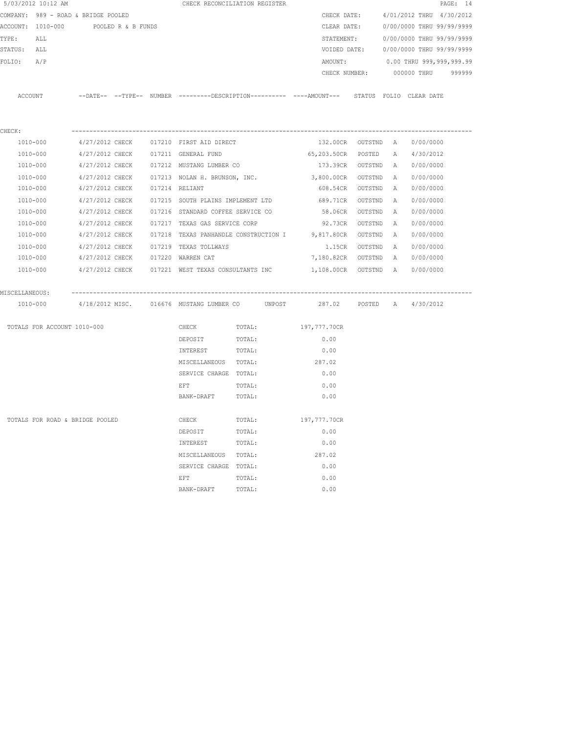5/03/2012 10:12 AM CHECK RECONCILIATION REGISTER

COMPANY: 989 - ROAD & BRIDGE POOLED
ACCOUNT: 1010-000 POOLED R & B FUNDS
TYPE: ALL
STATUS: ALL
FOLIO: A/P

CHECK DATE: 4/01/2012 THRU 4/30/2012
CLEAR DATE: 0/00/0000 THRU 99/99/9999
STATEMENT: 0/00/0000 THRU 99/99/9999
VOIDED DATE: 0/00/0000 THRU 99/99/9999
AMOUNT: 0.00 THRU 999,999,999.99
CHECK NUMBER: 000000 THRU 999999

| ACCOUNT | --DATE-- | --TYPE-- | NUMBER | ---------DESCRIPTION---------- | ----AMOUNT--- | STATUS | FOLIO | CLEAR DATE |
|---|---|---|---|---|---|---|---|---|
| CHECK: | | | | | | | | |
| 1010-000 | 4/27/2012 | CHECK | 017210 | FIRST AID DIRECT | 132.00CR | OUTSTND | A | 0/00/0000 |
| 1010-000 | 4/27/2012 | CHECK | 017211 | GENERAL FUND | 65,203.50CR | POSTED | A | 4/30/2012 |
| 1010-000 | 4/27/2012 | CHECK | 017212 | MUSTANG LUMBER CO | 173.39CR | OUTSTND | A | 0/00/0000 |
| 1010-000 | 4/27/2012 | CHECK | 017213 | NOLAN H. BRUNSON, INC. | 3,800.00CR | OUTSTND | A | 0/00/0000 |
| 1010-000 | 4/27/2012 | CHECK | 017214 | RELIANT | 608.54CR | OUTSTND | A | 0/00/0000 |
| 1010-000 | 4/27/2012 | CHECK | 017215 | SOUTH PLAINS IMPLEMENT LTD | 689.71CR | OUTSTND | A | 0/00/0000 |
| 1010-000 | 4/27/2012 | CHECK | 017216 | STANDARD COFFEE SERVICE CO | 58.06CR | OUTSTND | A | 0/00/0000 |
| 1010-000 | 4/27/2012 | CHECK | 017217 | TEXAS GAS SERVICE CORP | 92.73CR | OUTSTND | A | 0/00/0000 |
| 1010-000 | 4/27/2012 | CHECK | 017218 | TEXAS PANHANDLE CONSTRUCTION I | 9,817.80CR | OUTSTND | A | 0/00/0000 |
| 1010-000 | 4/27/2012 | CHECK | 017219 | TEXAS TOLLWAYS | 1.15CR | OUTSTND | A | 0/00/0000 |
| 1010-000 | 4/27/2012 | CHECK | 017220 | WARREN CAT | 7,180.82CR | OUTSTND | A | 0/00/0000 |
| 1010-000 | 4/27/2012 | CHECK | 017221 | WEST TEXAS CONSULTANTS INC | 1,108.00CR | OUTSTND | A | 0/00/0000 |
| MISCELLANEOUS: | | | | | | | | |
| 1010-000 | 4/18/2012 | MISC. | 016676 | MUSTANG LUMBER CO UNPOST | 287.02 | POSTED | A | 4/30/2012 |

| TOTALS FOR ACCOUNT 1010-000 | | | |
|---|---|---|---|
| | CHECK | TOTAL: | 197,777.70CR |
| | DEPOSIT | TOTAL: | 0.00 |
| | INTEREST | TOTAL: | 0.00 |
| | MISCELLANEOUS | TOTAL: | 287.02 |
| | SERVICE CHARGE | TOTAL: | 0.00 |
| | EFT | TOTAL: | 0.00 |
| | BANK-DRAFT | TOTAL: | 0.00 |

| TOTALS FOR ROAD & BRIDGE POOLED | | | |
|---|---|---|---|
| | CHECK | TOTAL: | 197,777.70CR |
| | DEPOSIT | TOTAL: | 0.00 |
| | INTEREST | TOTAL: | 0.00 |
| | MISCELLANEOUS | TOTAL: | 287.02 |
| | SERVICE CHARGE | TOTAL: | 0.00 |
| | EFT | TOTAL: | 0.00 |
| | BANK-DRAFT | TOTAL: | 0.00 |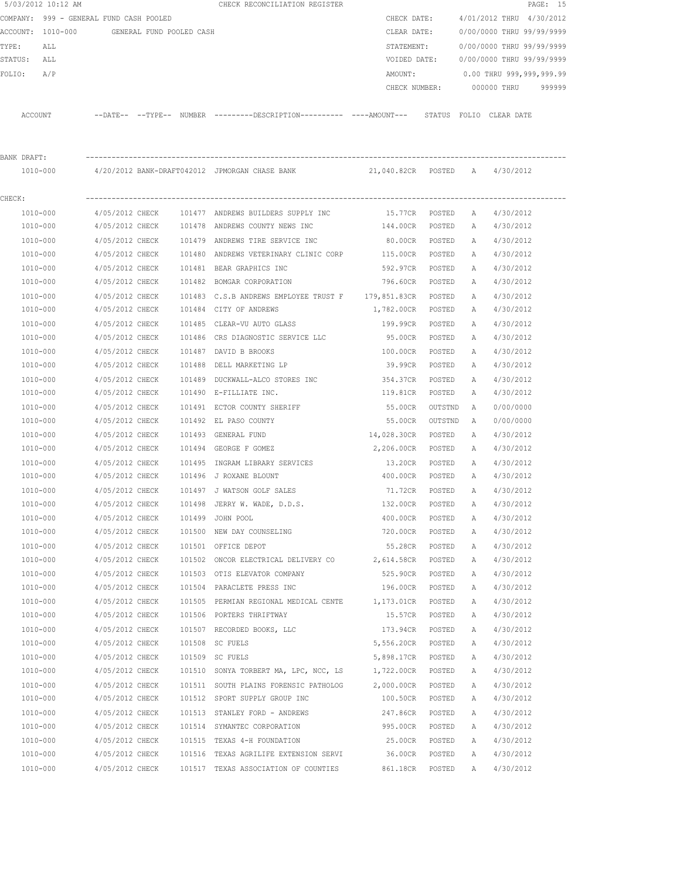5/03/2012 10:12 AM CHECK RECONCILIATION REGISTER

COMPANY: 999 - GENERAL FUND CASH POOLED
ACCOUNT: 1010-000 GENERAL FUND POOLED CASH
TYPE: ALL
STATUS: ALL
FOLIO: A/P

CHECK DATE: 4/01/2012 THRU 4/30/2012
CLEAR DATE: 0/00/0000 THRU 99/99/9999
STATEMENT: 0/00/0000 THRU 99/99/9999
VOIDED DATE: 0/00/0000 THRU 99/99/9999
AMOUNT: 0.00 THRU 999,999,999.99
CHECK NUMBER: 000000 THRU 999999

**BANK DRAFT:**

| ACCOUNT | DATE | TYPE | NUMBER | DESCRIPTION | AMOUNT | STATUS | FOLIO | CLEAR DATE |
|---|---|---|---|---|---|---|---|---|
| 1010-000 | 4/20/2012 | BANK-DRAFT | 042012 | JPMORGAN CHASE BANK | 21,040.82CR | POSTED | A | 4/30/2012 |

**CHECK:**

| ACCOUNT | DATE | TYPE | NUMBER | DESCRIPTION | AMOUNT | STATUS | FOLIO | CLEAR DATE |
|---|---|---|---|---|---|---|---|---|
| 1010-000 | 4/05/2012 | CHECK | 101477 | ANDREWS BUILDERS SUPPLY INC | 15.77CR | POSTED | A | 4/30/2012 |
| 1010-000 | 4/05/2012 | CHECK | 101478 | ANDREWS COUNTY NEWS INC | 144.00CR | POSTED | A | 4/30/2012 |
| 1010-000 | 4/05/2012 | CHECK | 101479 | ANDREWS TIRE SERVICE INC | 80.00CR | POSTED | A | 4/30/2012 |
| 1010-000 | 4/05/2012 | CHECK | 101480 | ANDREWS VETERINARY CLINIC CORP | 115.00CR | POSTED | A | 4/30/2012 |
| 1010-000 | 4/05/2012 | CHECK | 101481 | BEAR GRAPHICS INC | 592.97CR | POSTED | A | 4/30/2012 |
| 1010-000 | 4/05/2012 | CHECK | 101482 | BOMGAR CORPORATION | 796.60CR | POSTED | A | 4/30/2012 |
| 1010-000 | 4/05/2012 | CHECK | 101483 | C.S.B ANDREWS EMPLOYEE TRUST F | 179,851.83CR | POSTED | A | 4/30/2012 |
| 1010-000 | 4/05/2012 | CHECK | 101484 | CITY OF ANDREWS | 1,782.00CR | POSTED | A | 4/30/2012 |
| 1010-000 | 4/05/2012 | CHECK | 101485 | CLEAR-VU AUTO GLASS | 199.99CR | POSTED | A | 4/30/2012 |
| 1010-000 | 4/05/2012 | CHECK | 101486 | CRS DIAGNOSTIC SERVICE LLC | 95.00CR | POSTED | A | 4/30/2012 |
| 1010-000 | 4/05/2012 | CHECK | 101487 | DAVID B BROOKS | 100.00CR | POSTED | A | 4/30/2012 |
| 1010-000 | 4/05/2012 | CHECK | 101488 | DELL MARKETING LP | 39.99CR | POSTED | A | 4/30/2012 |
| 1010-000 | 4/05/2012 | CHECK | 101489 | DUCKWALL-ALCO STORES INC | 354.37CR | POSTED | A | 4/30/2012 |
| 1010-000 | 4/05/2012 | CHECK | 101490 | E-FILLIATE INC. | 119.81CR | POSTED | A | 4/30/2012 |
| 1010-000 | 4/05/2012 | CHECK | 101491 | ECTOR COUNTY SHERIFF | 55.00CR | OUTSTND | A | 0/00/0000 |
| 1010-000 | 4/05/2012 | CHECK | 101492 | EL PASO COUNTY | 55.00CR | OUTSTND | A | 0/00/0000 |
| 1010-000 | 4/05/2012 | CHECK | 101493 | GENERAL FUND | 14,028.30CR | POSTED | A | 4/30/2012 |
| 1010-000 | 4/05/2012 | CHECK | 101494 | GEORGE F GOMEZ | 2,206.00CR | POSTED | A | 4/30/2012 |
| 1010-000 | 4/05/2012 | CHECK | 101495 | INGRAM LIBRARY SERVICES | 13.20CR | POSTED | A | 4/30/2012 |
| 1010-000 | 4/05/2012 | CHECK | 101496 | J ROXANE BLOUNT | 400.00CR | POSTED | A | 4/30/2012 |
| 1010-000 | 4/05/2012 | CHECK | 101497 | J WATSON GOLF SALES | 71.72CR | POSTED | A | 4/30/2012 |
| 1010-000 | 4/05/2012 | CHECK | 101498 | JERRY W. WADE, D.D.S. | 132.00CR | POSTED | A | 4/30/2012 |
| 1010-000 | 4/05/2012 | CHECK | 101499 | JOHN POOL | 400.00CR | POSTED | A | 4/30/2012 |
| 1010-000 | 4/05/2012 | CHECK | 101500 | NEW DAY COUNSELING | 720.00CR | POSTED | A | 4/30/2012 |
| 1010-000 | 4/05/2012 | CHECK | 101501 | OFFICE DEPOT | 55.28CR | POSTED | A | 4/30/2012 |
| 1010-000 | 4/05/2012 | CHECK | 101502 | ONCOR ELECTRICAL DELIVERY CO | 2,614.58CR | POSTED | A | 4/30/2012 |
| 1010-000 | 4/05/2012 | CHECK | 101503 | OTIS ELEVATOR COMPANY | 525.90CR | POSTED | A | 4/30/2012 |
| 1010-000 | 4/05/2012 | CHECK | 101504 | PARACLETE PRESS INC | 196.00CR | POSTED | A | 4/30/2012 |
| 1010-000 | 4/05/2012 | CHECK | 101505 | PERMIAN REGIONAL MEDICAL CENTE | 1,173.01CR | POSTED | A | 4/30/2012 |
| 1010-000 | 4/05/2012 | CHECK | 101506 | PORTERS THRIFTWAY | 15.57CR | POSTED | A | 4/30/2012 |
| 1010-000 | 4/05/2012 | CHECK | 101507 | RECORDED BOOKS, LLC | 173.94CR | POSTED | A | 4/30/2012 |
| 1010-000 | 4/05/2012 | CHECK | 101508 | SC FUELS | 5,556.20CR | POSTED | A | 4/30/2012 |
| 1010-000 | 4/05/2012 | CHECK | 101509 | SC FUELS | 5,898.17CR | POSTED | A | 4/30/2012 |
| 1010-000 | 4/05/2012 | CHECK | 101510 | SONYA TORBERT MA, LPC, NCC, LS | 1,722.00CR | POSTED | A | 4/30/2012 |
| 1010-000 | 4/05/2012 | CHECK | 101511 | SOUTH PLAINS FORENSIC PATHOLOG | 2,000.00CR | POSTED | A | 4/30/2012 |
| 1010-000 | 4/05/2012 | CHECK | 101512 | SPORT SUPPLY GROUP INC | 100.50CR | POSTED | A | 4/30/2012 |
| 1010-000 | 4/05/2012 | CHECK | 101513 | STANLEY FORD - ANDREWS | 247.86CR | POSTED | A | 4/30/2012 |
| 1010-000 | 4/05/2012 | CHECK | 101514 | SYMANTEC CORPORATION | 995.00CR | POSTED | A | 4/30/2012 |
| 1010-000 | 4/05/2012 | CHECK | 101515 | TEXAS 4-H FOUNDATION | 25.00CR | POSTED | A | 4/30/2012 |
| 1010-000 | 4/05/2012 | CHECK | 101516 | TEXAS AGRILIFE EXTENSION SERVI | 36.00CR | POSTED | A | 4/30/2012 |
| 1010-000 | 4/05/2012 | CHECK | 101517 | TEXAS ASSOCIATION OF COUNTIES | 861.18CR | POSTED | A | 4/30/2012 |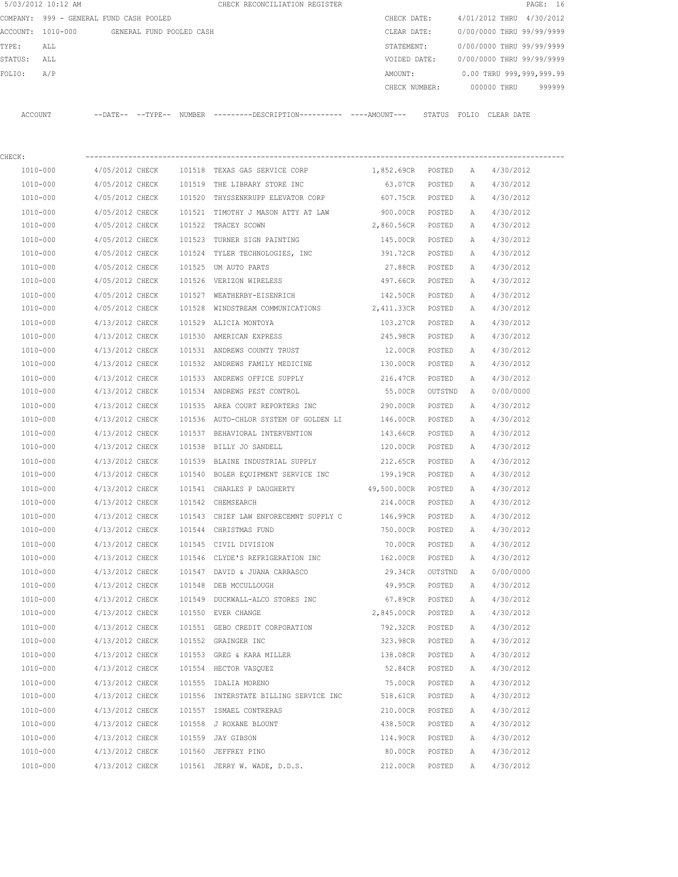5/03/2012 10:12 AM    CHECK RECONCILIATION REGISTER

COMPANY: 999 - GENERAL FUND CASH POOLED    CHECK DATE: 4/01/2012 THRU 4/30/2012
ACCOUNT: 1010-000 GENERAL FUND POOLED CASH    CLEAR DATE: 0/00/0000 THRU 99/99/9999
TYPE: ALL    STATEMENT: 0/00/0000 THRU 99/99/9999
STATUS: ALL    VOIDED DATE: 0/00/0000 THRU 99/99/9999
FOLIO: A/P    AMOUNT: 0.00 THRU 999,999,999.99
CHECK NUMBER: 000000 THRU 999999

CHECK:

| ACCOUNT | --DATE-- | --TYPE-- | NUMBER | ---------DESCRIPTION---------- | ----AMOUNT--- | STATUS | FOLIO | CLEAR DATE |
|---|---|---|---|---|---|---|---|---|
| 1010-000 | 4/05/2012 | CHECK | 101518 | TEXAS GAS SERVICE CORP | 1,852.69CR | POSTED | A | 4/30/2012 |
| 1010-000 | 4/05/2012 | CHECK | 101519 | THE LIBRARY STORE INC | 63.07CR | POSTED | A | 4/30/2012 |
| 1010-000 | 4/05/2012 | CHECK | 101520 | THYSSENKRUPP ELEVATOR CORP | 607.75CR | POSTED | A | 4/30/2012 |
| 1010-000 | 4/05/2012 | CHECK | 101521 | TIMOTHY J MASON ATTY AT LAW | 900.00CR | POSTED | A | 4/30/2012 |
| 1010-000 | 4/05/2012 | CHECK | 101522 | TRACEY SCOWN | 2,860.56CR | POSTED | A | 4/30/2012 |
| 1010-000 | 4/05/2012 | CHECK | 101523 | TURNER SIGN PAINTING | 145.00CR | POSTED | A | 4/30/2012 |
| 1010-000 | 4/05/2012 | CHECK | 101524 | TYLER TECHNOLOGIES, INC | 391.72CR | POSTED | A | 4/30/2012 |
| 1010-000 | 4/05/2012 | CHECK | 101525 | UM AUTO PARTS | 27.88CR | POSTED | A | 4/30/2012 |
| 1010-000 | 4/05/2012 | CHECK | 101526 | VERIZON WIRELESS | 497.66CR | POSTED | A | 4/30/2012 |
| 1010-000 | 4/05/2012 | CHECK | 101527 | WEATHERBY-EISENRICH | 142.50CR | POSTED | A | 4/30/2012 |
| 1010-000 | 4/05/2012 | CHECK | 101528 | WINDSTREAM COMMUNICATIONS | 2,411.33CR | POSTED | A | 4/30/2012 |
| 1010-000 | 4/13/2012 | CHECK | 101529 | ALICIA MONTOYA | 103.27CR | POSTED | A | 4/30/2012 |
| 1010-000 | 4/13/2012 | CHECK | 101530 | AMERICAN EXPRESS | 245.98CR | POSTED | A | 4/30/2012 |
| 1010-000 | 4/13/2012 | CHECK | 101531 | ANDREWS COUNTY TRUST | 12.00CR | POSTED | A | 4/30/2012 |
| 1010-000 | 4/13/2012 | CHECK | 101532 | ANDREWS FAMILY MEDICINE | 130.00CR | POSTED | A | 4/30/2012 |
| 1010-000 | 4/13/2012 | CHECK | 101533 | ANDREWS OFFICE SUPPLY | 216.47CR | POSTED | A | 4/30/2012 |
| 1010-000 | 4/13/2012 | CHECK | 101534 | ANDREWS PEST CONTROL | 55.00CR | OUTSTND | A | 0/00/0000 |
| 1010-000 | 4/13/2012 | CHECK | 101535 | AREA COURT REPORTERS INC | 290.00CR | POSTED | A | 4/30/2012 |
| 1010-000 | 4/13/2012 | CHECK | 101536 | AUTO-CHLOR SYSTEM OF GOLDEN LI | 146.00CR | POSTED | A | 4/30/2012 |
| 1010-000 | 4/13/2012 | CHECK | 101537 | BEHAVIORAL INTERVENTION | 143.66CR | POSTED | A | 4/30/2012 |
| 1010-000 | 4/13/2012 | CHECK | 101538 | BILLY JO SANDELL | 120.00CR | POSTED | A | 4/30/2012 |
| 1010-000 | 4/13/2012 | CHECK | 101539 | BLAINE INDUSTRIAL SUPPLY | 212.65CR | POSTED | A | 4/30/2012 |
| 1010-000 | 4/13/2012 | CHECK | 101540 | BOLER EQUIPMENT SERVICE INC | 199.19CR | POSTED | A | 4/30/2012 |
| 1010-000 | 4/13/2012 | CHECK | 101541 | CHARLES P DAUGHERTY | 49,500.00CR | POSTED | A | 4/30/2012 |
| 1010-000 | 4/13/2012 | CHECK | 101542 | CHEMSEARCH | 214.00CR | POSTED | A | 4/30/2012 |
| 1010-000 | 4/13/2012 | CHECK | 101543 | CHIEF LAW ENFORECEMNT SUPPLY C | 146.99CR | POSTED | A | 4/30/2012 |
| 1010-000 | 4/13/2012 | CHECK | 101544 | CHRISTMAS FUND | 750.00CR | POSTED | A | 4/30/2012 |
| 1010-000 | 4/13/2012 | CHECK | 101545 | CIVIL DIVISION | 70.00CR | POSTED | A | 4/30/2012 |
| 1010-000 | 4/13/2012 | CHECK | 101546 | CLYDE'S REFRIGERATION INC | 162.00CR | POSTED | A | 4/30/2012 |
| 1010-000 | 4/13/2012 | CHECK | 101547 | DAVID & JUANA CARRASCO | 29.34CR | OUTSTND | A | 0/00/0000 |
| 1010-000 | 4/13/2012 | CHECK | 101548 | DEB MCCULLOUGH | 49.95CR | POSTED | A | 4/30/2012 |
| 1010-000 | 4/13/2012 | CHECK | 101549 | DUCKWALL-ALCO STORES INC | 67.89CR | POSTED | A | 4/30/2012 |
| 1010-000 | 4/13/2012 | CHECK | 101550 | EVER CHANGE | 2,845.00CR | POSTED | A | 4/30/2012 |
| 1010-000 | 4/13/2012 | CHECK | 101551 | GEBO CREDIT CORPORATION | 792.32CR | POSTED | A | 4/30/2012 |
| 1010-000 | 4/13/2012 | CHECK | 101552 | GRAINGER INC | 323.98CR | POSTED | A | 4/30/2012 |
| 1010-000 | 4/13/2012 | CHECK | 101553 | GREG & KARA MILLER | 138.08CR | POSTED | A | 4/30/2012 |
| 1010-000 | 4/13/2012 | CHECK | 101554 | HECTOR VASQUEZ | 52.84CR | POSTED | A | 4/30/2012 |
| 1010-000 | 4/13/2012 | CHECK | 101555 | IDALIA MORENO | 75.00CR | POSTED | A | 4/30/2012 |
| 1010-000 | 4/13/2012 | CHECK | 101556 | INTERSTATE BILLING SERVICE INC | 518.61CR | POSTED | A | 4/30/2012 |
| 1010-000 | 4/13/2012 | CHECK | 101557 | ISMAEL CONTRERAS | 210.00CR | POSTED | A | 4/30/2012 |
| 1010-000 | 4/13/2012 | CHECK | 101558 | J ROXANE BLOUNT | 438.50CR | POSTED | A | 4/30/2012 |
| 1010-000 | 4/13/2012 | CHECK | 101559 | JAY GIBSON | 114.90CR | POSTED | A | 4/30/2012 |
| 1010-000 | 4/13/2012 | CHECK | 101560 | JEFFREY PINO | 80.00CR | POSTED | A | 4/30/2012 |
| 1010-000 | 4/13/2012 | CHECK | 101561 | JERRY W. WADE, D.D.S. | 212.00CR | POSTED | A | 4/30/2012 |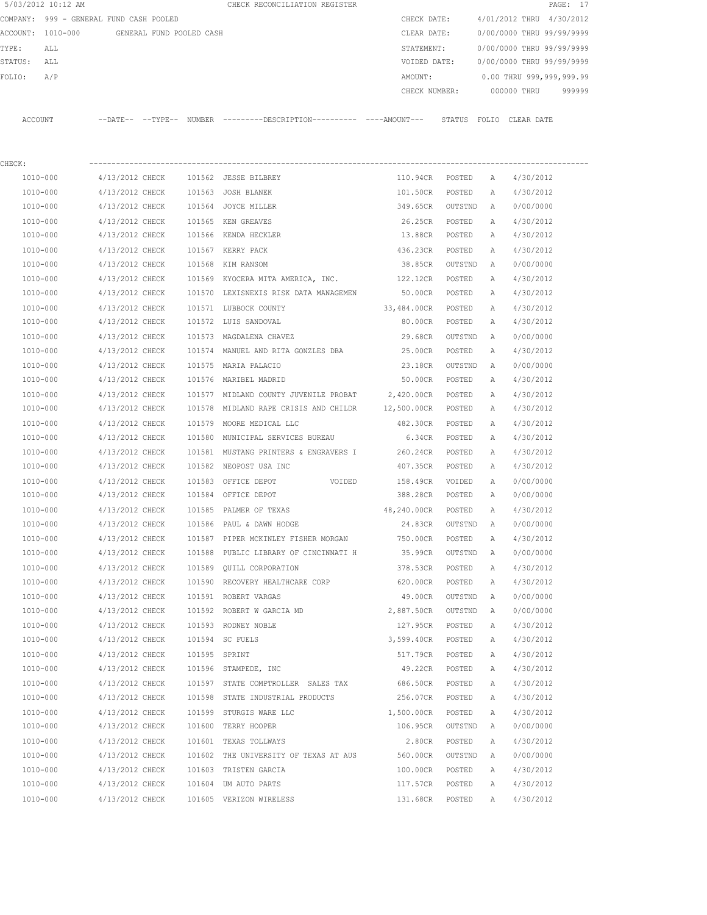5/03/2012 10:12 AM CHECK RECONCILIATION REGISTER

COMPANY: 999 - GENERAL FUND CASH POOLED
ACCOUNT: 1010-000 GENERAL FUND POOLED CASH
TYPE: ALL
STATUS: ALL
FOLIO: A/P

CHECK DATE: 4/01/2012 THRU 4/30/2012
CLEAR DATE: 0/00/0000 THRU 99/99/9999
STATEMENT: 0/00/0000 THRU 99/99/9999
VOIDED DATE: 0/00/0000 THRU 99/99/9999
AMOUNT: 0.00 THRU 999,999,999.99
CHECK NUMBER: 000000 THRU 999999

CHECK:

| ACCOUNT | --DATE-- | --TYPE-- | NUMBER | ---------DESCRIPTION---------- | ----AMOUNT--- | STATUS | FOLIO | CLEAR DATE |
|---|---|---|---|---|---|---|---|---|
| 1010-000 | 4/13/2012 | CHECK | 101562 | JESSE BILBREY | 110.94CR | POSTED | A | 4/30/2012 |
| 1010-000 | 4/13/2012 | CHECK | 101563 | JOSH BLANEK | 101.50CR | POSTED | A | 4/30/2012 |
| 1010-000 | 4/13/2012 | CHECK | 101564 | JOYCE MILLER | 349.65CR | OUTSTND | A | 0/00/0000 |
| 1010-000 | 4/13/2012 | CHECK | 101565 | KEN GREAVES | 26.25CR | POSTED | A | 4/30/2012 |
| 1010-000 | 4/13/2012 | CHECK | 101566 | KENDA HECKLER | 13.88CR | POSTED | A | 4/30/2012 |
| 1010-000 | 4/13/2012 | CHECK | 101567 | KERRY PACK | 436.23CR | POSTED | A | 4/30/2012 |
| 1010-000 | 4/13/2012 | CHECK | 101568 | KIM RANSOM | 38.85CR | OUTSTND | A | 0/00/0000 |
| 1010-000 | 4/13/2012 | CHECK | 101569 | KYOCERA MITA AMERICA, INC. | 122.12CR | POSTED | A | 4/30/2012 |
| 1010-000 | 4/13/2012 | CHECK | 101570 | LEXISNEXIS RISK DATA MANAGEMEN | 50.00CR | POSTED | A | 4/30/2012 |
| 1010-000 | 4/13/2012 | CHECK | 101571 | LUBBOCK COUNTY | 33,484.00CR | POSTED | A | 4/30/2012 |
| 1010-000 | 4/13/2012 | CHECK | 101572 | LUIS SANDOVAL | 80.00CR | POSTED | A | 4/30/2012 |
| 1010-000 | 4/13/2012 | CHECK | 101573 | MAGDALENA CHAVEZ | 29.68CR | OUTSTND | A | 0/00/0000 |
| 1010-000 | 4/13/2012 | CHECK | 101574 | MANUEL AND RITA GONZLES DBA | 25.00CR | POSTED | A | 4/30/2012 |
| 1010-000 | 4/13/2012 | CHECK | 101575 | MARIA PALACIO | 23.18CR | OUTSTND | A | 0/00/0000 |
| 1010-000 | 4/13/2012 | CHECK | 101576 | MARIBEL MADRID | 50.00CR | POSTED | A | 4/30/2012 |
| 1010-000 | 4/13/2012 | CHECK | 101577 | MIDLAND COUNTY JUVENILE PROBAT | 2,420.00CR | POSTED | A | 4/30/2012 |
| 1010-000 | 4/13/2012 | CHECK | 101578 | MIDLAND RAPE CRISIS AND CHILDR | 12,500.00CR | POSTED | A | 4/30/2012 |
| 1010-000 | 4/13/2012 | CHECK | 101579 | MOORE MEDICAL LLC | 482.30CR | POSTED | A | 4/30/2012 |
| 1010-000 | 4/13/2012 | CHECK | 101580 | MUNICIPAL SERVICES BUREAU | 6.34CR | POSTED | A | 4/30/2012 |
| 1010-000 | 4/13/2012 | CHECK | 101581 | MUSTANG PRINTERS & ENGRAVERS I | 260.24CR | POSTED | A | 4/30/2012 |
| 1010-000 | 4/13/2012 | CHECK | 101582 | NEOPOST USA INC | 407.35CR | POSTED | A | 4/30/2012 |
| 1010-000 | 4/13/2012 | CHECK | 101583 | OFFICE DEPOT VOIDED | 158.49CR | VOIDED | A | 0/00/0000 |
| 1010-000 | 4/13/2012 | CHECK | 101584 | OFFICE DEPOT | 388.28CR | POSTED | A | 0/00/0000 |
| 1010-000 | 4/13/2012 | CHECK | 101585 | PALMER OF TEXAS | 48,240.00CR | POSTED | A | 4/30/2012 |
| 1010-000 | 4/13/2012 | CHECK | 101586 | PAUL & DAWN HODGE | 24.83CR | OUTSTND | A | 0/00/0000 |
| 1010-000 | 4/13/2012 | CHECK | 101587 | PIPER MCKINLEY FISHER MORGAN | 750.00CR | POSTED | A | 4/30/2012 |
| 1010-000 | 4/13/2012 | CHECK | 101588 | PUBLIC LIBRARY OF CINCINNATI H | 35.99CR | OUTSTND | A | 0/00/0000 |
| 1010-000 | 4/13/2012 | CHECK | 101589 | QUILL CORPORATION | 378.53CR | POSTED | A | 4/30/2012 |
| 1010-000 | 4/13/2012 | CHECK | 101590 | RECOVERY HEALTHCARE CORP | 620.00CR | POSTED | A | 4/30/2012 |
| 1010-000 | 4/13/2012 | CHECK | 101591 | ROBERT VARGAS | 49.00CR | OUTSTND | A | 0/00/0000 |
| 1010-000 | 4/13/2012 | CHECK | 101592 | ROBERT W GARCIA MD | 2,887.50CR | OUTSTND | A | 0/00/0000 |
| 1010-000 | 4/13/2012 | CHECK | 101593 | RODNEY NOBLE | 127.95CR | POSTED | A | 4/30/2012 |
| 1010-000 | 4/13/2012 | CHECK | 101594 | SC FUELS | 3,599.40CR | POSTED | A | 4/30/2012 |
| 1010-000 | 4/13/2012 | CHECK | 101595 | SPRINT | 517.79CR | POSTED | A | 4/30/2012 |
| 1010-000 | 4/13/2012 | CHECK | 101596 | STAMPEDE, INC | 49.22CR | POSTED | A | 4/30/2012 |
| 1010-000 | 4/13/2012 | CHECK | 101597 | STATE COMPTROLLER SALES TAX | 686.50CR | POSTED | A | 4/30/2012 |
| 1010-000 | 4/13/2012 | CHECK | 101598 | STATE INDUSTRIAL PRODUCTS | 256.07CR | POSTED | A | 4/30/2012 |
| 1010-000 | 4/13/2012 | CHECK | 101599 | STURGIS WARE LLC | 1,500.00CR | POSTED | A | 4/30/2012 |
| 1010-000 | 4/13/2012 | CHECK | 101600 | TERRY HOOPER | 106.95CR | OUTSTND | A | 0/00/0000 |
| 1010-000 | 4/13/2012 | CHECK | 101601 | TEXAS TOLLWAYS | 2.80CR | POSTED | A | 4/30/2012 |
| 1010-000 | 4/13/2012 | CHECK | 101602 | THE UNIVERSITY OF TEXAS AT AUS | 560.00CR | OUTSTND | A | 0/00/0000 |
| 1010-000 | 4/13/2012 | CHECK | 101603 | TRISTEN GARCIA | 100.00CR | POSTED | A | 4/30/2012 |
| 1010-000 | 4/13/2012 | CHECK | 101604 | UM AUTO PARTS | 117.57CR | POSTED | A | 4/30/2012 |
| 1010-000 | 4/13/2012 | CHECK | 101605 | VERIZON WIRELESS | 131.68CR | POSTED | A | 4/30/2012 |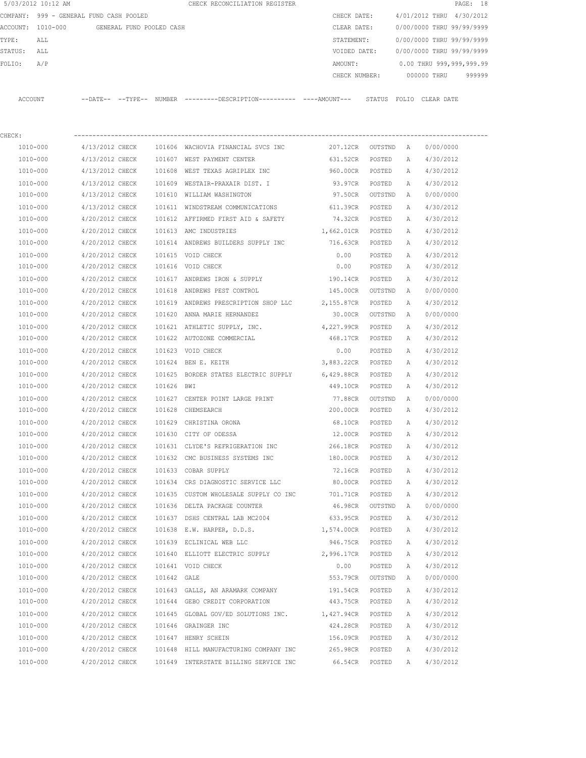5/03/2012 10:12 AM CHECK RECONCILIATION REGISTER

COMPANY: 999 - GENERAL FUND CASH POOLED
ACCOUNT: 1010-000 GENERAL FUND POOLED CASH
TYPE: ALL
STATUS: ALL
FOLIO: A/P

CHECK DATE: 4/01/2012 THRU 4/30/2012
CLEAR DATE: 0/00/0000 THRU 99/99/9999
STATEMENT: 0/00/0000 THRU 99/99/9999
VOIDED DATE: 0/00/0000 THRU 99/99/9999
AMOUNT: 0.00 THRU 999,999,999.99
CHECK NUMBER: 000000 THRU 999999

CHECK:

| ACCOUNT | --DATE-- | --TYPE-- | NUMBER | ---------DESCRIPTION---------- | ----AMOUNT--- | STATUS | FOLIO | CLEAR DATE |
|---|---|---|---|---|---|---|---|---|
| 1010-000 | 4/13/2012 | CHECK | 101606 | WACHOVIA FINANCIAL SVCS INC | 207.12CR | OUTSTND | A | 0/00/0000 |
| 1010-000 | 4/13/2012 | CHECK | 101607 | WEST PAYMENT CENTER | 631.52CR | POSTED | A | 4/30/2012 |
| 1010-000 | 4/13/2012 | CHECK | 101608 | WEST TEXAS AGRIPLEX INC | 960.00CR | POSTED | A | 4/30/2012 |
| 1010-000 | 4/13/2012 | CHECK | 101609 | WESTAIR-PRAXAIR DIST. I | 93.97CR | POSTED | A | 4/30/2012 |
| 1010-000 | 4/13/2012 | CHECK | 101610 | WILLIAM WASHINGTON | 97.50CR | OUTSTND | A | 0/00/0000 |
| 1010-000 | 4/13/2012 | CHECK | 101611 | WINDSTREAM COMMUNICATIONS | 611.39CR | POSTED | A | 4/30/2012 |
| 1010-000 | 4/20/2012 | CHECK | 101612 | AFFIRMED FIRST AID & SAFETY | 74.32CR | POSTED | A | 4/30/2012 |
| 1010-000 | 4/20/2012 | CHECK | 101613 | AMC INDUSTRIES | 1,662.01CR | POSTED | A | 4/30/2012 |
| 1010-000 | 4/20/2012 | CHECK | 101614 | ANDREWS BUILDERS SUPPLY INC | 716.63CR | POSTED | A | 4/30/2012 |
| 1010-000 | 4/20/2012 | CHECK | 101615 | VOID CHECK | 0.00 | POSTED | A | 4/30/2012 |
| 1010-000 | 4/20/2012 | CHECK | 101616 | VOID CHECK | 0.00 | POSTED | A | 4/30/2012 |
| 1010-000 | 4/20/2012 | CHECK | 101617 | ANDREWS IRON & SUPPLY | 190.14CR | POSTED | A | 4/30/2012 |
| 1010-000 | 4/20/2012 | CHECK | 101618 | ANDREWS PEST CONTROL | 145.00CR | OUTSTND | A | 0/00/0000 |
| 1010-000 | 4/20/2012 | CHECK | 101619 | ANDREWS PRESCRIPTION SHOP LLC | 2,155.87CR | POSTED | A | 4/30/2012 |
| 1010-000 | 4/20/2012 | CHECK | 101620 | ANNA MARIE HERNANDEZ | 30.00CR | OUTSTND | A | 0/00/0000 |
| 1010-000 | 4/20/2012 | CHECK | 101621 | ATHLETIC SUPPLY, INC. | 4,227.99CR | POSTED | A | 4/30/2012 |
| 1010-000 | 4/20/2012 | CHECK | 101622 | AUTOZONE COMMERCIAL | 468.17CR | POSTED | A | 4/30/2012 |
| 1010-000 | 4/20/2012 | CHECK | 101623 | VOID CHECK | 0.00 | POSTED | A | 4/30/2012 |
| 1010-000 | 4/20/2012 | CHECK | 101624 | BEN E. KEITH | 3,883.22CR | POSTED | A | 4/30/2012 |
| 1010-000 | 4/20/2012 | CHECK | 101625 | BORDER STATES ELECTRIC SUPPLY | 6,429.88CR | POSTED | A | 4/30/2012 |
| 1010-000 | 4/20/2012 | CHECK | 101626 | BWI | 449.10CR | POSTED | A | 4/30/2012 |
| 1010-000 | 4/20/2012 | CHECK | 101627 | CENTER POINT LARGE PRINT | 77.88CR | OUTSTND | A | 0/00/0000 |
| 1010-000 | 4/20/2012 | CHECK | 101628 | CHEMSEARCH | 200.00CR | POSTED | A | 4/30/2012 |
| 1010-000 | 4/20/2012 | CHECK | 101629 | CHRISTINA ORONA | 68.10CR | POSTED | A | 4/30/2012 |
| 1010-000 | 4/20/2012 | CHECK | 101630 | CITY OF ODESSA | 12.00CR | POSTED | A | 4/30/2012 |
| 1010-000 | 4/20/2012 | CHECK | 101631 | CLYDE'S REFRIGERATION INC | 266.18CR | POSTED | A | 4/30/2012 |
| 1010-000 | 4/20/2012 | CHECK | 101632 | CMC BUSINESS SYSTEMS INC | 180.00CR | POSTED | A | 4/30/2012 |
| 1010-000 | 4/20/2012 | CHECK | 101633 | COBAR SUPPLY | 72.16CR | POSTED | A | 4/30/2012 |
| 1010-000 | 4/20/2012 | CHECK | 101634 | CRS DIAGNOSTIC SERVICE LLC | 80.00CR | POSTED | A | 4/30/2012 |
| 1010-000 | 4/20/2012 | CHECK | 101635 | CUSTOM WHOLESALE SUPPLY CO INC | 701.71CR | POSTED | A | 4/30/2012 |
| 1010-000 | 4/20/2012 | CHECK | 101636 | DELTA PACKAGE COUNTER | 46.98CR | OUTSTND | A | 0/00/0000 |
| 1010-000 | 4/20/2012 | CHECK | 101637 | DSHS CENTRAL LAB MC2004 | 633.95CR | POSTED | A | 4/30/2012 |
| 1010-000 | 4/20/2012 | CHECK | 101638 | E.W. HARPER, D.D.S. | 1,574.00CR | POSTED | A | 4/30/2012 |
| 1010-000 | 4/20/2012 | CHECK | 101639 | ECLINICAL WEB LLC | 946.75CR | POSTED | A | 4/30/2012 |
| 1010-000 | 4/20/2012 | CHECK | 101640 | ELLIOTT ELECTRIC SUPPLY | 2,996.17CR | POSTED | A | 4/30/2012 |
| 1010-000 | 4/20/2012 | CHECK | 101641 | VOID CHECK | 0.00 | POSTED | A | 4/30/2012 |
| 1010-000 | 4/20/2012 | CHECK | 101642 | GALE | 553.79CR | OUTSTND | A | 0/00/0000 |
| 1010-000 | 4/20/2012 | CHECK | 101643 | GALLS, AN ARAMARK COMPANY | 191.54CR | POSTED | A | 4/30/2012 |
| 1010-000 | 4/20/2012 | CHECK | 101644 | GEBO CREDIT CORPORATION | 443.75CR | POSTED | A | 4/30/2012 |
| 1010-000 | 4/20/2012 | CHECK | 101645 | GLOBAL GOV/ED SOLUTIONS INC. | 1,427.94CR | POSTED | A | 4/30/2012 |
| 1010-000 | 4/20/2012 | CHECK | 101646 | GRAINGER INC | 424.28CR | POSTED | A | 4/30/2012 |
| 1010-000 | 4/20/2012 | CHECK | 101647 | HENRY SCHEIN | 156.09CR | POSTED | A | 4/30/2012 |
| 1010-000 | 4/20/2012 | CHECK | 101648 | HILL MANUFACTURING COMPANY INC | 265.98CR | POSTED | A | 4/30/2012 |
| 1010-000 | 4/20/2012 | CHECK | 101649 | INTERSTATE BILLING SERVICE INC | 66.54CR | POSTED | A | 4/30/2012 |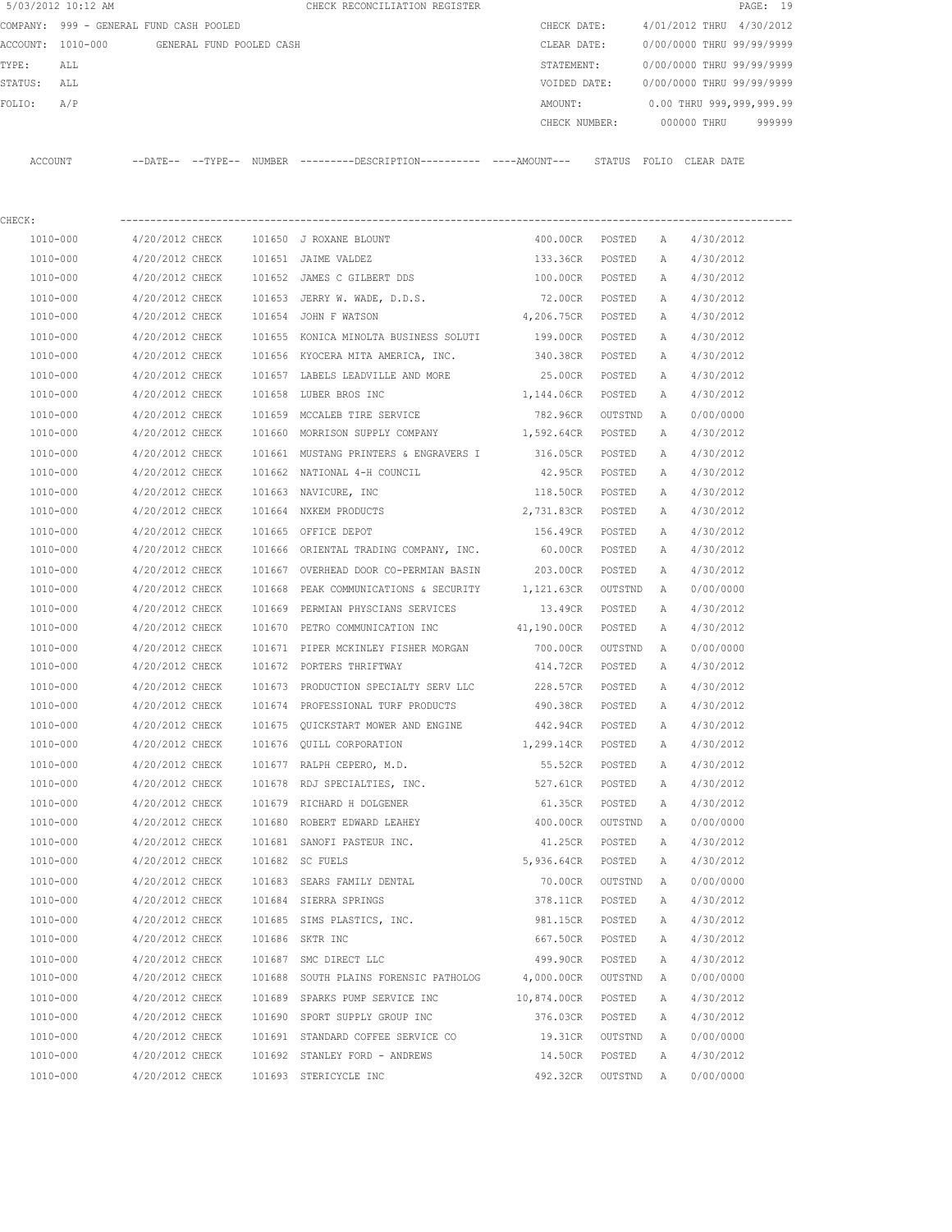5/03/2012 10:12 AM CHECK RECONCILIATION REGISTER

COMPANY: 999 - GENERAL FUND CASH POOLED  CHECK DATE: 4/01/2012 THRU 4/30/2012
ACCOUNT: 1010-000 GENERAL FUND POOLED CASH  CLEAR DATE: 0/00/0000 THRU 99/99/9999
TYPE: ALL  STATEMENT: 0/00/0000 THRU 99/99/9999
STATUS: ALL  VOIDED DATE: 0/00/0000 THRU 99/99/9999
FOLIO: A/P  AMOUNT: 0.00 THRU 999,999,999.99
CHECK NUMBER: 000000 THRU 999999

| ACCOUNT | --DATE-- | --TYPE-- | NUMBER | ---------DESCRIPTION---------- | ----AMOUNT--- | STATUS | FOLIO | CLEAR DATE |
|---|---|---|---|---|---|---|---|---|
| CHECK: | | | | | | | | |
| 1010-000 | 4/20/2012 | CHECK | 101650 | J ROXANE BLOUNT | 400.00CR | POSTED | A | 4/30/2012 |
| 1010-000 | 4/20/2012 | CHECK | 101651 | JAIME VALDEZ | 133.36CR | POSTED | A | 4/30/2012 |
| 1010-000 | 4/20/2012 | CHECK | 101652 | JAMES C GILBERT DDS | 100.00CR | POSTED | A | 4/30/2012 |
| 1010-000 | 4/20/2012 | CHECK | 101653 | JERRY W. WADE, D.D.S. | 72.00CR | POSTED | A | 4/30/2012 |
| 1010-000 | 4/20/2012 | CHECK | 101654 | JOHN F WATSON | 4,206.75CR | POSTED | A | 4/30/2012 |
| 1010-000 | 4/20/2012 | CHECK | 101655 | KONICA MINOLTA BUSINESS SOLUTI | 199.00CR | POSTED | A | 4/30/2012 |
| 1010-000 | 4/20/2012 | CHECK | 101656 | KYOCERA MITA AMERICA, INC. | 340.38CR | POSTED | A | 4/30/2012 |
| 1010-000 | 4/20/2012 | CHECK | 101657 | LABELS LEADVILLE AND MORE | 25.00CR | POSTED | A | 4/30/2012 |
| 1010-000 | 4/20/2012 | CHECK | 101658 | LUBER BROS INC | 1,144.06CR | POSTED | A | 4/30/2012 |
| 1010-000 | 4/20/2012 | CHECK | 101659 | MCCALEB TIRE SERVICE | 782.96CR | OUTSTND | A | 0/00/0000 |
| 1010-000 | 4/20/2012 | CHECK | 101660 | MORRISON SUPPLY COMPANY | 1,592.64CR | POSTED | A | 4/30/2012 |
| 1010-000 | 4/20/2012 | CHECK | 101661 | MUSTANG PRINTERS & ENGRAVERS I | 316.05CR | POSTED | A | 4/30/2012 |
| 1010-000 | 4/20/2012 | CHECK | 101662 | NATIONAL 4-H COUNCIL | 42.95CR | POSTED | A | 4/30/2012 |
| 1010-000 | 4/20/2012 | CHECK | 101663 | NAVICURE, INC | 118.50CR | POSTED | A | 4/30/2012 |
| 1010-000 | 4/20/2012 | CHECK | 101664 | NXKEM PRODUCTS | 2,731.83CR | POSTED | A | 4/30/2012 |
| 1010-000 | 4/20/2012 | CHECK | 101665 | OFFICE DEPOT | 156.49CR | POSTED | A | 4/30/2012 |
| 1010-000 | 4/20/2012 | CHECK | 101666 | ORIENTAL TRADING COMPANY, INC. | 60.00CR | POSTED | A | 4/30/2012 |
| 1010-000 | 4/20/2012 | CHECK | 101667 | OVERHEAD DOOR CO-PERMIAN BASIN | 203.00CR | POSTED | A | 4/30/2012 |
| 1010-000 | 4/20/2012 | CHECK | 101668 | PEAK COMMUNICATIONS & SECURITY | 1,121.63CR | OUTSTND | A | 0/00/0000 |
| 1010-000 | 4/20/2012 | CHECK | 101669 | PERMIAN PHYSCIANS SERVICES | 13.49CR | POSTED | A | 4/30/2012 |
| 1010-000 | 4/20/2012 | CHECK | 101670 | PETRO COMMUNICATION INC | 41,190.00CR | POSTED | A | 4/30/2012 |
| 1010-000 | 4/20/2012 | CHECK | 101671 | PIPER MCKINLEY FISHER MORGAN | 700.00CR | OUTSTND | A | 0/00/0000 |
| 1010-000 | 4/20/2012 | CHECK | 101672 | PORTERS THRIFTWAY | 414.72CR | POSTED | A | 4/30/2012 |
| 1010-000 | 4/20/2012 | CHECK | 101673 | PRODUCTION SPECIALTY SERV LLC | 228.57CR | POSTED | A | 4/30/2012 |
| 1010-000 | 4/20/2012 | CHECK | 101674 | PROFESSIONAL TURF PRODUCTS | 490.38CR | POSTED | A | 4/30/2012 |
| 1010-000 | 4/20/2012 | CHECK | 101675 | QUICKSTART MOWER AND ENGINE | 442.94CR | POSTED | A | 4/30/2012 |
| 1010-000 | 4/20/2012 | CHECK | 101676 | QUILL CORPORATION | 1,299.14CR | POSTED | A | 4/30/2012 |
| 1010-000 | 4/20/2012 | CHECK | 101677 | RALPH CEPERO, M.D. | 55.52CR | POSTED | A | 4/30/2012 |
| 1010-000 | 4/20/2012 | CHECK | 101678 | RDJ SPECIALTIES, INC. | 527.61CR | POSTED | A | 4/30/2012 |
| 1010-000 | 4/20/2012 | CHECK | 101679 | RICHARD H DOLGENER | 61.35CR | POSTED | A | 4/30/2012 |
| 1010-000 | 4/20/2012 | CHECK | 101680 | ROBERT EDWARD LEAHEY | 400.00CR | OUTSTND | A | 0/00/0000 |
| 1010-000 | 4/20/2012 | CHECK | 101681 | SANOFI PASTEUR INC. | 41.25CR | POSTED | A | 4/30/2012 |
| 1010-000 | 4/20/2012 | CHECK | 101682 | SC FUELS | 5,936.64CR | POSTED | A | 4/30/2012 |
| 1010-000 | 4/20/2012 | CHECK | 101683 | SEARS FAMILY DENTAL | 70.00CR | OUTSTND | A | 0/00/0000 |
| 1010-000 | 4/20/2012 | CHECK | 101684 | SIERRA SPRINGS | 378.11CR | POSTED | A | 4/30/2012 |
| 1010-000 | 4/20/2012 | CHECK | 101685 | SIMS PLASTICS, INC. | 981.15CR | POSTED | A | 4/30/2012 |
| 1010-000 | 4/20/2012 | CHECK | 101686 | SKTR INC | 667.50CR | POSTED | A | 4/30/2012 |
| 1010-000 | 4/20/2012 | CHECK | 101687 | SMC DIRECT LLC | 499.90CR | POSTED | A | 4/30/2012 |
| 1010-000 | 4/20/2012 | CHECK | 101688 | SOUTH PLAINS FORENSIC PATHOLOG | 4,000.00CR | OUTSTND | A | 0/00/0000 |
| 1010-000 | 4/20/2012 | CHECK | 101689 | SPARKS PUMP SERVICE INC | 10,874.00CR | POSTED | A | 4/30/2012 |
| 1010-000 | 4/20/2012 | CHECK | 101690 | SPORT SUPPLY GROUP INC | 376.03CR | POSTED | A | 4/30/2012 |
| 1010-000 | 4/20/2012 | CHECK | 101691 | STANDARD COFFEE SERVICE CO | 19.31CR | OUTSTND | A | 0/00/0000 |
| 1010-000 | 4/20/2012 | CHECK | 101692 | STANLEY FORD - ANDREWS | 14.50CR | POSTED | A | 4/30/2012 |
| 1010-000 | 4/20/2012 | CHECK | 101693 | STERICYCLE INC | 492.32CR | OUTSTND | A | 0/00/0000 |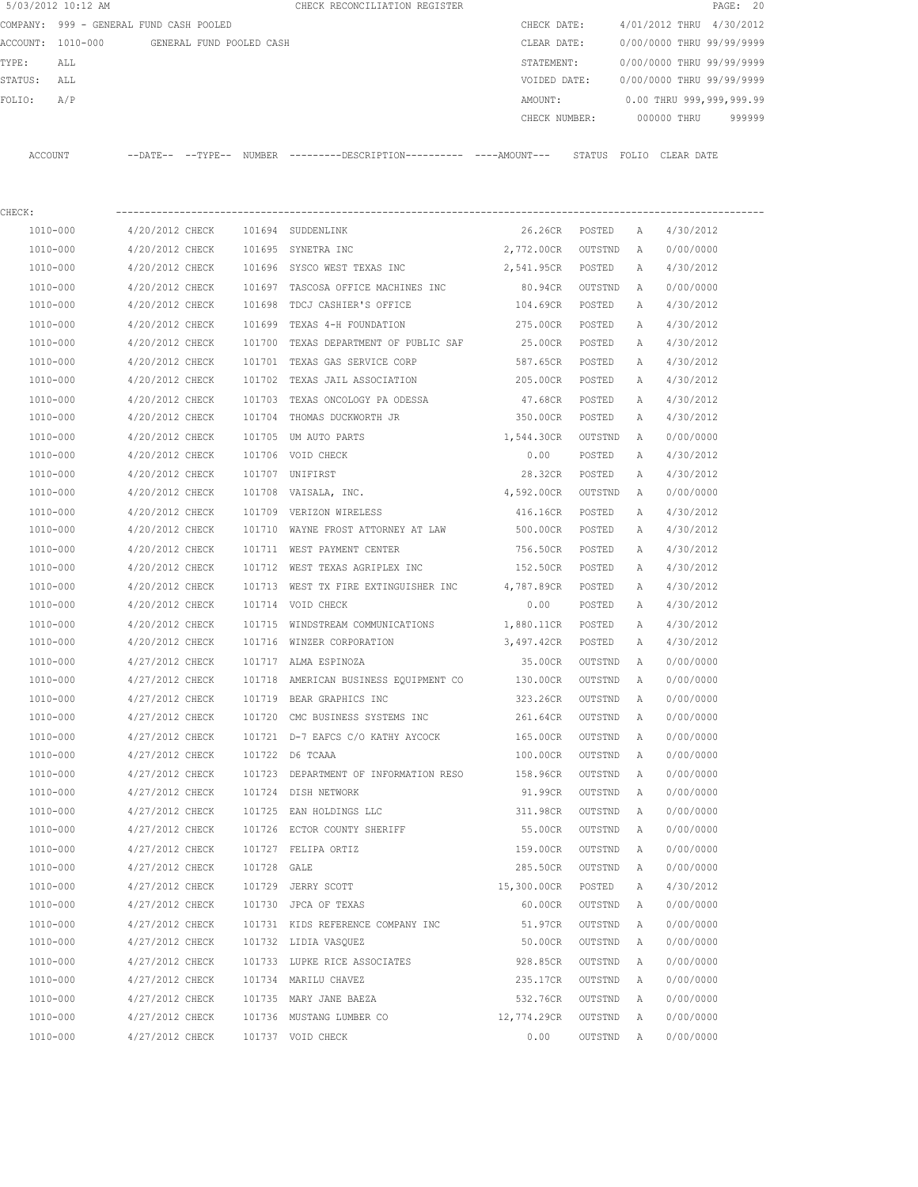5/03/2012 10:12 AM CHECK RECONCILIATION REGISTER

COMPANY: 999 - GENERAL FUND CASH POOLED
ACCOUNT: 1010-000 GENERAL FUND POOLED CASH
TYPE: ALL
STATUS: ALL
FOLIO: A/P

CHECK DATE: 4/01/2012 THRU 4/30/2012
CLEAR DATE: 0/00/0000 THRU 99/99/9999
STATEMENT: 0/00/0000 THRU 99/99/9999
VOIDED DATE: 0/00/0000 THRU 99/99/9999
AMOUNT: 0.00 THRU 999,999,999.99
CHECK NUMBER: 000000 THRU 999999

CHECK:

| ACCOUNT | --DATE-- | --TYPE-- | NUMBER | ---------DESCRIPTION---------- | ----AMOUNT--- | STATUS | FOLIO | CLEAR DATE |
|---|---|---|---|---|---|---|---|---|
| 1010-000 | 4/20/2012 | CHECK | 101694 | SUDDENLINK | 26.26CR | POSTED | A | 4/30/2012 |
| 1010-000 | 4/20/2012 | CHECK | 101695 | SYNETRA INC | 2,772.00CR | OUTSTND | A | 0/00/0000 |
| 1010-000 | 4/20/2012 | CHECK | 101696 | SYSCO WEST TEXAS INC | 2,541.95CR | POSTED | A | 4/30/2012 |
| 1010-000 | 4/20/2012 | CHECK | 101697 | TASCOSA OFFICE MACHINES INC | 80.94CR | OUTSTND | A | 0/00/0000 |
| 1010-000 | 4/20/2012 | CHECK | 101698 | TDCJ CASHIER'S OFFICE | 104.69CR | POSTED | A | 4/30/2012 |
| 1010-000 | 4/20/2012 | CHECK | 101699 | TEXAS 4-H FOUNDATION | 275.00CR | POSTED | A | 4/30/2012 |
| 1010-000 | 4/20/2012 | CHECK | 101700 | TEXAS DEPARTMENT OF PUBLIC SAF | 25.00CR | POSTED | A | 4/30/2012 |
| 1010-000 | 4/20/2012 | CHECK | 101701 | TEXAS GAS SERVICE CORP | 587.65CR | POSTED | A | 4/30/2012 |
| 1010-000 | 4/20/2012 | CHECK | 101702 | TEXAS JAIL ASSOCIATION | 205.00CR | POSTED | A | 4/30/2012 |
| 1010-000 | 4/20/2012 | CHECK | 101703 | TEXAS ONCOLOGY PA ODESSA | 47.68CR | POSTED | A | 4/30/2012 |
| 1010-000 | 4/20/2012 | CHECK | 101704 | THOMAS DUCKWORTH JR | 350.00CR | POSTED | A | 4/30/2012 |
| 1010-000 | 4/20/2012 | CHECK | 101705 | UM AUTO PARTS | 1,544.30CR | OUTSTND | A | 0/00/0000 |
| 1010-000 | 4/20/2012 | CHECK | 101706 | VOID CHECK | 0.00 | POSTED | A | 4/30/2012 |
| 1010-000 | 4/20/2012 | CHECK | 101707 | UNIFIRST | 28.32CR | POSTED | A | 4/30/2012 |
| 1010-000 | 4/20/2012 | CHECK | 101708 | VAISALA, INC. | 4,592.00CR | OUTSTND | A | 0/00/0000 |
| 1010-000 | 4/20/2012 | CHECK | 101709 | VERIZON WIRELESS | 416.16CR | POSTED | A | 4/30/2012 |
| 1010-000 | 4/20/2012 | CHECK | 101710 | WAYNE FROST ATTORNEY AT LAW | 500.00CR | POSTED | A | 4/30/2012 |
| 1010-000 | 4/20/2012 | CHECK | 101711 | WEST PAYMENT CENTER | 756.50CR | POSTED | A | 4/30/2012 |
| 1010-000 | 4/20/2012 | CHECK | 101712 | WEST TEXAS AGRIPLEX INC | 152.50CR | POSTED | A | 4/30/2012 |
| 1010-000 | 4/20/2012 | CHECK | 101713 | WEST TX FIRE EXTINGUISHER INC | 4,787.89CR | POSTED | A | 4/30/2012 |
| 1010-000 | 4/20/2012 | CHECK | 101714 | VOID CHECK | 0.00 | POSTED | A | 4/30/2012 |
| 1010-000 | 4/20/2012 | CHECK | 101715 | WINDSTREAM COMMUNICATIONS | 1,880.11CR | POSTED | A | 4/30/2012 |
| 1010-000 | 4/20/2012 | CHECK | 101716 | WINZER CORPORATION | 3,497.42CR | POSTED | A | 4/30/2012 |
| 1010-000 | 4/27/2012 | CHECK | 101717 | ALMA ESPINOZA | 35.00CR | OUTSTND | A | 0/00/0000 |
| 1010-000 | 4/27/2012 | CHECK | 101718 | AMERICAN BUSINESS EQUIPMENT CO | 130.00CR | OUTSTND | A | 0/00/0000 |
| 1010-000 | 4/27/2012 | CHECK | 101719 | BEAR GRAPHICS INC | 323.26CR | OUTSTND | A | 0/00/0000 |
| 1010-000 | 4/27/2012 | CHECK | 101720 | CMC BUSINESS SYSTEMS INC | 261.64CR | OUTSTND | A | 0/00/0000 |
| 1010-000 | 4/27/2012 | CHECK | 101721 | D-7 EAFCS C/O KATHY AYCOCK | 165.00CR | OUTSTND | A | 0/00/0000 |
| 1010-000 | 4/27/2012 | CHECK | 101722 | D6 TCAAA | 100.00CR | OUTSTND | A | 0/00/0000 |
| 1010-000 | 4/27/2012 | CHECK | 101723 | DEPARTMENT OF INFORMATION RESO | 158.96CR | OUTSTND | A | 0/00/0000 |
| 1010-000 | 4/27/2012 | CHECK | 101724 | DISH NETWORK | 91.99CR | OUTSTND | A | 0/00/0000 |
| 1010-000 | 4/27/2012 | CHECK | 101725 | EAN HOLDINGS LLC | 311.98CR | OUTSTND | A | 0/00/0000 |
| 1010-000 | 4/27/2012 | CHECK | 101726 | ECTOR COUNTY SHERIFF | 55.00CR | OUTSTND | A | 0/00/0000 |
| 1010-000 | 4/27/2012 | CHECK | 101727 | FELIPA ORTIZ | 159.00CR | OUTSTND | A | 0/00/0000 |
| 1010-000 | 4/27/2012 | CHECK | 101728 | GALE | 285.50CR | OUTSTND | A | 0/00/0000 |
| 1010-000 | 4/27/2012 | CHECK | 101729 | JERRY SCOTT | 15,300.00CR | POSTED | A | 4/30/2012 |
| 1010-000 | 4/27/2012 | CHECK | 101730 | JPCA OF TEXAS | 60.00CR | OUTSTND | A | 0/00/0000 |
| 1010-000 | 4/27/2012 | CHECK | 101731 | KIDS REFERENCE COMPANY INC | 51.97CR | OUTSTND | A | 0/00/0000 |
| 1010-000 | 4/27/2012 | CHECK | 101732 | LIDIA VASQUEZ | 50.00CR | OUTSTND | A | 0/00/0000 |
| 1010-000 | 4/27/2012 | CHECK | 101733 | LUPKE RICE ASSOCIATES | 928.85CR | OUTSTND | A | 0/00/0000 |
| 1010-000 | 4/27/2012 | CHECK | 101734 | MARILU CHAVEZ | 235.17CR | OUTSTND | A | 0/00/0000 |
| 1010-000 | 4/27/2012 | CHECK | 101735 | MARY JANE BAEZA | 532.76CR | OUTSTND | A | 0/00/0000 |
| 1010-000 | 4/27/2012 | CHECK | 101736 | MUSTANG LUMBER CO | 12,774.29CR | OUTSTND | A | 0/00/0000 |
| 1010-000 | 4/27/2012 | CHECK | 101737 | VOID CHECK | 0.00 | OUTSTND | A | 0/00/0000 |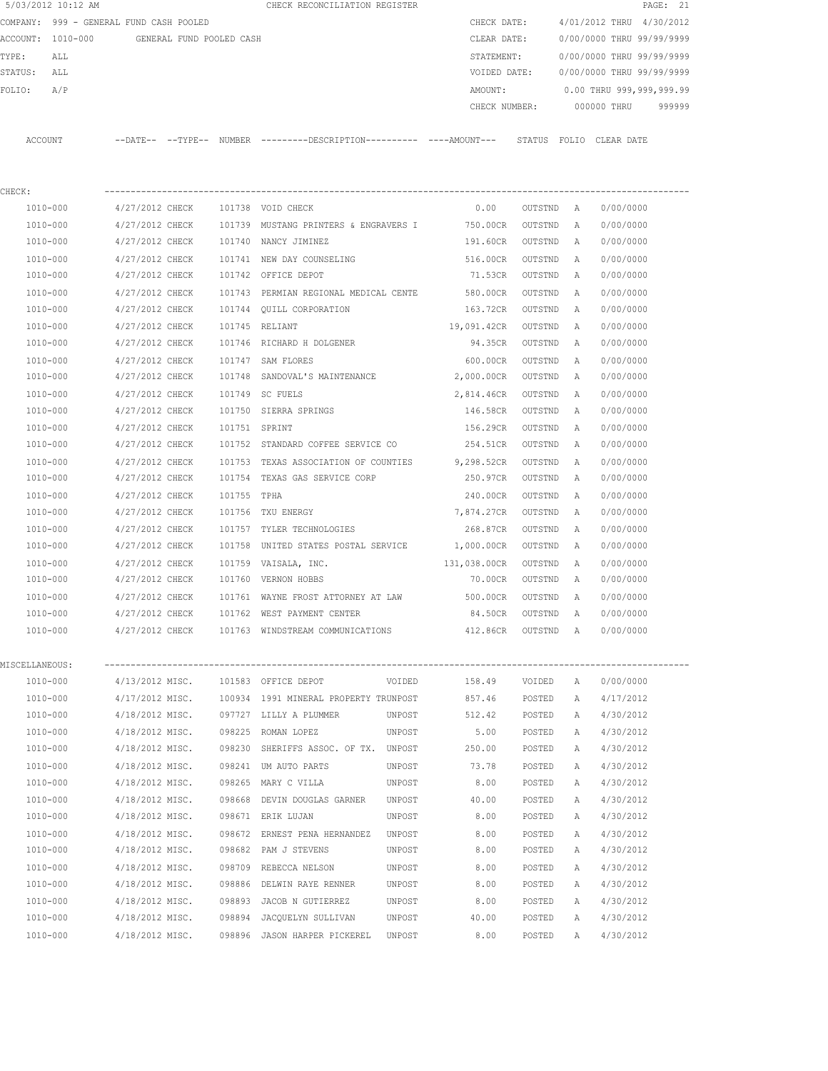5/03/2012 10:12 AM CHECK RECONCILIATION REGISTER

COMPANY: 999 - GENERAL FUND CASH POOLED
ACCOUNT: 1010-000 GENERAL FUND POOLED CASH
TYPE: ALL
STATUS: ALL
FOLIO: A/P

CHECK DATE: 4/01/2012 THRU 4/30/2012
CLEAR DATE: 0/00/0000 THRU 99/99/9999
STATEMENT: 0/00/0000 THRU 99/99/9999
VOIDED DATE: 0/00/0000 THRU 99/99/9999
AMOUNT: 0.00 THRU 999,999,999.99
CHECK NUMBER: 000000 THRU 999999

CHECK:

| ACCOUNT | DATE | TYPE | NUMBER | DESCRIPTION | AMOUNT | STATUS | FOLIO | CLEAR DATE |
|---|---|---|---|---|---|---|---|---|
| 1010-000 | 4/27/2012 | CHECK | 101738 | VOID CHECK | 0.00 | OUTSTND | A | 0/00/0000 |
| 1010-000 | 4/27/2012 | CHECK | 101739 | MUSTANG PRINTERS & ENGRAVERS I | 750.00CR | OUTSTND | A | 0/00/0000 |
| 1010-000 | 4/27/2012 | CHECK | 101740 | NANCY JIMINEZ | 191.60CR | OUTSTND | A | 0/00/0000 |
| 1010-000 | 4/27/2012 | CHECK | 101741 | NEW DAY COUNSELING | 516.00CR | OUTSTND | A | 0/00/0000 |
| 1010-000 | 4/27/2012 | CHECK | 101742 | OFFICE DEPOT | 71.53CR | OUTSTND | A | 0/00/0000 |
| 1010-000 | 4/27/2012 | CHECK | 101743 | PERMIAN REGIONAL MEDICAL CENTE | 580.00CR | OUTSTND | A | 0/00/0000 |
| 1010-000 | 4/27/2012 | CHECK | 101744 | QUILL CORPORATION | 163.72CR | OUTSTND | A | 0/00/0000 |
| 1010-000 | 4/27/2012 | CHECK | 101745 | RELIANT | 19,091.42CR | OUTSTND | A | 0/00/0000 |
| 1010-000 | 4/27/2012 | CHECK | 101746 | RICHARD H DOLGENER | 94.35CR | OUTSTND | A | 0/00/0000 |
| 1010-000 | 4/27/2012 | CHECK | 101747 | SAM FLORES | 600.00CR | OUTSTND | A | 0/00/0000 |
| 1010-000 | 4/27/2012 | CHECK | 101748 | SANDOVAL'S MAINTENANCE | 2,000.00CR | OUTSTND | A | 0/00/0000 |
| 1010-000 | 4/27/2012 | CHECK | 101749 | SC FUELS | 2,814.46CR | OUTSTND | A | 0/00/0000 |
| 1010-000 | 4/27/2012 | CHECK | 101750 | SIERRA SPRINGS | 146.58CR | OUTSTND | A | 0/00/0000 |
| 1010-000 | 4/27/2012 | CHECK | 101751 | SPRINT | 156.29CR | OUTSTND | A | 0/00/0000 |
| 1010-000 | 4/27/2012 | CHECK | 101752 | STANDARD COFFEE SERVICE CO | 254.51CR | OUTSTND | A | 0/00/0000 |
| 1010-000 | 4/27/2012 | CHECK | 101753 | TEXAS ASSOCIATION OF COUNTIES | 9,298.52CR | OUTSTND | A | 0/00/0000 |
| 1010-000 | 4/27/2012 | CHECK | 101754 | TEXAS GAS SERVICE CORP | 250.97CR | OUTSTND | A | 0/00/0000 |
| 1010-000 | 4/27/2012 | CHECK | 101755 | TPHA | 240.00CR | OUTSTND | A | 0/00/0000 |
| 1010-000 | 4/27/2012 | CHECK | 101756 | TXU ENERGY | 7,874.27CR | OUTSTND | A | 0/00/0000 |
| 1010-000 | 4/27/2012 | CHECK | 101757 | TYLER TECHNOLOGIES | 268.87CR | OUTSTND | A | 0/00/0000 |
| 1010-000 | 4/27/2012 | CHECK | 101758 | UNITED STATES POSTAL SERVICE | 1,000.00CR | OUTSTND | A | 0/00/0000 |
| 1010-000 | 4/27/2012 | CHECK | 101759 | VAISALA, INC. | 131,038.00CR | OUTSTND | A | 0/00/0000 |
| 1010-000 | 4/27/2012 | CHECK | 101760 | VERNON HOBBS | 70.00CR | OUTSTND | A | 0/00/0000 |
| 1010-000 | 4/27/2012 | CHECK | 101761 | WAYNE FROST ATTORNEY AT LAW | 500.00CR | OUTSTND | A | 0/00/0000 |
| 1010-000 | 4/27/2012 | CHECK | 101762 | WEST PAYMENT CENTER | 84.50CR | OUTSTND | A | 0/00/0000 |
| 1010-000 | 4/27/2012 | CHECK | 101763 | WINDSTREAM COMMUNICATIONS | 412.86CR | OUTSTND | A | 0/00/0000 |

MISCELLANEOUS:

| ACCOUNT | DATE | TYPE | NUMBER | DESCRIPTION | AMOUNT | STATUS | FOLIO | CLEAR DATE |
|---|---|---|---|---|---|---|---|---|
| 1010-000 | 4/13/2012 | MISC. | 101583 | OFFICE DEPOT VOIDED | 158.49 | VOIDED | A | 0/00/0000 |
| 1010-000 | 4/17/2012 | MISC. | 100934 | 1991 MINERAL PROPERTY TRUNPOST | 857.46 | POSTED | A | 4/17/2012 |
| 1010-000 | 4/18/2012 | MISC. | 097727 | LILLY A PLUMMER UNPOST | 512.42 | POSTED | A | 4/30/2012 |
| 1010-000 | 4/18/2012 | MISC. | 098225 | ROMAN LOPEZ UNPOST | 5.00 | POSTED | A | 4/30/2012 |
| 1010-000 | 4/18/2012 | MISC. | 098230 | SHERIFFS ASSOC. OF TX. UNPOST | 250.00 | POSTED | A | 4/30/2012 |
| 1010-000 | 4/18/2012 | MISC. | 098241 | UM AUTO PARTS UNPOST | 73.78 | POSTED | A | 4/30/2012 |
| 1010-000 | 4/18/2012 | MISC. | 098265 | MARY C VILLA UNPOST | 8.00 | POSTED | A | 4/30/2012 |
| 1010-000 | 4/18/2012 | MISC. | 098668 | DEVIN DOUGLAS GARNER UNPOST | 40.00 | POSTED | A | 4/30/2012 |
| 1010-000 | 4/18/2012 | MISC. | 098671 | ERIK LUJAN UNPOST | 8.00 | POSTED | A | 4/30/2012 |
| 1010-000 | 4/18/2012 | MISC. | 098672 | ERNEST PENA HERNANDEZ UNPOST | 8.00 | POSTED | A | 4/30/2012 |
| 1010-000 | 4/18/2012 | MISC. | 098682 | PAM J STEVENS UNPOST | 8.00 | POSTED | A | 4/30/2012 |
| 1010-000 | 4/18/2012 | MISC. | 098709 | REBECCA NELSON UNPOST | 8.00 | POSTED | A | 4/30/2012 |
| 1010-000 | 4/18/2012 | MISC. | 098886 | DELWIN RAYE RENNER UNPOST | 8.00 | POSTED | A | 4/30/2012 |
| 1010-000 | 4/18/2012 | MISC. | 098893 | JACOB N GUTIERREZ UNPOST | 8.00 | POSTED | A | 4/30/2012 |
| 1010-000 | 4/18/2012 | MISC. | 098894 | JACQUELYN SULLIVAN UNPOST | 40.00 | POSTED | A | 4/30/2012 |
| 1010-000 | 4/18/2012 | MISC. | 098896 | JASON HARPER PICKEREL UNPOST | 8.00 | POSTED | A | 4/30/2012 |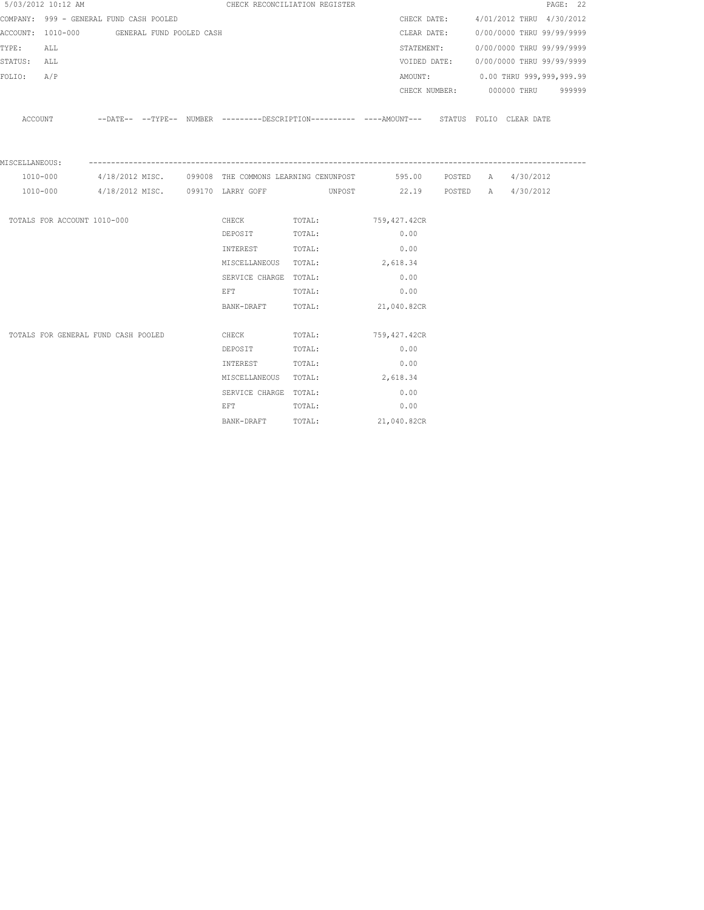5/03/2012 10:12 AM CHECK RECONCILIATION REGISTER

COMPANY: 999 - GENERAL FUND CASH POOLED

ACCOUNT: 1010-000 GENERAL FUND POOLED CASH

TYPE: ALL

STATUS: ALL

FOLIO: A/P

CHECK DATE: 4/01/2012 THRU 4/30/2012

CLEAR DATE: 0/00/0000 THRU 99/99/9999

STATEMENT: 0/00/0000 THRU 99/99/9999

VOIDED DATE: 0/00/0000 THRU 99/99/9999

AMOUNT: 0.00 THRU 999,999,999.99

CHECK NUMBER: 000000 THRU 999999

| ACCOUNT | --DATE-- | --TYPE-- | NUMBER | ---------DESCRIPTION---------- | ----AMOUNT--- | STATUS | FOLIO | CLEAR DATE |
|---|---|---|---|---|---|---|---|---|
| MISCELLANEOUS: | | | | | | | | |
| 1010-000 | 4/18/2012 | MISC. | 099008 | THE COMMONS LEARNING CENUNPOST | 595.00 | POSTED | A | 4/30/2012 |
| 1010-000 | 4/18/2012 | MISC. | 099170 | LARRY GOFF UNPOST | 22.19 | POSTED | A | 4/30/2012 |

| | | | |
|---|---|---|---|
| TOTALS FOR ACCOUNT 1010-000 | CHECK | TOTAL: | 759,427.42CR |
| | DEPOSIT | TOTAL: | 0.00 |
| | INTEREST | TOTAL: | 0.00 |
| | MISCELLANEOUS | TOTAL: | 2,618.34 |
| | SERVICE CHARGE | TOTAL: | 0.00 |
| | EFT | TOTAL: | 0.00 |
| | BANK-DRAFT | TOTAL: | 21,040.82CR |
| TOTALS FOR GENERAL FUND CASH POOLED | CHECK | TOTAL: | 759,427.42CR |
| | DEPOSIT | TOTAL: | 0.00 |
| | INTEREST | TOTAL: | 0.00 |
| | MISCELLANEOUS | TOTAL: | 2,618.34 |
| | SERVICE CHARGE | TOTAL: | 0.00 |
| | EFT | TOTAL: | 0.00 |
| | BANK-DRAFT | TOTAL: | 21,040.82CR |